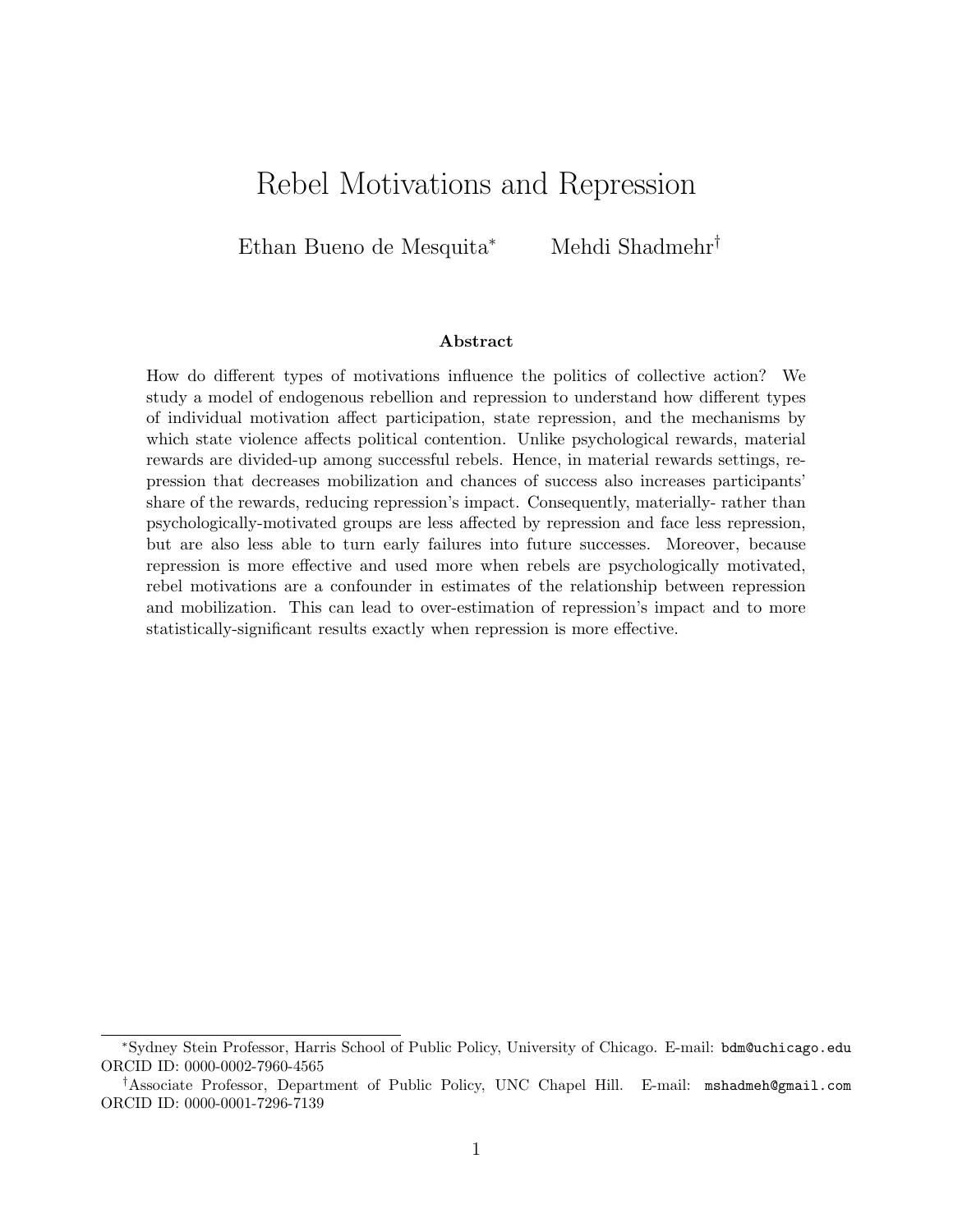# Rebel Motivations and Repression

Ethan Bueno de Mesquita[*] Mehdi Shadmehr[†]

### Abstract

How do different types of motivations influence the politics of collective action? We study a model of endogenous rebellion and repression to understand how different types of individual motivation affect participation, state repression, and the mechanisms by which state violence affects political contention. Unlike psychological rewards, material rewards are divided-up among successful rebels. Hence, in material rewards settings, repression that decreases mobilization and chances of success also increases participants' share of the rewards, reducing repression's impact. Consequently, materially- rather than psychologically-motivated groups are less affected by repression and face less repression, but are also less able to turn early failures into future successes. Moreover, because repression is more effective and used more when rebels are psychologically motivated, rebel motivations are a confounder in estimates of the relationship between repression and mobilization. This can lead to over-estimation of repression's impact and to more statistically-significant results exactly when repression is more effective.

---

[*]Sydney Stein Professor, Harris School of Public Policy, University of Chicago. E-mail: bdm@uchicago.edu ORCID ID: 0000-0002-7960-4565

[†]Associate Professor, Department of Public Policy, UNC Chapel Hill. E-mail: mshadmeh@gmail.com ORCID ID: 0000-0001-7296-7139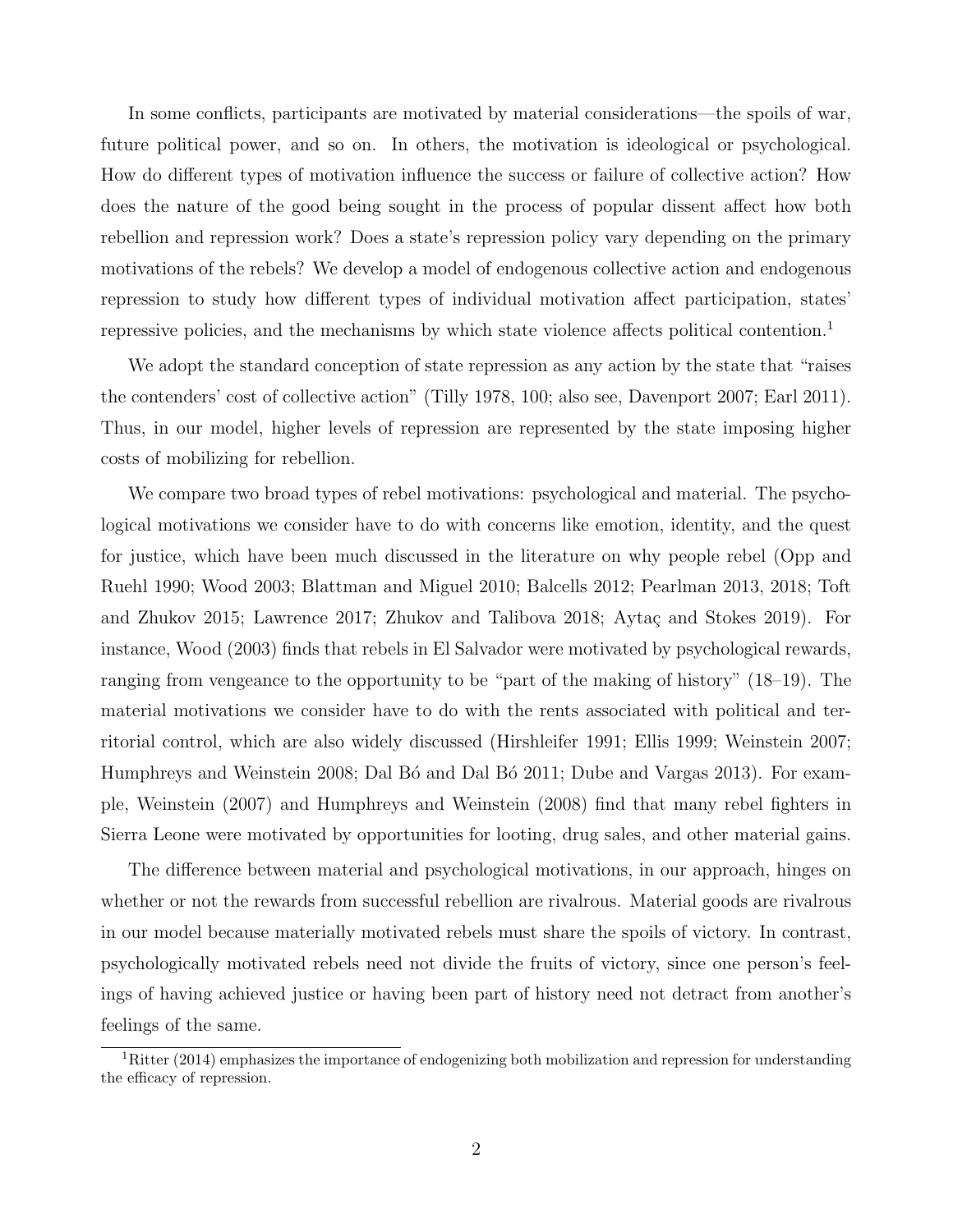In some conflicts, participants are motivated by material considerations—the spoils of war, future political power, and so on. In others, the motivation is ideological or psychological. How do different types of motivation influence the success or failure of collective action? How does the nature of the good being sought in the process of popular dissent affect how both rebellion and repression work? Does a state's repression policy vary depending on the primary motivations of the rebels? We develop a model of endogenous collective action and endogenous repression to study how different types of individual motivation affect participation, states' repressive policies, and the mechanisms by which state violence affects political contention.[1]

We adopt the standard conception of state repression as any action by the state that "raises the contenders' cost of collective action" (Tilly 1978, 100; also see, Davenport 2007; Earl 2011). Thus, in our model, higher levels of repression are represented by the state imposing higher costs of mobilizing for rebellion.

We compare two broad types of rebel motivations: psychological and material. The psychological motivations we consider have to do with concerns like emotion, identity, and the quest for justice, which have been much discussed in the literature on why people rebel (Opp and Ruehl 1990; Wood 2003; Blattman and Miguel 2010; Balcells 2012; Pearlman 2013, 2018; Toft and Zhukov 2015; Lawrence 2017; Zhukov and Talibova 2018; Aytaç and Stokes 2019). For instance, Wood (2003) finds that rebels in El Salvador were motivated by psychological rewards, ranging from vengeance to the opportunity to be "part of the making of history" (18–19). The material motivations we consider have to do with the rents associated with political and territorial control, which are also widely discussed (Hirshleifer 1991; Ellis 1999; Weinstein 2007; Humphreys and Weinstein 2008; Dal Bó and Dal Bó 2011; Dube and Vargas 2013). For example, Weinstein (2007) and Humphreys and Weinstein (2008) find that many rebel fighters in Sierra Leone were motivated by opportunities for looting, drug sales, and other material gains.

The difference between material and psychological motivations, in our approach, hinges on whether or not the rewards from successful rebellion are rivalrous. Material goods are rivalrous in our model because materially motivated rebels must share the spoils of victory. In contrast, psychologically motivated rebels need not divide the fruits of victory, since one person's feelings of having achieved justice or having been part of history need not detract from another's feelings of the same.

[1] Ritter (2014) emphasizes the importance of endogenizing both mobilization and repression for understanding the efficacy of repression.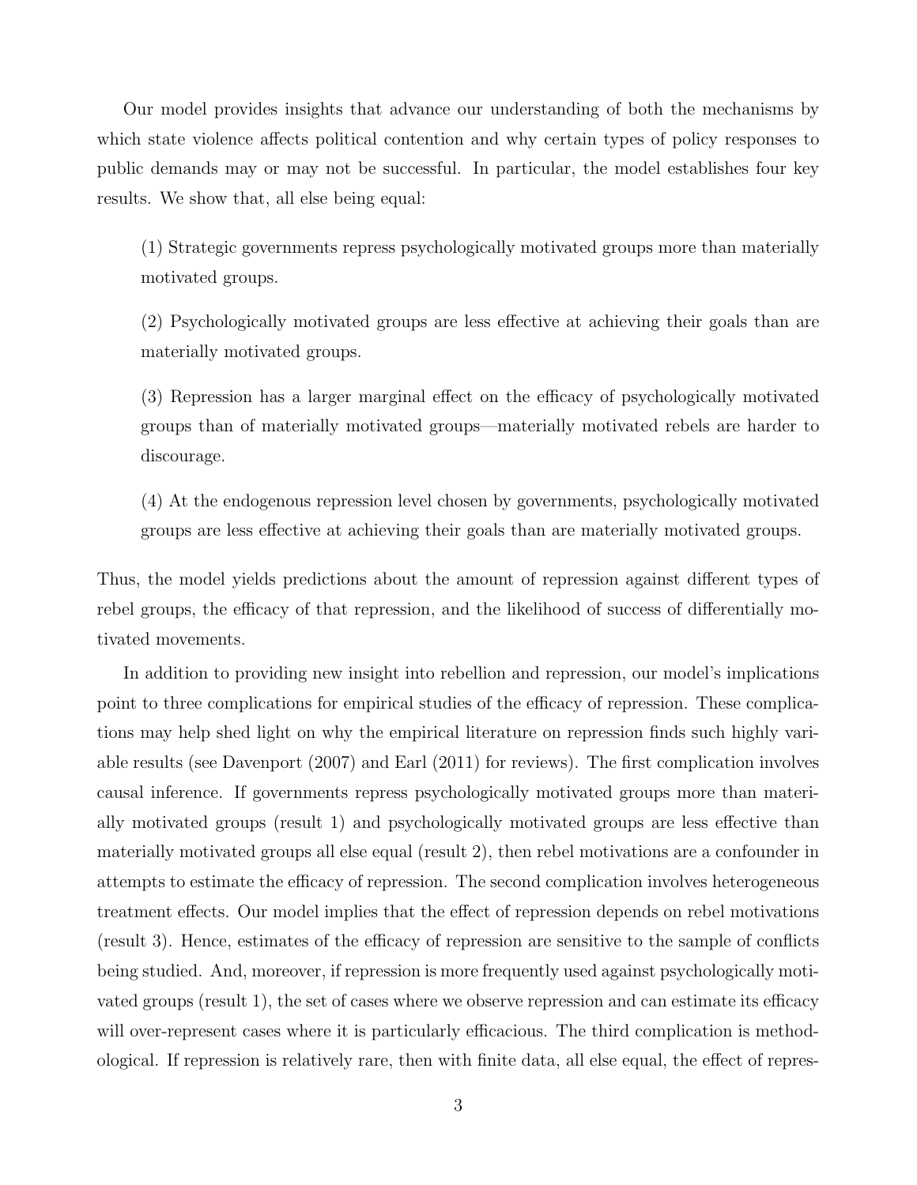Our model provides insights that advance our understanding of both the mechanisms by which state violence affects political contention and why certain types of policy responses to public demands may or may not be successful. In particular, the model establishes four key results. We show that, all else being equal:

> (1) Strategic governments repress psychologically motivated groups more than materially motivated groups.
>
> (2) Psychologically motivated groups are less effective at achieving their goals than are materially motivated groups.
>
> (3) Repression has a larger marginal effect on the efficacy of psychologically motivated groups than of materially motivated groups—materially motivated rebels are harder to discourage.
>
> (4) At the endogenous repression level chosen by governments, psychologically motivated groups are less effective at achieving their goals than are materially motivated groups.

Thus, the model yields predictions about the amount of repression against different types of rebel groups, the efficacy of that repression, and the likelihood of success of differentially motivated movements.

In addition to providing new insight into rebellion and repression, our model's implications point to three complications for empirical studies of the efficacy of repression. These complications may help shed light on why the empirical literature on repression finds such highly variable results (see Davenport (2007) and Earl (2011) for reviews). The first complication involves causal inference. If governments repress psychologically motivated groups more than materially motivated groups (result 1) and psychologically motivated groups are less effective than materially motivated groups all else equal (result 2), then rebel motivations are a confounder in attempts to estimate the efficacy of repression. The second complication involves heterogeneous treatment effects. Our model implies that the effect of repression depends on rebel motivations (result 3). Hence, estimates of the efficacy of repression are sensitive to the sample of conflicts being studied. And, moreover, if repression is more frequently used against psychologically motivated groups (result 1), the set of cases where we observe repression and can estimate its efficacy will over-represent cases where it is particularly efficacious. The third complication is methodological. If repression is relatively rare, then with finite data, all else equal, the effect of repres-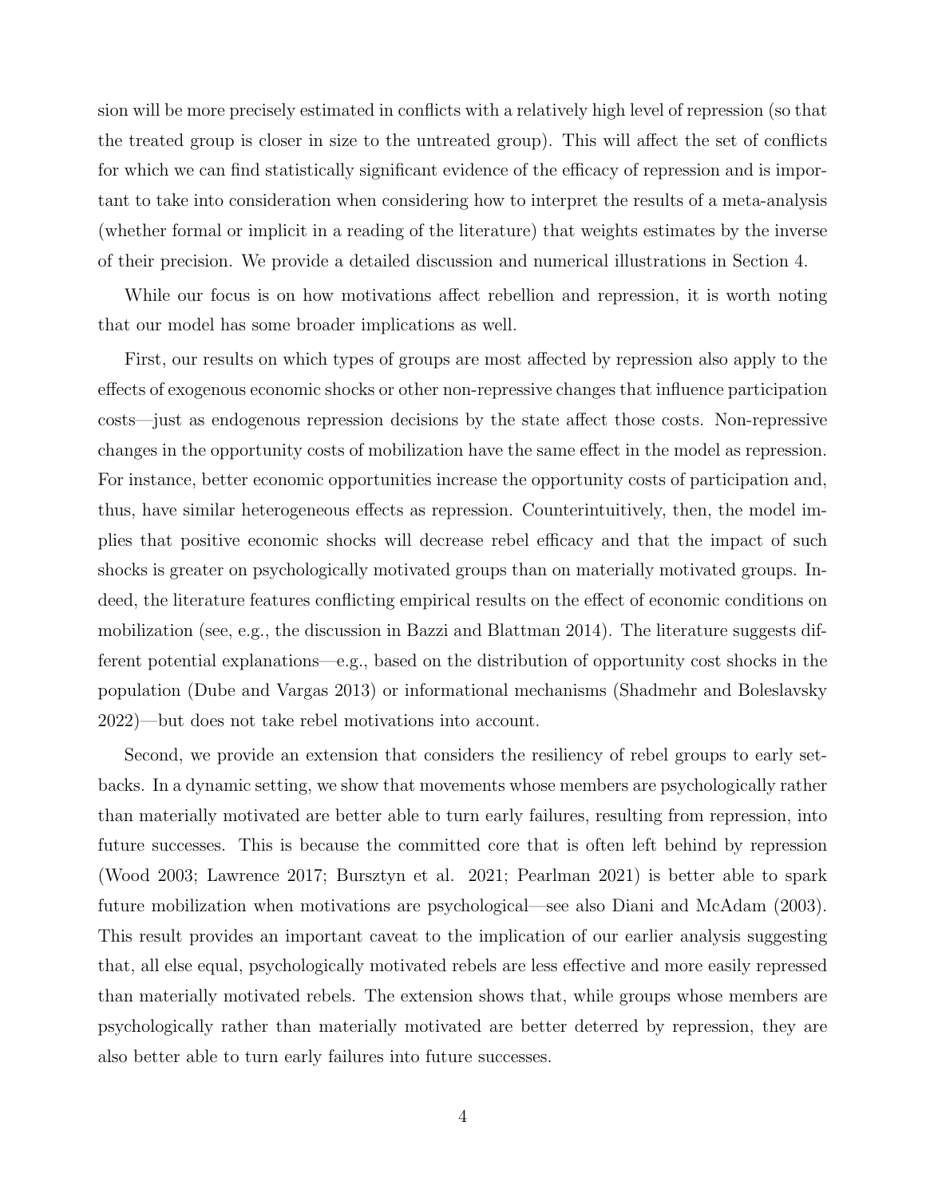sion will be more precisely estimated in conflicts with a relatively high level of repression (so that the treated group is closer in size to the untreated group). This will affect the set of conflicts for which we can find statistically significant evidence of the efficacy of repression and is important to take into consideration when considering how to interpret the results of a meta-analysis (whether formal or implicit in a reading of the literature) that weights estimates by the inverse of their precision. We provide a detailed discussion and numerical illustrations in Section 4.

While our focus is on how motivations affect rebellion and repression, it is worth noting that our model has some broader implications as well.

First, our results on which types of groups are most affected by repression also apply to the effects of exogenous economic shocks or other non-repressive changes that influence participation costs—just as endogenous repression decisions by the state affect those costs. Non-repressive changes in the opportunity costs of mobilization have the same effect in the model as repression. For instance, better economic opportunities increase the opportunity costs of participation and, thus, have similar heterogeneous effects as repression. Counterintuitively, then, the model implies that positive economic shocks will decrease rebel efficacy and that the impact of such shocks is greater on psychologically motivated groups than on materially motivated groups. Indeed, the literature features conflicting empirical results on the effect of economic conditions on mobilization (see, e.g., the discussion in Bazzi and Blattman 2014). The literature suggests different potential explanations—e.g., based on the distribution of opportunity cost shocks in the population (Dube and Vargas 2013) or informational mechanisms (Shadmehr and Boleslavsky 2022)—but does not take rebel motivations into account.

Second, we provide an extension that considers the resiliency of rebel groups to early setbacks. In a dynamic setting, we show that movements whose members are psychologically rather than materially motivated are better able to turn early failures, resulting from repression, into future successes. This is because the committed core that is often left behind by repression (Wood 2003; Lawrence 2017; Bursztyn et al. 2021; Pearlman 2021) is better able to spark future mobilization when motivations are psychological—see also Diani and McAdam (2003). This result provides an important caveat to the implication of our earlier analysis suggesting that, all else equal, psychologically motivated rebels are less effective and more easily repressed than materially motivated rebels. The extension shows that, while groups whose members are psychologically rather than materially motivated are better deterred by repression, they are also better able to turn early failures into future successes.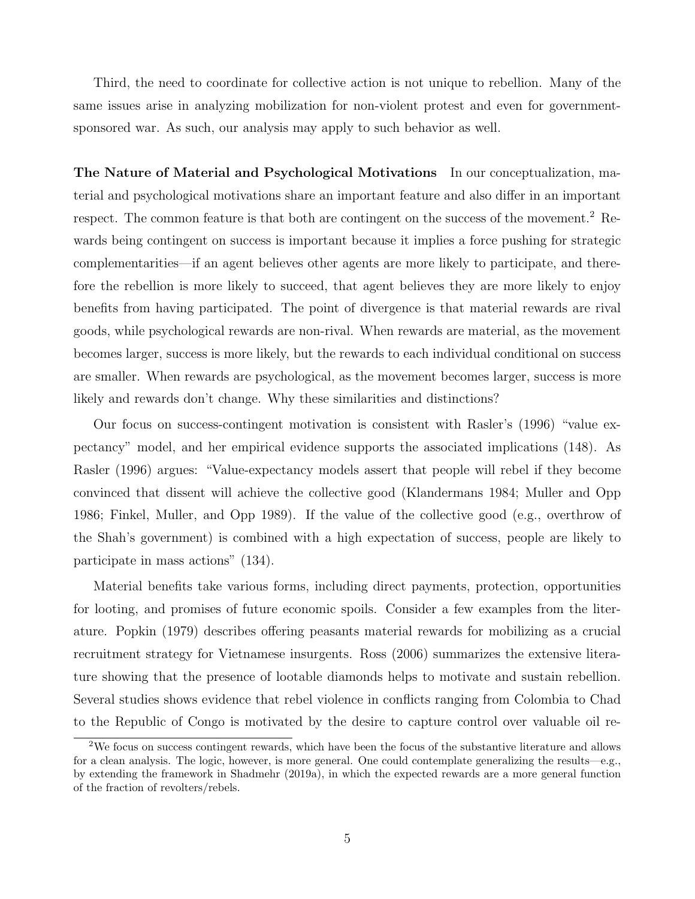Third, the need to coordinate for collective action is not unique to rebellion. Many of the same issues arise in analyzing mobilization for non-violent protest and even for government-sponsored war. As such, our analysis may apply to such behavior as well.

**The Nature of Material and Psychological Motivations** In our conceptualization, material and psychological motivations share an important feature and also differ in an important respect. The common feature is that both are contingent on the success of the movement.[2] Rewards being contingent on success is important because it implies a force pushing for strategic complementarities—if an agent believes other agents are more likely to participate, and therefore the rebellion is more likely to succeed, that agent believes they are more likely to enjoy benefits from having participated. The point of divergence is that material rewards are rival goods, while psychological rewards are non-rival. When rewards are material, as the movement becomes larger, success is more likely, but the rewards to each individual conditional on success are smaller. When rewards are psychological, as the movement becomes larger, success is more likely and rewards don't change. Why these similarities and distinctions?

Our focus on success-contingent motivation is consistent with Rasler's (1996) "value expectancy" model, and her empirical evidence supports the associated implications (148). As Rasler (1996) argues: "Value-expectancy models assert that people will rebel if they become convinced that dissent will achieve the collective good (Klandermans 1984; Muller and Opp 1986; Finkel, Muller, and Opp 1989). If the value of the collective good (e.g., overthrow of the Shah's government) is combined with a high expectation of success, people are likely to participate in mass actions" (134).

Material benefits take various forms, including direct payments, protection, opportunities for looting, and promises of future economic spoils. Consider a few examples from the literature. Popkin (1979) describes offering peasants material rewards for mobilizing as a crucial recruitment strategy for Vietnamese insurgents. Ross (2006) summarizes the extensive literature showing that the presence of lootable diamonds helps to motivate and sustain rebellion. Several studies shows evidence that rebel violence in conflicts ranging from Colombia to Chad to the Republic of Congo is motivated by the desire to capture control over valuable oil re-

[2] We focus on success contingent rewards, which have been the focus of the substantive literature and allows for a clean analysis. The logic, however, is more general. One could contemplate generalizing the results—e.g., by extending the framework in Shadmehr (2019a), in which the expected rewards are a more general function of the fraction of revolters/rebels.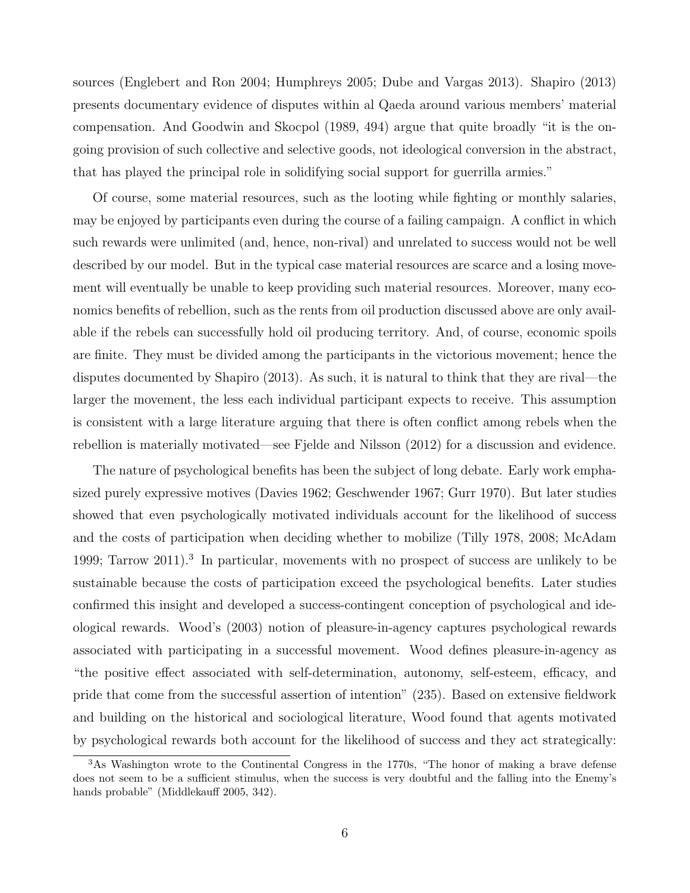sources (Englebert and Ron 2004; Humphreys 2005; Dube and Vargas 2013). Shapiro (2013) presents documentary evidence of disputes within al Qaeda around various members' material compensation. And Goodwin and Skocpol (1989, 494) argue that quite broadly "it is the ongoing provision of such collective and selective goods, not ideological conversion in the abstract, that has played the principal role in solidifying social support for guerrilla armies."

Of course, some material resources, such as the looting while fighting or monthly salaries, may be enjoyed by participants even during the course of a failing campaign. A conflict in which such rewards were unlimited (and, hence, non-rival) and unrelated to success would not be well described by our model. But in the typical case material resources are scarce and a losing movement will eventually be unable to keep providing such material resources. Moreover, many economics benefits of rebellion, such as the rents from oil production discussed above are only available if the rebels can successfully hold oil producing territory. And, of course, economic spoils are finite. They must be divided among the participants in the victorious movement; hence the disputes documented by Shapiro (2013). As such, it is natural to think that they are rival—the larger the movement, the less each individual participant expects to receive. This assumption is consistent with a large literature arguing that there is often conflict among rebels when the rebellion is materially motivated—see Fjelde and Nilsson (2012) for a discussion and evidence.

The nature of psychological benefits has been the subject of long debate. Early work emphasized purely expressive motives (Davies 1962; Geschwender 1967; Gurr 1970). But later studies showed that even psychologically motivated individuals account for the likelihood of success and the costs of participation when deciding whether to mobilize (Tilly 1978, 2008; McAdam 1999; Tarrow 2011).[3] In particular, movements with no prospect of success are unlikely to be sustainable because the costs of participation exceed the psychological benefits. Later studies confirmed this insight and developed a success-contingent conception of psychological and ideological rewards. Wood's (2003) notion of pleasure-in-agency captures psychological rewards associated with participating in a successful movement. Wood defines pleasure-in-agency as "the positive effect associated with self-determination, autonomy, self-esteem, efficacy, and pride that come from the successful assertion of intention" (235). Based on extensive fieldwork and building on the historical and sociological literature, Wood found that agents motivated by psychological rewards both account for the likelihood of success and they act strategically:

[3] As Washington wrote to the Continental Congress in the 1770s, "The honor of making a brave defense does not seem to be a sufficient stimulus, when the success is very doubtful and the falling into the Enemy's hands probable" (Middlekauff 2005, 342).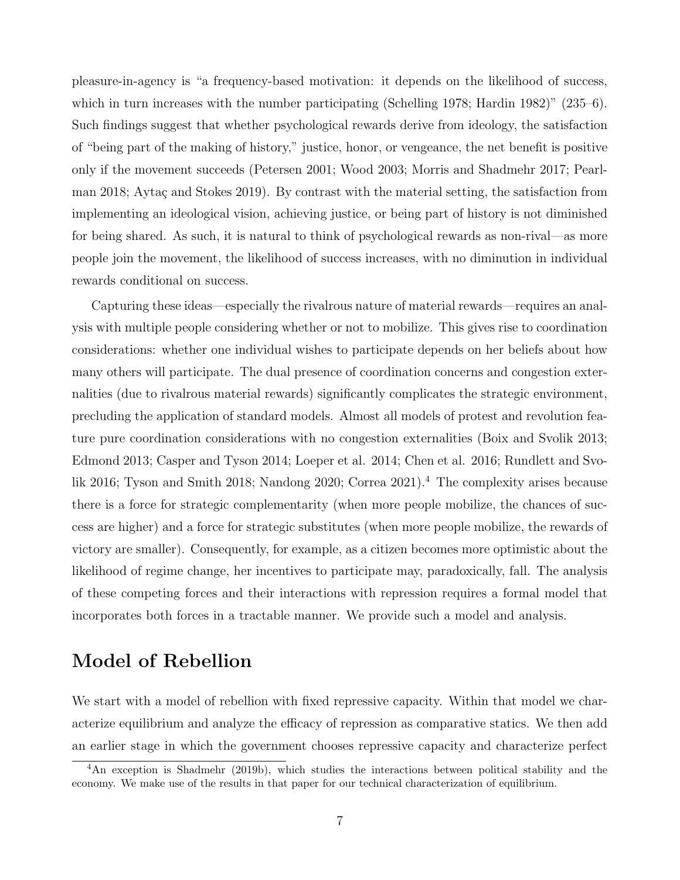pleasure-in-agency is "a frequency-based motivation: it depends on the likelihood of success, which in turn increases with the number participating (Schelling 1978; Hardin 1982)" (235–6). Such findings suggest that whether psychological rewards derive from ideology, the satisfaction of "being part of the making of history," justice, honor, or vengeance, the net benefit is positive only if the movement succeeds (Petersen 2001; Wood 2003; Morris and Shadmehr 2017; Pearlman 2018; Aytaç and Stokes 2019). By contrast with the material setting, the satisfaction from implementing an ideological vision, achieving justice, or being part of history is not diminished for being shared. As such, it is natural to think of psychological rewards as non-rival—as more people join the movement, the likelihood of success increases, with no diminution in individual rewards conditional on success.

Capturing these ideas—especially the rivalrous nature of material rewards—requires an analysis with multiple people considering whether or not to mobilize. This gives rise to coordination considerations: whether one individual wishes to participate depends on her beliefs about how many others will participate. The dual presence of coordination concerns and congestion externalities (due to rivalrous material rewards) significantly complicates the strategic environment, precluding the application of standard models. Almost all models of protest and revolution feature pure coordination considerations with no congestion externalities (Boix and Svolik 2013; Edmond 2013; Casper and Tyson 2014; Loeper et al. 2014; Chen et al. 2016; Rundlett and Svolik 2016; Tyson and Smith 2018; Nandong 2020; Correa 2021).[4] The complexity arises because there is a force for strategic complementarity (when more people mobilize, the chances of success are higher) and a force for strategic substitutes (when more people mobilize, the rewards of victory are smaller). Consequently, for example, as a citizen becomes more optimistic about the likelihood of regime change, her incentives to participate may, paradoxically, fall. The analysis of these competing forces and their interactions with repression requires a formal model that incorporates both forces in a tractable manner. We provide such a model and analysis.

## Model of Rebellion

We start with a model of rebellion with fixed repressive capacity. Within that model we characterize equilibrium and analyze the efficacy of repression as comparative statics. We then add an earlier stage in which the government chooses repressive capacity and characterize perfect

[4] An exception is Shadmehr (2019b), which studies the interactions between political stability and the economy. We make use of the results in that paper for our technical characterization of equilibrium.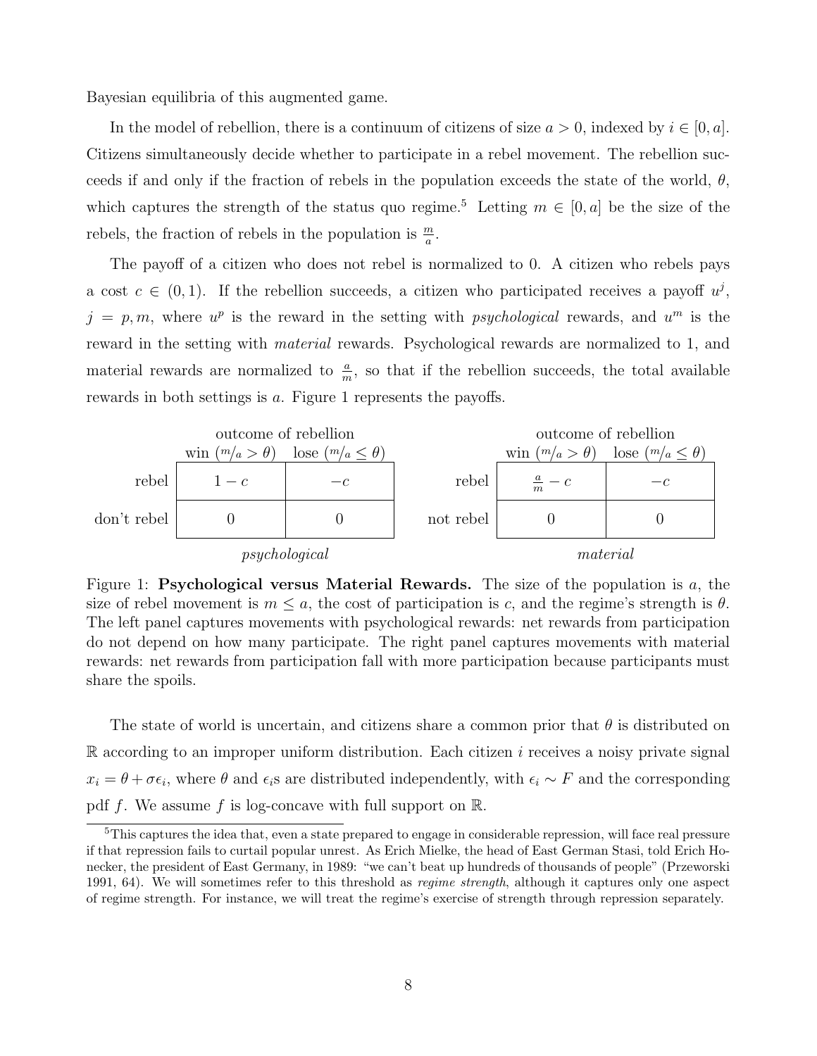Bayesian equilibria of this augmented game.

In the model of rebellion, there is a continuum of citizens of size $a > 0$, indexed by $i \in [0, a]$. Citizens simultaneously decide whether to participate in a rebel movement. The rebellion succeeds if and only if the fraction of rebels in the population exceeds the state of the world, $\theta$, which captures the strength of the status quo regime.[5] Letting $m \in [0, a]$ be the size of the rebels, the fraction of rebels in the population is $\frac{m}{a}$.

The payoff of a citizen who does not rebel is normalized to 0. A citizen who rebels pays a cost $c \in (0, 1)$. If the rebellion succeeds, a citizen who participated receives a payoff $u^j$, $j = p, m$, where $u^p$ is the reward in the setting with *psychological* rewards, and $u^m$ is the reward in the setting with *material* rewards. Psychological rewards are normalized to 1, and material rewards are normalized to $\frac{a}{m}$, so that if the rebellion succeeds, the total available rewards in both settings is $a$. Figure 1 represents the payoffs.

*psychological*

| | win ($m/a > \theta$) | lose ($m/a \leq \theta$) |
|---|---|---|
| rebel | $1 - c$ | $-c$ |
| don't rebel | $0$ | $0$ |

*material*

| | win ($m/a > \theta$) | lose ($m/a \leq \theta$) |
|---|---|---|
| rebel | $\frac{a}{m} - c$ | $-c$ |
| not rebel | $0$ | $0$ |

Figure 1: **Psychological versus Material Rewards.** The size of the population is $a$, the size of rebel movement is $m \leq a$, the cost of participation is $c$, and the regime's strength is $\theta$. The left panel captures movements with psychological rewards: net rewards from participation do not depend on how many participate. The right panel captures movements with material rewards: net rewards from participation fall with more participation because participants must share the spoils.

The state of world is uncertain, and citizens share a common prior that $\theta$ is distributed on $\mathbb{R}$ according to an improper uniform distribution. Each citizen $i$ receives a noisy private signal $x_i = \theta + \sigma\epsilon_i$, where $\theta$ and $\epsilon_i$s are distributed independently, with $\epsilon_i \sim F$ and the corresponding pdf $f$. We assume $f$ is log-concave with full support on $\mathbb{R}$.

[5] This captures the idea that, even a state prepared to engage in considerable repression, will face real pressure if that repression fails to curtail popular unrest. As Erich Mielke, the head of East German Stasi, told Erich Honecker, the president of East Germany, in 1989: "we can't beat up hundreds of thousands of people" (Przeworski 1991, 64). We will sometimes refer to this threshold as *regime strength*, although it captures only one aspect of regime strength. For instance, we will treat the regime's exercise of strength through repression separately.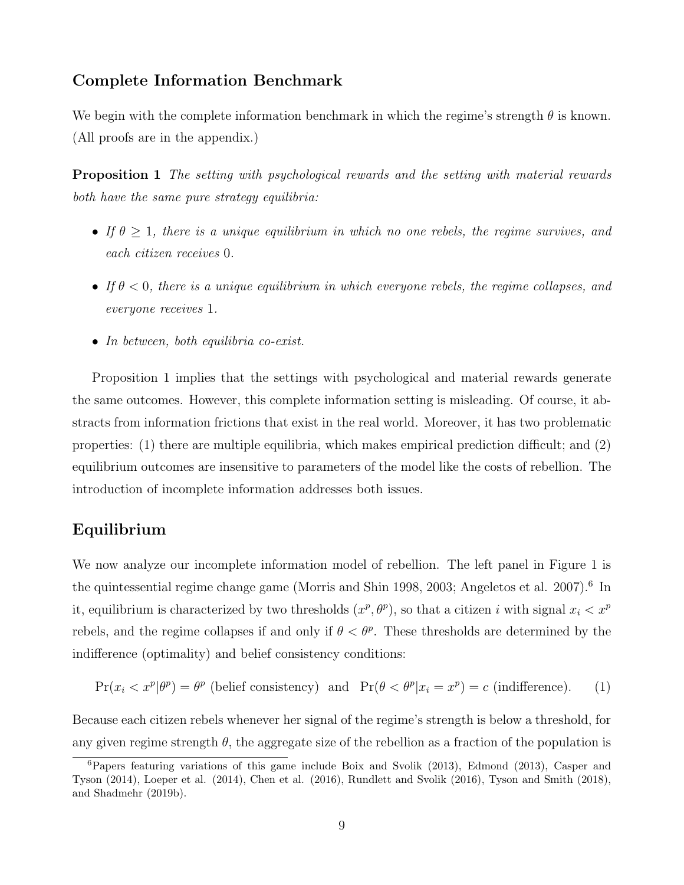## Complete Information Benchmark

We begin with the complete information benchmark in which the regime's strength $\theta$ is known. (All proofs are in the appendix.)

**Proposition 1** *The setting with psychological rewards and the setting with material rewards both have the same pure strategy equilibria:*

- *If $\theta \geq 1$, there is a unique equilibrium in which no one rebels, the regime survives, and each citizen receives 0.*
- *If $\theta < 0$, there is a unique equilibrium in which everyone rebels, the regime collapses, and everyone receives 1.*
- *In between, both equilibria co-exist.*

Proposition 1 implies that the settings with psychological and material rewards generate the same outcomes. However, this complete information setting is misleading. Of course, it abstracts from information frictions that exist in the real world. Moreover, it has two problematic properties: (1) there are multiple equilibria, which makes empirical prediction difficult; and (2) equilibrium outcomes are insensitive to parameters of the model like the costs of rebellion. The introduction of incomplete information addresses both issues.

## Equilibrium

We now analyze our incomplete information model of rebellion. The left panel in Figure 1 is the quintessential regime change game (Morris and Shin 1998, 2003; Angeletos et al. 2007).[6] In it, equilibrium is characterized by two thresholds $(x^p, \theta^p)$, so that a citizen $i$ with signal $x_i < x^p$ rebels, and the regime collapses if and only if $\theta < \theta^p$. These thresholds are determined by the indifference (optimality) and belief consistency conditions:

$$\Pr(x_i < x^p|\theta^p) = \theta^p \text{ (belief consistency) and } \Pr(\theta < \theta^p|x_i = x^p) = c \text{ (indifference).} \quad (1)$$

Because each citizen rebels whenever her signal of the regime's strength is below a threshold, for any given regime strength $\theta$, the aggregate size of the rebellion as a fraction of the population is

[6] Papers featuring variations of this game include Boix and Svolik (2013), Edmond (2013), Casper and Tyson (2014), Loeper et al. (2014), Chen et al. (2016), Rundlett and Svolik (2016), Tyson and Smith (2018), and Shadmehr (2019b).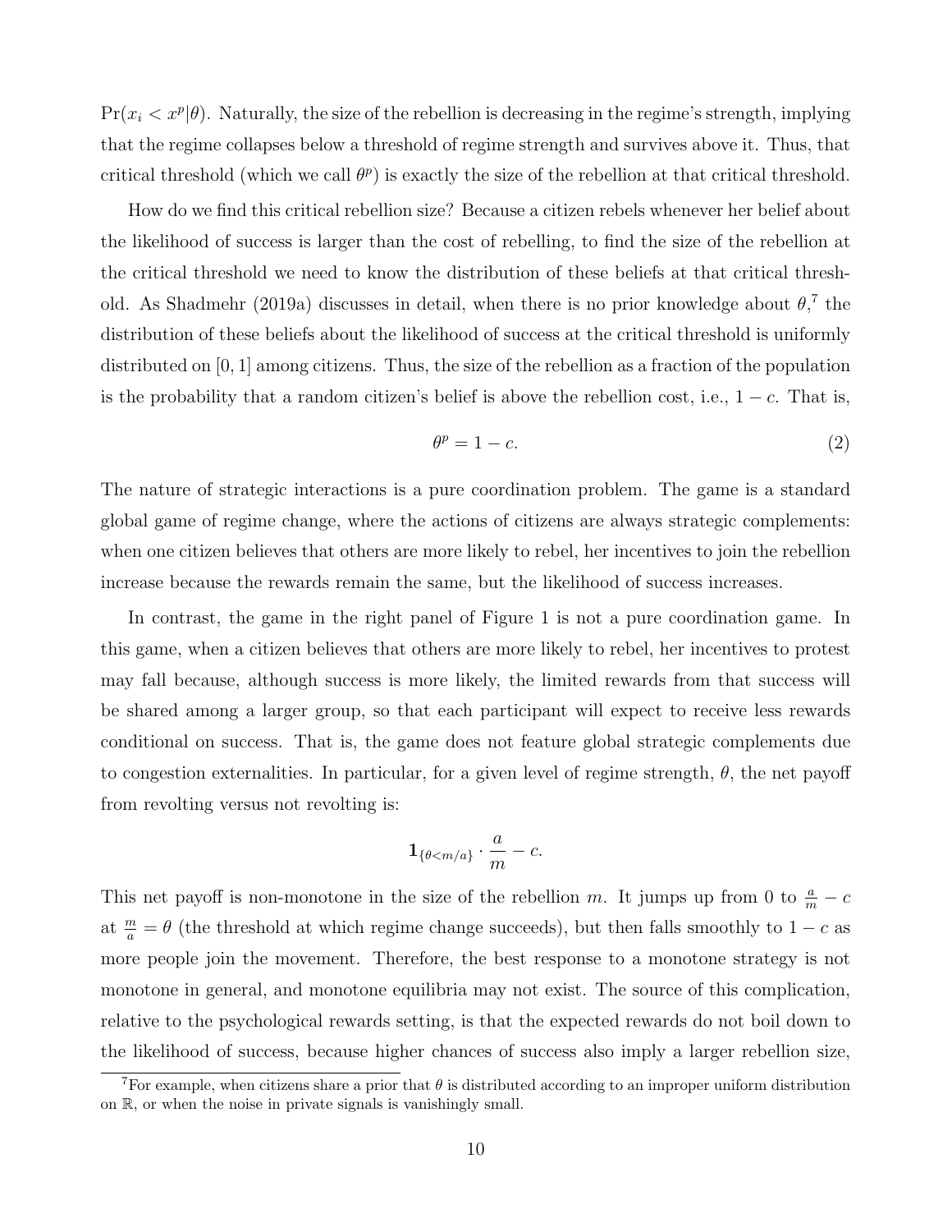$\Pr(x_i < x^p|\theta)$. Naturally, the size of the rebellion is decreasing in the regime's strength, implying that the regime collapses below a threshold of regime strength and survives above it. Thus, that critical threshold (which we call $\theta^p$) is exactly the size of the rebellion at that critical threshold.

How do we find this critical rebellion size? Because a citizen rebels whenever her belief about the likelihood of success is larger than the cost of rebelling, to find the size of the rebellion at the critical threshold we need to know the distribution of these beliefs at that critical threshold. As Shadmehr (2019a) discusses in detail, when there is no prior knowledge about $\theta$,[7] the distribution of these beliefs about the likelihood of success at the critical threshold is uniformly distributed on $[0, 1]$ among citizens. Thus, the size of the rebellion as a fraction of the population is the probability that a random citizen's belief is above the rebellion cost, i.e., $1 - c$. That is,

$$\theta^p = 1 - c. \tag{2}$$

The nature of strategic interactions is a pure coordination problem. The game is a standard global game of regime change, where the actions of citizens are always strategic complements: when one citizen believes that others are more likely to rebel, her incentives to join the rebellion increase because the rewards remain the same, but the likelihood of success increases.

In contrast, the game in the right panel of Figure 1 is not a pure coordination game. In this game, when a citizen believes that others are more likely to rebel, her incentives to protest may fall because, although success is more likely, the limited rewards from that success will be shared among a larger group, so that each participant will expect to receive less rewards conditional on success. That is, the game does not feature global strategic complements due to congestion externalities. In particular, for a given level of regime strength, $\theta$, the net payoff from revolting versus not revolting is:

$$\mathbf{1}_{\{\theta < m/a\}} \cdot \frac{a}{m} - c.$$

This net payoff is non-monotone in the size of the rebellion $m$. It jumps up from 0 to $\frac{a}{m} - c$ at $\frac{m}{a} = \theta$ (the threshold at which regime change succeeds), but then falls smoothly to $1 - c$ as more people join the movement. Therefore, the best response to a monotone strategy is not monotone in general, and monotone equilibria may not exist. The source of this complication, relative to the psychological rewards setting, is that the expected rewards do not boil down to the likelihood of success, because higher chances of success also imply a larger rebellion size,

[7] For example, when citizens share a prior that $\theta$ is distributed according to an improper uniform distribution on $\mathbb{R}$, or when the noise in private signals is vanishingly small.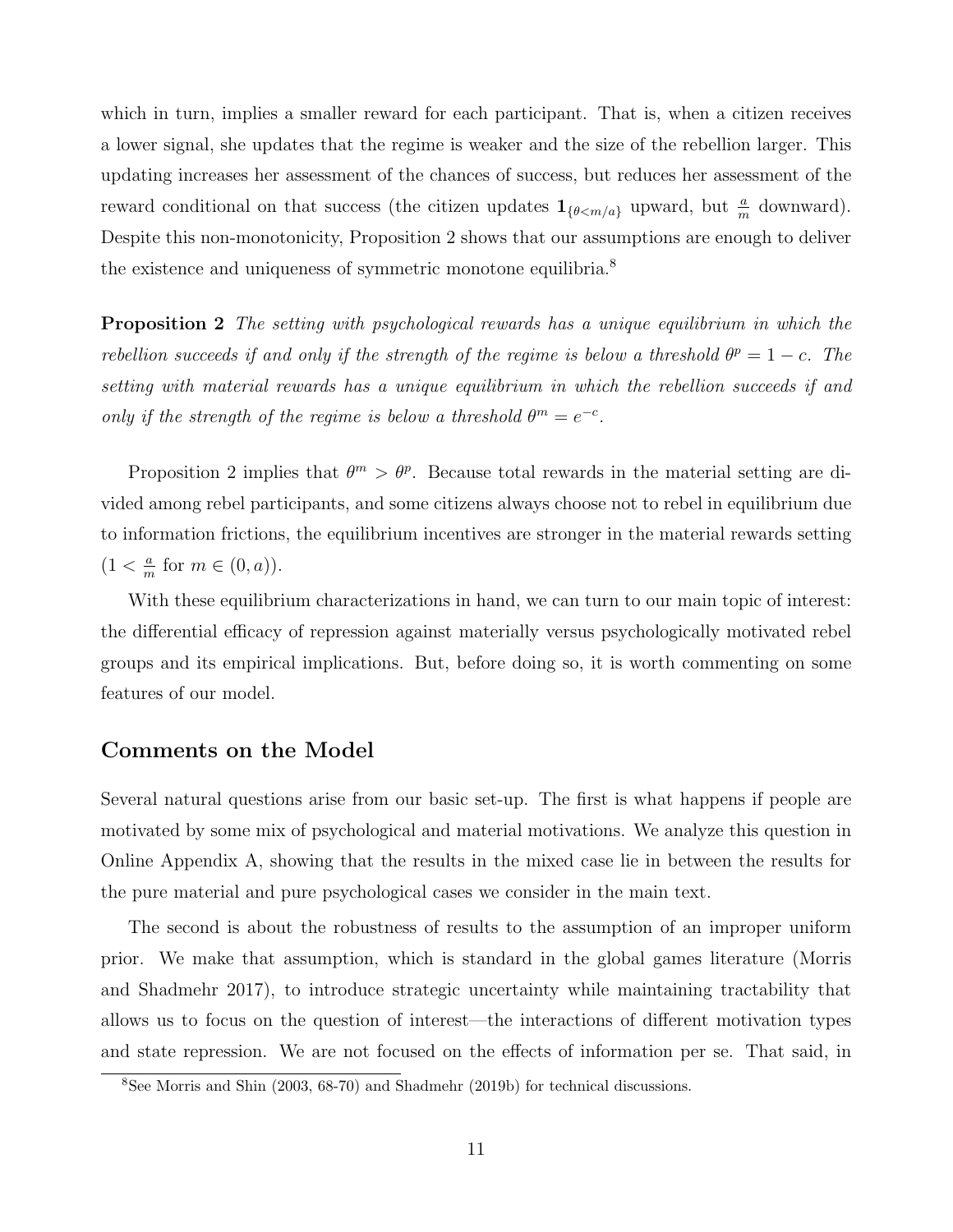which in turn, implies a smaller reward for each participant. That is, when a citizen receives a lower signal, she updates that the regime is weaker and the size of the rebellion larger. This updating increases her assessment of the chances of success, but reduces her assessment of the reward conditional on that success (the citizen updates $\mathbf{1}_{\{\theta<m/a\}}$ upward, but $\frac{a}{m}$ downward). Despite this non-monotonicity, Proposition 2 shows that our assumptions are enough to deliver the existence and uniqueness of symmetric monotone equilibria.[8]

**Proposition 2** *The setting with psychological rewards has a unique equilibrium in which the rebellion succeeds if and only if the strength of the regime is below a threshold $\theta^p = 1-c$. The setting with material rewards has a unique equilibrium in which the rebellion succeeds if and only if the strength of the regime is below a threshold $\theta^m = e^{-c}$.*

Proposition 2 implies that $\theta^m > \theta^p$. Because total rewards in the material setting are divided among rebel participants, and some citizens always choose not to rebel in equilibrium due to information frictions, the equilibrium incentives are stronger in the material rewards setting ($1 < \frac{a}{m}$ for $m \in (0, a)$).

With these equilibrium characterizations in hand, we can turn to our main topic of interest: the differential efficacy of repression against materially versus psychologically motivated rebel groups and its empirical implications. But, before doing so, it is worth commenting on some features of our model.

## Comments on the Model

Several natural questions arise from our basic set-up. The first is what happens if people are motivated by some mix of psychological and material motivations. We analyze this question in Online Appendix A, showing that the results in the mixed case lie in between the results for the pure material and pure psychological cases we consider in the main text.

The second is about the robustness of results to the assumption of an improper uniform prior. We make that assumption, which is standard in the global games literature (Morris and Shadmehr 2017), to introduce strategic uncertainty while maintaining tractability that allows us to focus on the question of interest—the interactions of different motivation types and state repression. We are not focused on the effects of information per se. That said, in

[8] See Morris and Shin (2003, 68-70) and Shadmehr (2019b) for technical discussions.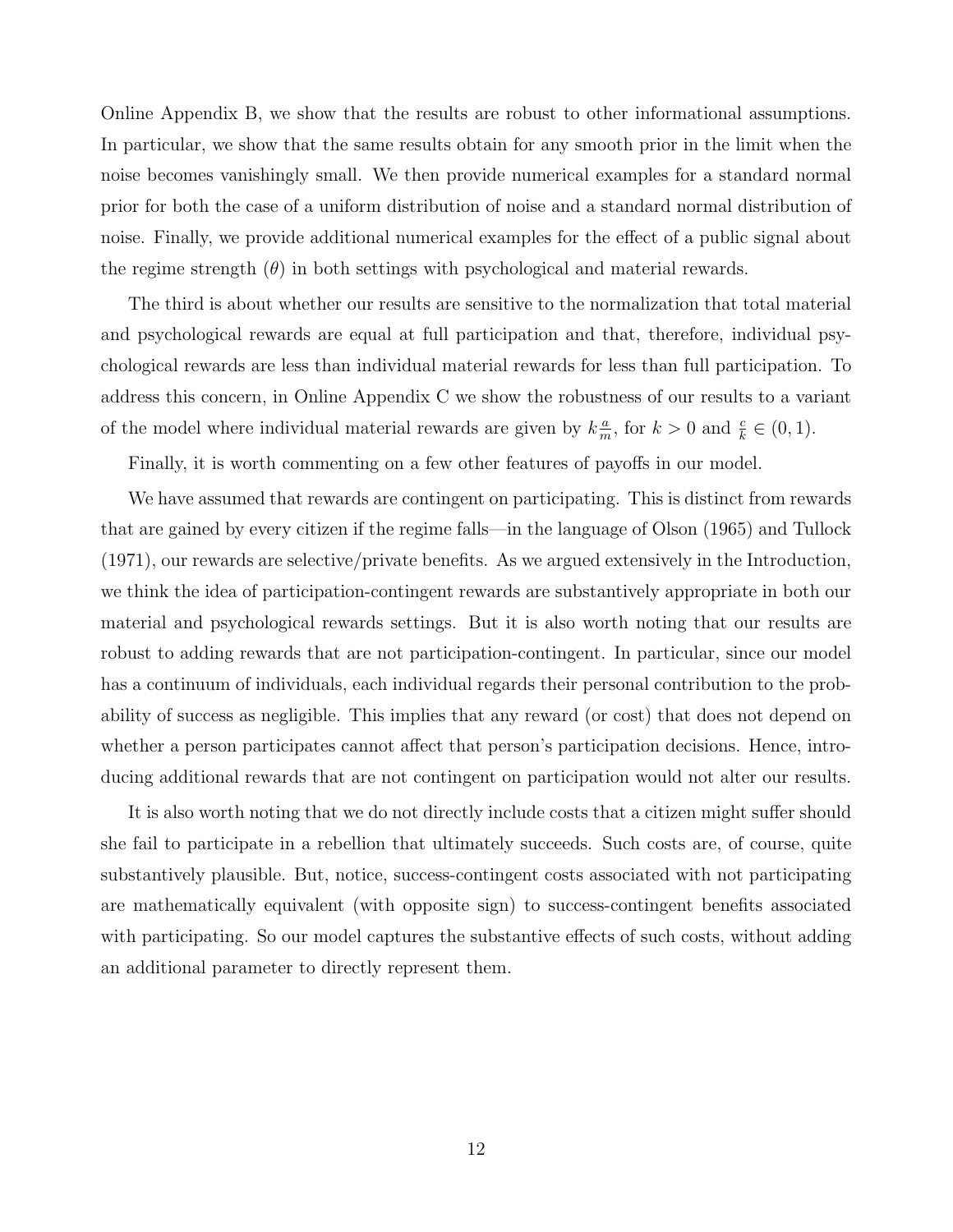Online Appendix B, we show that the results are robust to other informational assumptions. In particular, we show that the same results obtain for any smooth prior in the limit when the noise becomes vanishingly small. We then provide numerical examples for a standard normal prior for both the case of a uniform distribution of noise and a standard normal distribution of noise. Finally, we provide additional numerical examples for the effect of a public signal about the regime strength ($\theta$) in both settings with psychological and material rewards.

The third is about whether our results are sensitive to the normalization that total material and psychological rewards are equal at full participation and that, therefore, individual psychological rewards are less than individual material rewards for less than full participation. To address this concern, in Online Appendix C we show the robustness of our results to a variant of the model where individual material rewards are given by $k\frac{a}{m}$, for $k > 0$ and $\frac{c}{k} \in (0, 1)$.

Finally, it is worth commenting on a few other features of payoffs in our model.

We have assumed that rewards are contingent on participating. This is distinct from rewards that are gained by every citizen if the regime falls—in the language of Olson (1965) and Tullock (1971), our rewards are selective/private benefits. As we argued extensively in the Introduction, we think the idea of participation-contingent rewards are substantively appropriate in both our material and psychological rewards settings. But it is also worth noting that our results are robust to adding rewards that are not participation-contingent. In particular, since our model has a continuum of individuals, each individual regards their personal contribution to the probability of success as negligible. This implies that any reward (or cost) that does not depend on whether a person participates cannot affect that person's participation decisions. Hence, introducing additional rewards that are not contingent on participation would not alter our results.

It is also worth noting that we do not directly include costs that a citizen might suffer should she fail to participate in a rebellion that ultimately succeeds. Such costs are, of course, quite substantively plausible. But, notice, success-contingent costs associated with not participating are mathematically equivalent (with opposite sign) to success-contingent benefits associated with participating. So our model captures the substantive effects of such costs, without adding an additional parameter to directly represent them.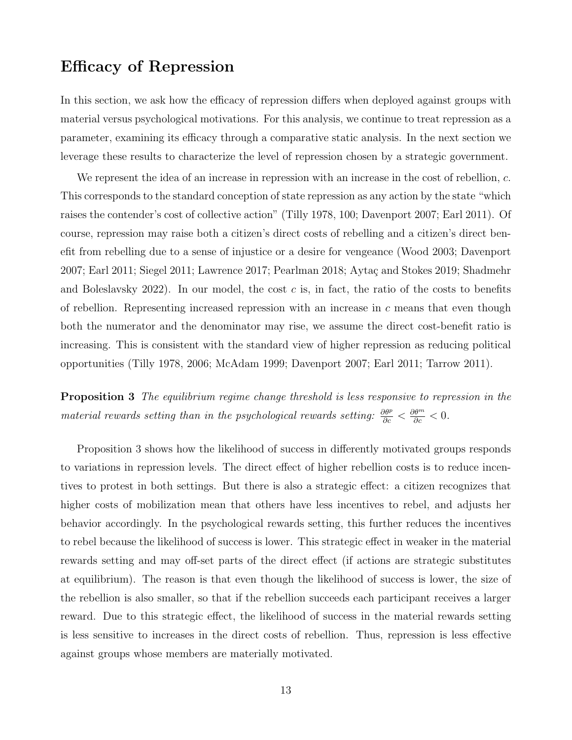## Efficacy of Repression

In this section, we ask how the efficacy of repression differs when deployed against groups with material versus psychological motivations. For this analysis, we continue to treat repression as a parameter, examining its efficacy through a comparative static analysis. In the next section we leverage these results to characterize the level of repression chosen by a strategic government.

We represent the idea of an increase in repression with an increase in the cost of rebellion, $c$. This corresponds to the standard conception of state repression as any action by the state "which raises the contender's cost of collective action" (Tilly 1978, 100; Davenport 2007; Earl 2011). Of course, repression may raise both a citizen's direct costs of rebelling and a citizen's direct benefit from rebelling due to a sense of injustice or a desire for vengeance (Wood 2003; Davenport 2007; Earl 2011; Siegel 2011; Lawrence 2017; Pearlman 2018; Aytaç and Stokes 2019; Shadmehr and Boleslavsky 2022). In our model, the cost $c$ is, in fact, the ratio of the costs to benefits of rebellion. Representing increased repression with an increase in $c$ means that even though both the numerator and the denominator may rise, we assume the direct cost-benefit ratio is increasing. This is consistent with the standard view of higher repression as reducing political opportunities (Tilly 1978, 2006; McAdam 1999; Davenport 2007; Earl 2011; Tarrow 2011).

**Proposition 3** *The equilibrium regime change threshold is less responsive to repression in the material rewards setting than in the psychological rewards setting:* $\frac{\partial \theta^p}{\partial c} < \frac{\partial \theta^m}{\partial c} < 0$.

Proposition 3 shows how the likelihood of success in differently motivated groups responds to variations in repression levels. The direct effect of higher rebellion costs is to reduce incentives to protest in both settings. But there is also a strategic effect: a citizen recognizes that higher costs of mobilization mean that others have less incentives to rebel, and adjusts her behavior accordingly. In the psychological rewards setting, this further reduces the incentives to rebel because the likelihood of success is lower. This strategic effect in weaker in the material rewards setting and may off-set parts of the direct effect (if actions are strategic substitutes at equilibrium). The reason is that even though the likelihood of success is lower, the size of the rebellion is also smaller, so that if the rebellion succeeds each participant receives a larger reward. Due to this strategic effect, the likelihood of success in the material rewards setting is less sensitive to increases in the direct costs of rebellion. Thus, repression is less effective against groups whose members are materially motivated.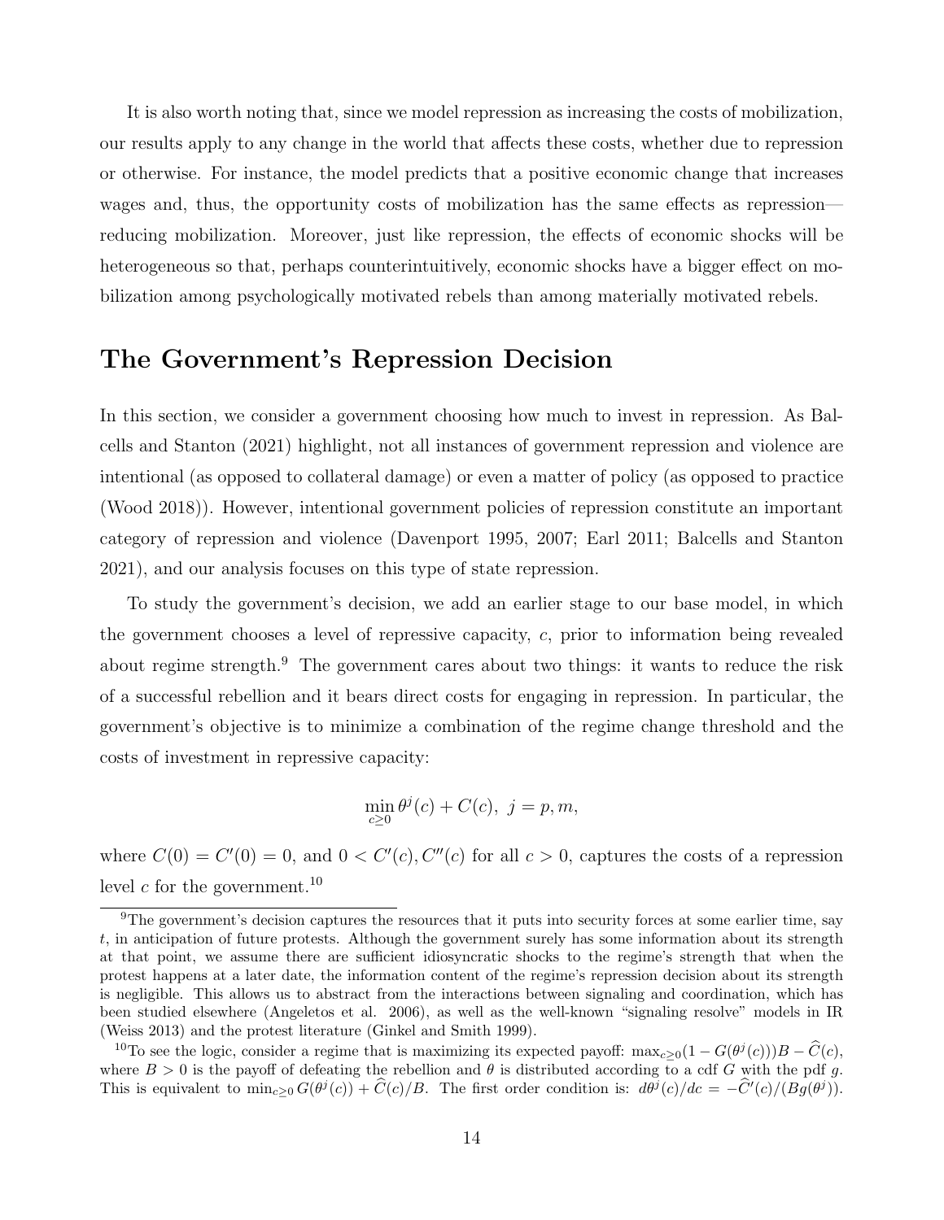It is also worth noting that, since we model repression as increasing the costs of mobilization, our results apply to any change in the world that affects these costs, whether due to repression or otherwise. For instance, the model predicts that a positive economic change that increases wages and, thus, the opportunity costs of mobilization has the same effects as repression—reducing mobilization. Moreover, just like repression, the effects of economic shocks will be heterogeneous so that, perhaps counterintuitively, economic shocks have a bigger effect on mobilization among psychologically motivated rebels than among materially motivated rebels.

## The Government's Repression Decision

In this section, we consider a government choosing how much to invest in repression. As Balcells and Stanton (2021) highlight, not all instances of government repression and violence are intentional (as opposed to collateral damage) or even a matter of policy (as opposed to practice (Wood 2018)). However, intentional government policies of repression constitute an important category of repression and violence (Davenport 1995, 2007; Earl 2011; Balcells and Stanton 2021), and our analysis focuses on this type of state repression.

To study the government's decision, we add an earlier stage to our base model, in which the government chooses a level of repressive capacity, $c$, prior to information being revealed about regime strength.[9] The government cares about two things: it wants to reduce the risk of a successful rebellion and it bears direct costs for engaging in repression. In particular, the government's objective is to minimize a combination of the regime change threshold and the costs of investment in repressive capacity:

$$\min_{c \geq 0} \theta^j(c) + C(c), \; j = p, m,$$

where $C(0) = C'(0) = 0$, and $0 < C'(c), C''(c)$ for all $c > 0$, captures the costs of a repression level $c$ for the government.[10]

[9] The government's decision captures the resources that it puts into security forces at some earlier time, say $t$, in anticipation of future protests. Although the government surely has some information about its strength at that point, we assume there are sufficient idiosyncratic shocks to the regime's strength that when the protest happens at a later date, the information content of the regime's repression decision about its strength is negligible. This allows us to abstract from the interactions between signaling and coordination, which has been studied elsewhere (Angeletos et al. 2006), as well as the well-known "signaling resolve" models in IR (Weiss 2013) and the protest literature (Ginkel and Smith 1999).

[10] To see the logic, consider a regime that is maximizing its expected payoff: $\max_{c \geq 0}(1 - G(\theta^j(c)))B - \widehat{C}(c)$, where $B > 0$ is the payoff of defeating the rebellion and $\theta$ is distributed according to a cdf $G$ with the pdf $g$. This is equivalent to $\min_{c \geq 0} G(\theta^j(c)) + \widehat{C}(c)/B$. The first order condition is: $d\theta^j(c)/dc = -\widehat{C}'(c)/(Bg(\theta^j))$.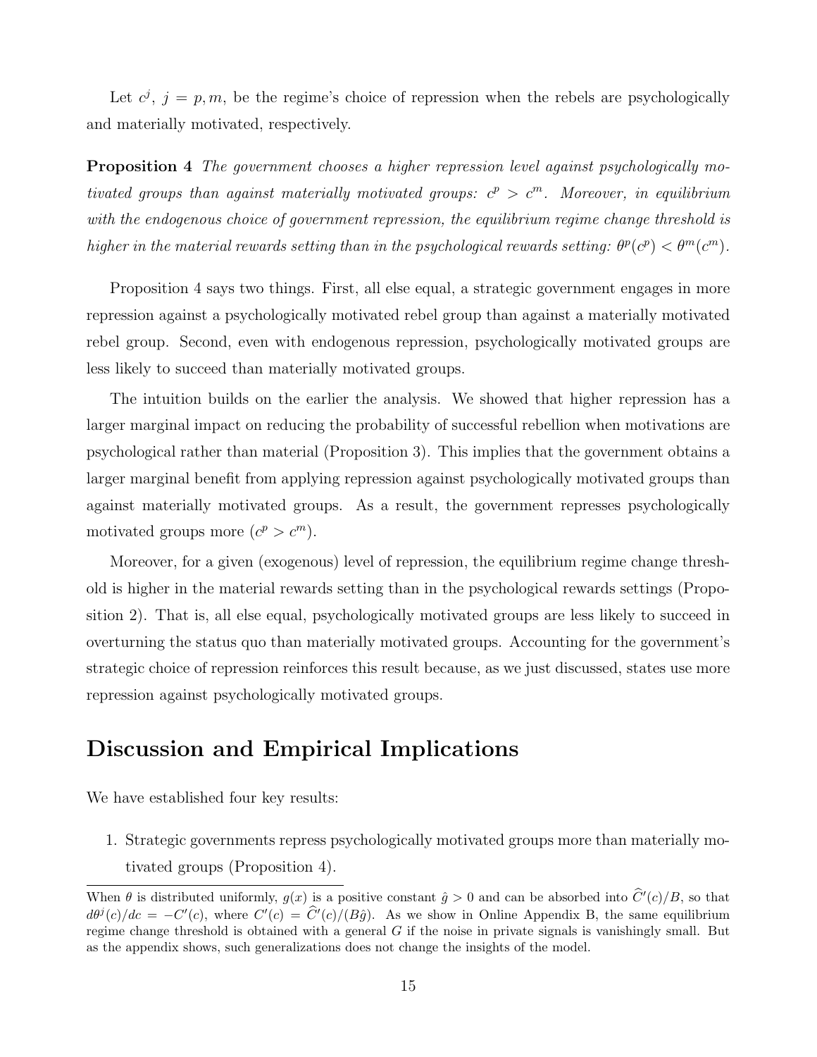Let $c^j$, $j = p, m$, be the regime's choice of repression when the rebels are psychologically and materially motivated, respectively.

**Proposition 4** *The government chooses a higher repression level against psychologically motivated groups than against materially motivated groups: $c^p > c^m$. Moreover, in equilibrium with the endogenous choice of government repression, the equilibrium regime change threshold is higher in the material rewards setting than in the psychological rewards setting: $\theta^p(c^p) < \theta^m(c^m)$.*

Proposition 4 says two things. First, all else equal, a strategic government engages in more repression against a psychologically motivated rebel group than against a materially motivated rebel group. Second, even with endogenous repression, psychologically motivated groups are less likely to succeed than materially motivated groups.

The intuition builds on the earlier the analysis. We showed that higher repression has a larger marginal impact on reducing the probability of successful rebellion when motivations are psychological rather than material (Proposition 3). This implies that the government obtains a larger marginal benefit from applying repression against psychologically motivated groups than against materially motivated groups. As a result, the government represses psychologically motivated groups more ($c^p > c^m$).

Moreover, for a given (exogenous) level of repression, the equilibrium regime change threshold is higher in the material rewards setting than in the psychological rewards settings (Proposition 2). That is, all else equal, psychologically motivated groups are less likely to succeed in overturning the status quo than materially motivated groups. Accounting for the government's strategic choice of repression reinforces this result because, as we just discussed, states use more repression against psychologically motivated groups.

# Discussion and Empirical Implications

We have established four key results:

1. Strategic governments repress psychologically motivated groups more than materially motivated groups (Proposition 4).

---

When $\theta$ is distributed uniformly, $g(x)$ is a positive constant $\hat{g} > 0$ and can be absorbed into $\widehat{C}'(c)/B$, so that $d\theta^j(c)/dc = -C'(c)$, where $C'(c) = \widehat{C}'(c)/(B\hat{g})$. As we show in Online Appendix B, the same equilibrium regime change threshold is obtained with a general $G$ if the noise in private signals is vanishingly small. But as the appendix shows, such generalizations does not change the insights of the model.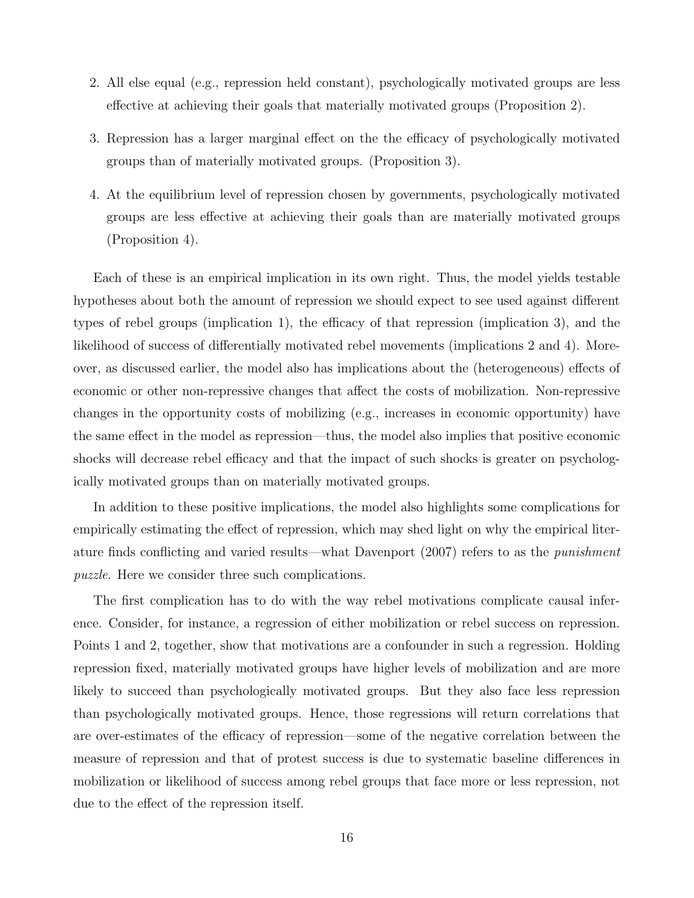2. All else equal (e.g., repression held constant), psychologically motivated groups are less effective at achieving their goals that materially motivated groups (Proposition 2).

3. Repression has a larger marginal effect on the the efficacy of psychologically motivated groups than of materially motivated groups. (Proposition 3).

4. At the equilibrium level of repression chosen by governments, psychologically motivated groups are less effective at achieving their goals than are materially motivated groups (Proposition 4).

Each of these is an empirical implication in its own right. Thus, the model yields testable hypotheses about both the amount of repression we should expect to see used against different types of rebel groups (implication 1), the efficacy of that repression (implication 3), and the likelihood of success of differentially motivated rebel movements (implications 2 and 4). Moreover, as discussed earlier, the model also has implications about the (heterogeneous) effects of economic or other non-repressive changes that affect the costs of mobilization. Non-repressive changes in the opportunity costs of mobilizing (e.g., increases in economic opportunity) have the same effect in the model as repression—thus, the model also implies that positive economic shocks will decrease rebel efficacy and that the impact of such shocks is greater on psychologically motivated groups than on materially motivated groups.

In addition to these positive implications, the model also highlights some complications for empirically estimating the effect of repression, which may shed light on why the empirical literature finds conflicting and varied results—what Davenport (2007) refers to as the *punishment puzzle*. Here we consider three such complications.

The first complication has to do with the way rebel motivations complicate causal inference. Consider, for instance, a regression of either mobilization or rebel success on repression. Points 1 and 2, together, show that motivations are a confounder in such a regression. Holding repression fixed, materially motivated groups have higher levels of mobilization and are more likely to succeed than psychologically motivated groups. But they also face less repression than psychologically motivated groups. Hence, those regressions will return correlations that are over-estimates of the efficacy of repression—some of the negative correlation between the measure of repression and that of protest success is due to systematic baseline differences in mobilization or likelihood of success among rebel groups that face more or less repression, not due to the effect of the repression itself.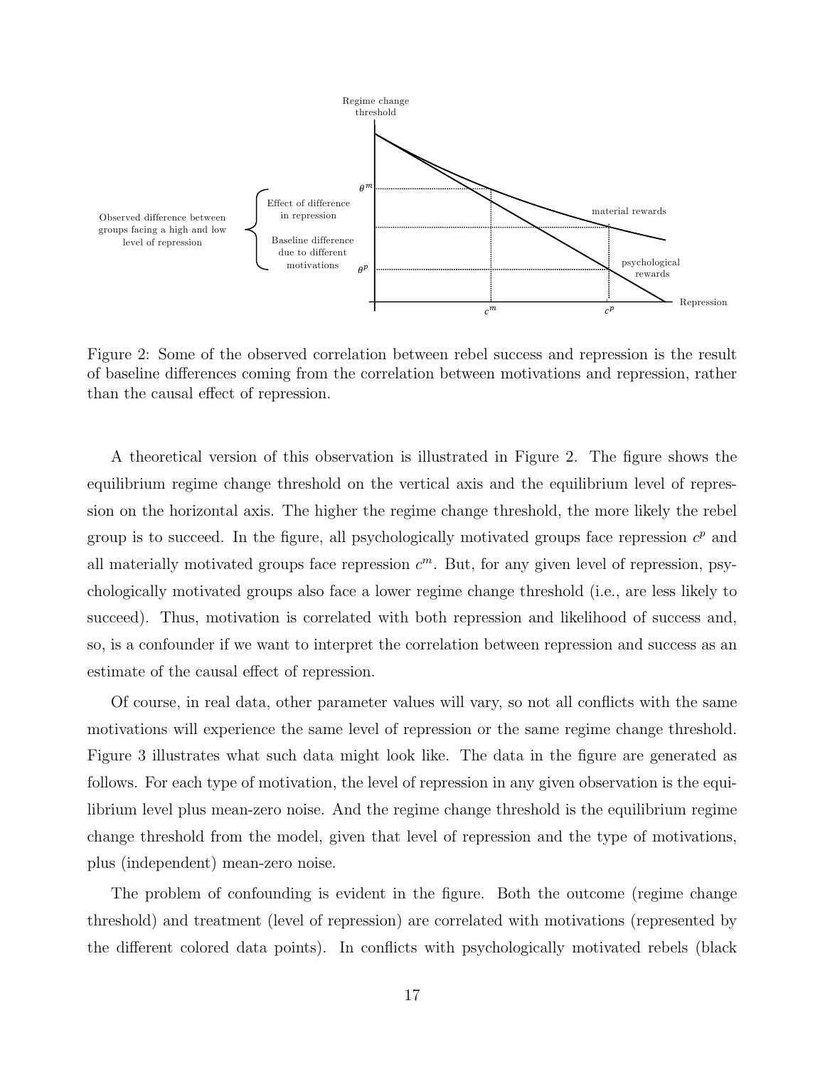Figure 2: Some of the observed correlation between rebel success and repression is the result of baseline differences coming from the correlation between motivations and repression, rather than the causal effect of repression.

A theoretical version of this observation is illustrated in Figure 2. The figure shows the equilibrium regime change threshold on the vertical axis and the equilibrium level of repression on the horizontal axis. The higher the regime change threshold, the more likely the rebel group is to succeed. In the figure, all psychologically motivated groups face repression $c^p$ and all materially motivated groups face repression $c^m$. But, for any given level of repression, psychologically motivated groups also face a lower regime change threshold (i.e., are less likely to succeed). Thus, motivation is correlated with both repression and likelihood of success and, so, is a confounder if we want to interpret the correlation between repression and success as an estimate of the causal effect of repression.

Of course, in real data, other parameter values will vary, so not all conflicts with the same motivations will experience the same level of repression or the same regime change threshold. Figure 3 illustrates what such data might look like. The data in the figure are generated as follows. For each type of motivation, the level of repression in any given observation is the equilibrium level plus mean-zero noise. And the regime change threshold is the equilibrium regime change threshold from the model, given that level of repression and the type of motivations, plus (independent) mean-zero noise.

The problem of confounding is evident in the figure. Both the outcome (regime change threshold) and treatment (level of repression) are correlated with motivations (represented by the different colored data points). In conflicts with psychologically motivated rebels (black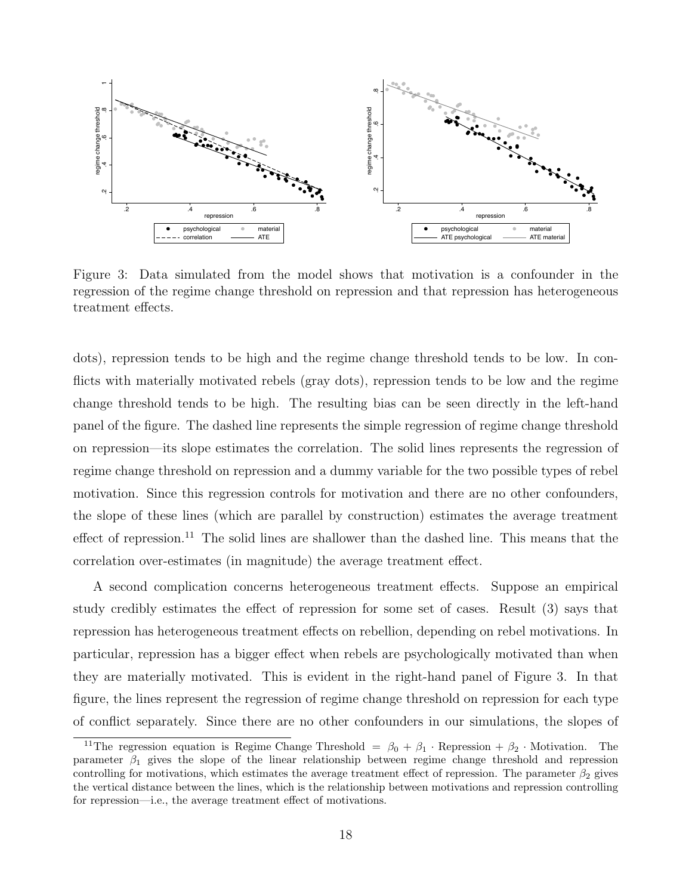Figure 3: Data simulated from the model shows that motivation is a confounder in the regression of the regime change threshold on repression and that repression has heterogeneous treatment effects.

dots), repression tends to be high and the regime change threshold tends to be low. In conflicts with materially motivated rebels (gray dots), repression tends to be low and the regime change threshold tends to be high. The resulting bias can be seen directly in the left-hand panel of the figure. The dashed line represents the simple regression of regime change threshold on repression—its slope estimates the correlation. The solid lines represents the regression of regime change threshold on repression and a dummy variable for the two possible types of rebel motivation. Since this regression controls for motivation and there are no other confounders, the slope of these lines (which are parallel by construction) estimates the average treatment effect of repression.[11] The solid lines are shallower than the dashed line. This means that the correlation over-estimates (in magnitude) the average treatment effect.

A second complication concerns heterogeneous treatment effects. Suppose an empirical study credibly estimates the effect of repression for some set of cases. Result (3) says that repression has heterogeneous treatment effects on rebellion, depending on rebel motivations. In particular, repression has a bigger effect when rebels are psychologically motivated than when they are materially motivated. This is evident in the right-hand panel of Figure 3. In that figure, the lines represent the regression of regime change threshold on repression for each type of conflict separately. Since there are no other confounders in our simulations, the slopes of

[11] The regression equation is Regime Change Threshold $= \beta_0 + \beta_1 \cdot$ Repression $+ \beta_2 \cdot$ Motivation. The parameter $\beta_1$ gives the slope of the linear relationship between regime change threshold and repression controlling for motivations, which estimates the average treatment effect of repression. The parameter $\beta_2$ gives the vertical distance between the lines, which is the relationship between motivations and repression controlling for repression—i.e., the average treatment effect of motivations.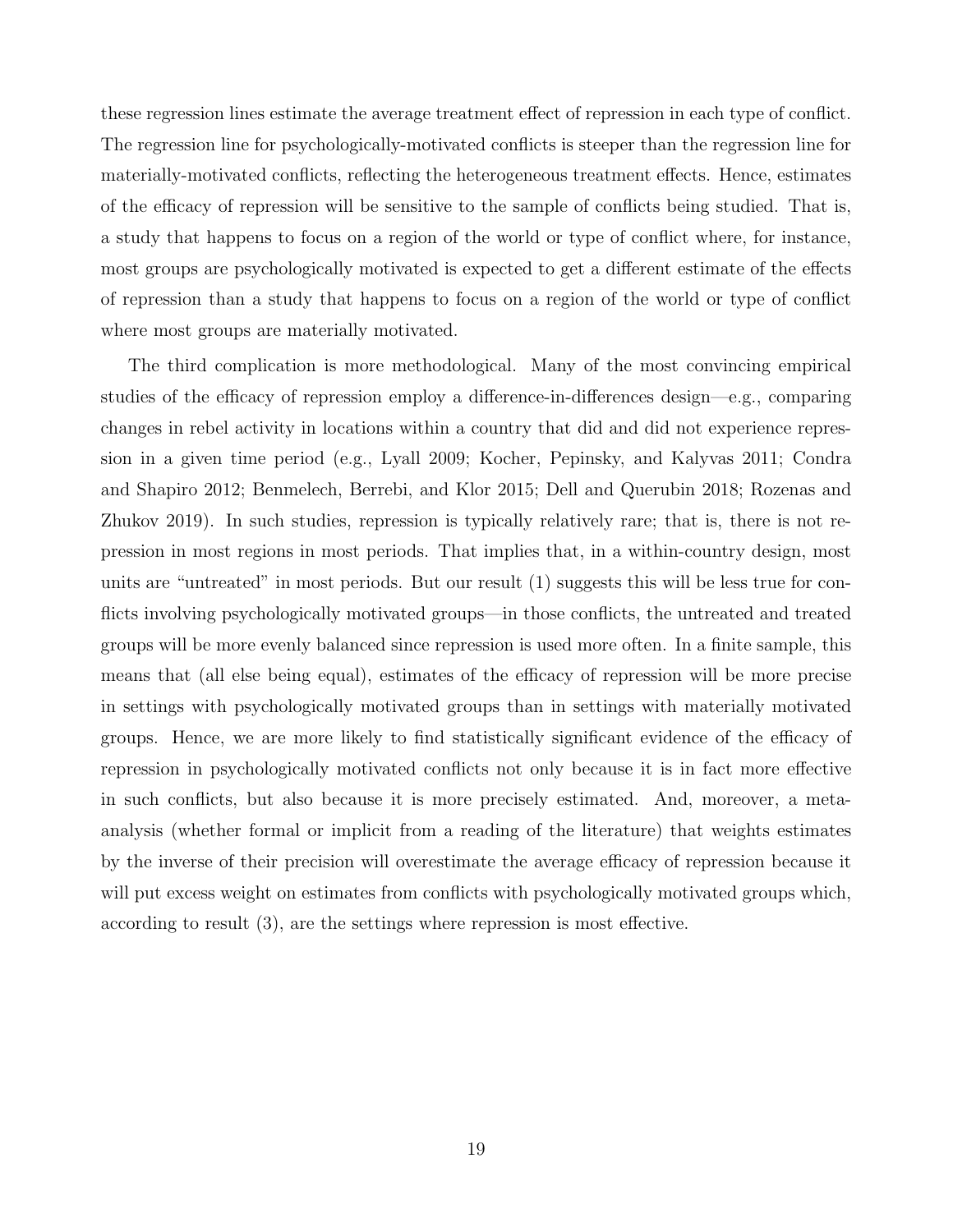these regression lines estimate the average treatment effect of repression in each type of conflict. The regression line for psychologically-motivated conflicts is steeper than the regression line for materially-motivated conflicts, reflecting the heterogeneous treatment effects. Hence, estimates of the efficacy of repression will be sensitive to the sample of conflicts being studied. That is, a study that happens to focus on a region of the world or type of conflict where, for instance, most groups are psychologically motivated is expected to get a different estimate of the effects of repression than a study that happens to focus on a region of the world or type of conflict where most groups are materially motivated.

The third complication is more methodological. Many of the most convincing empirical studies of the efficacy of repression employ a difference-in-differences design—e.g., comparing changes in rebel activity in locations within a country that did and did not experience repression in a given time period (e.g., Lyall 2009; Kocher, Pepinsky, and Kalyvas 2011; Condra and Shapiro 2012; Benmelech, Berrebi, and Klor 2015; Dell and Querubin 2018; Rozenas and Zhukov 2019). In such studies, repression is typically relatively rare; that is, there is not repression in most regions in most periods. That implies that, in a within-country design, most units are "untreated" in most periods. But our result (1) suggests this will be less true for conflicts involving psychologically motivated groups—in those conflicts, the untreated and treated groups will be more evenly balanced since repression is used more often. In a finite sample, this means that (all else being equal), estimates of the efficacy of repression will be more precise in settings with psychologically motivated groups than in settings with materially motivated groups. Hence, we are more likely to find statistically significant evidence of the efficacy of repression in psychologically motivated conflicts not only because it is in fact more effective in such conflicts, but also because it is more precisely estimated. And, moreover, a meta-analysis (whether formal or implicit from a reading of the literature) that weights estimates by the inverse of their precision will overestimate the average efficacy of repression because it will put excess weight on estimates from conflicts with psychologically motivated groups which, according to result (3), are the settings where repression is most effective.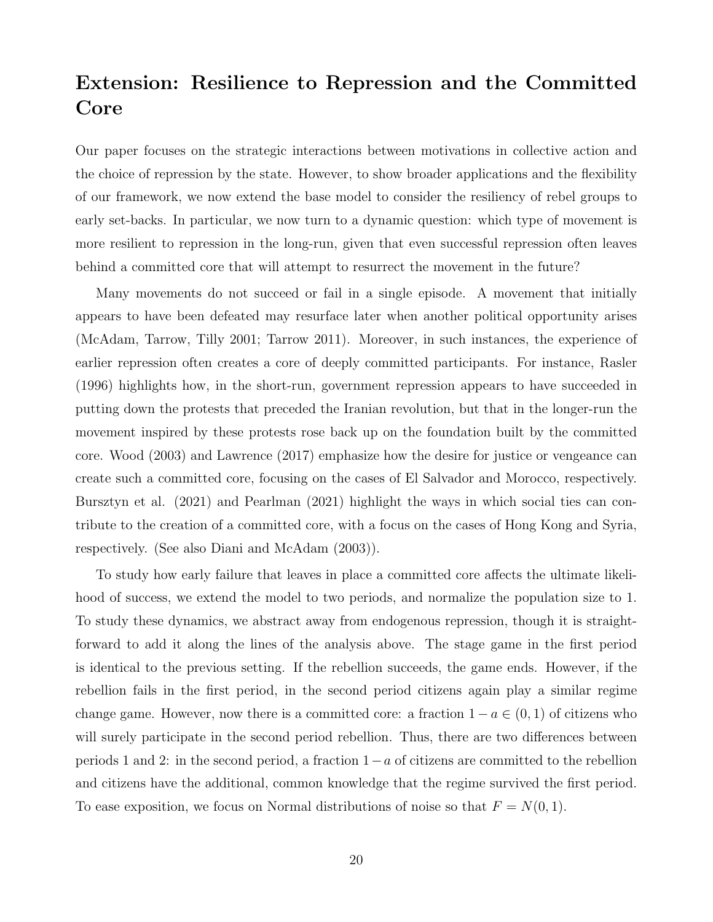## Extension: Resilience to Repression and the Committed Core

Our paper focuses on the strategic interactions between motivations in collective action and the choice of repression by the state. However, to show broader applications and the flexibility of our framework, we now extend the base model to consider the resiliency of rebel groups to early set-backs. In particular, we now turn to a dynamic question: which type of movement is more resilient to repression in the long-run, given that even successful repression often leaves behind a committed core that will attempt to resurrect the movement in the future?

Many movements do not succeed or fail in a single episode. A movement that initially appears to have been defeated may resurface later when another political opportunity arises (McAdam, Tarrow, Tilly 2001; Tarrow 2011). Moreover, in such instances, the experience of earlier repression often creates a core of deeply committed participants. For instance, Rasler (1996) highlights how, in the short-run, government repression appears to have succeeded in putting down the protests that preceded the Iranian revolution, but that in the longer-run the movement inspired by these protests rose back up on the foundation built by the committed core. Wood (2003) and Lawrence (2017) emphasize how the desire for justice or vengeance can create such a committed core, focusing on the cases of El Salvador and Morocco, respectively. Bursztyn et al. (2021) and Pearlman (2021) highlight the ways in which social ties can contribute to the creation of a committed core, with a focus on the cases of Hong Kong and Syria, respectively. (See also Diani and McAdam (2003)).

To study how early failure that leaves in place a committed core affects the ultimate likelihood of success, we extend the model to two periods, and normalize the population size to 1. To study these dynamics, we abstract away from endogenous repression, though it is straightforward to add it along the lines of the analysis above. The stage game in the first period is identical to the previous setting. If the rebellion succeeds, the game ends. However, if the rebellion fails in the first period, in the second period citizens again play a similar regime change game. However, now there is a committed core: a fraction $1 - a \in (0, 1)$ of citizens who will surely participate in the second period rebellion. Thus, there are two differences between periods 1 and 2: in the second period, a fraction $1 - a$ of citizens are committed to the rebellion and citizens have the additional, common knowledge that the regime survived the first period. To ease exposition, we focus on Normal distributions of noise so that $F = N(0, 1)$.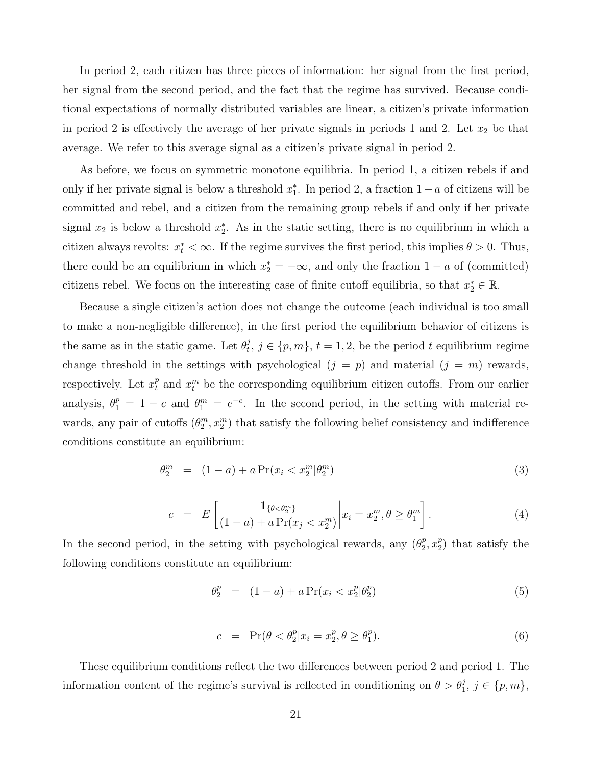In period 2, each citizen has three pieces of information: her signal from the first period, her signal from the second period, and the fact that the regime has survived. Because conditional expectations of normally distributed variables are linear, a citizen's private information in period 2 is effectively the average of her private signals in periods 1 and 2. Let $x_2$ be that average. We refer to this average signal as a citizen's private signal in period 2.

As before, we focus on symmetric monotone equilibria. In period 1, a citizen rebels if and only if her private signal is below a threshold $x_1^*$. In period 2, a fraction $1-a$ of citizens will be committed and rebel, and a citizen from the remaining group rebels if and only if her private signal $x_2$ is below a threshold $x_2^*$. As in the static setting, there is no equilibrium in which a citizen always revolts: $x_t^* < \infty$. If the regime survives the first period, this implies $\theta > 0$. Thus, there could be an equilibrium in which $x_2^* = -\infty$, and only the fraction $1-a$ of (committed) citizens rebel. We focus on the interesting case of finite cutoff equilibria, so that $x_2^* \in \mathbb{R}$.

Because a single citizen's action does not change the outcome (each individual is too small to make a non-negligible difference), in the first period the equilibrium behavior of citizens is the same as in the static game. Let $\theta_t^j$, $j \in \{p, m\}$, $t = 1, 2$, be the period $t$ equilibrium regime change threshold in the settings with psychological ($j = p$) and material ($j = m$) rewards, respectively. Let $x_t^p$ and $x_t^m$ be the corresponding equilibrium citizen cutoffs. From our earlier analysis, $\theta_1^p = 1 - c$ and $\theta_1^m = e^{-c}$. In the second period, in the setting with material rewards, any pair of cutoffs $(\theta_2^m, x_2^m)$ that satisfy the following belief consistency and indifference conditions constitute an equilibrium:

$$\theta_2^m = (1-a) + a \Pr(x_i < x_2^m | \theta_2^m) \tag{3}$$

$$c = E\left[ \frac{\mathbf{1}_{\{\theta < \theta_2^m\}}}{(1-a) + a \Pr(x_j < x_2^m)} \middle| x_i = x_2^m, \theta \geq \theta_1^m \right]. \tag{4}$$

In the second period, in the setting with psychological rewards, any $(\theta_2^p, x_2^p)$ that satisfy the following conditions constitute an equilibrium:

$$\theta_2^p = (1-a) + a \Pr(x_i < x_2^p | \theta_2^p) \tag{5}$$

$$c = \Pr(\theta < \theta_2^p | x_i = x_2^p, \theta \geq \theta_1^p). \tag{6}$$

These equilibrium conditions reflect the two differences between period 2 and period 1. The information content of the regime's survival is reflected in conditioning on $\theta > \theta_1^j$, $j \in \{p, m\}$,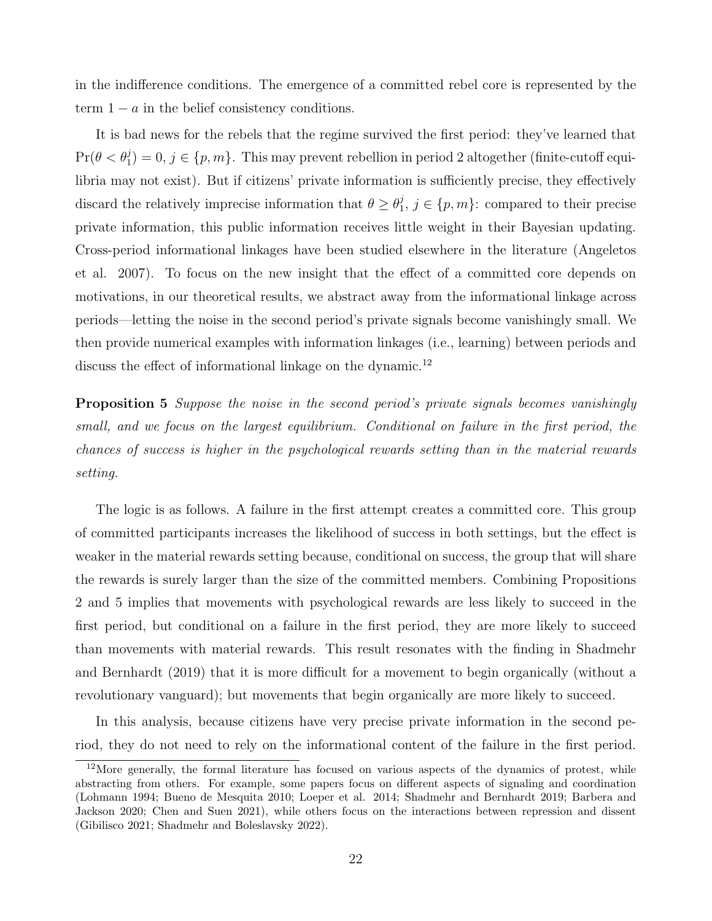in the indifference conditions. The emergence of a committed rebel core is represented by the term $1 - a$ in the belief consistency conditions.

It is bad news for the rebels that the regime survived the first period: they've learned that $\Pr(\theta < \theta_1^j) = 0$, $j \in \{p, m\}$. This may prevent rebellion in period 2 altogether (finite-cutoff equilibria may not exist). But if citizens' private information is sufficiently precise, they effectively discard the relatively imprecise information that $\theta \geq \theta_1^j$, $j \in \{p, m\}$: compared to their precise private information, this public information receives little weight in their Bayesian updating. Cross-period informational linkages have been studied elsewhere in the literature (Angeletos et al. 2007). To focus on the new insight that the effect of a committed core depends on motivations, in our theoretical results, we abstract away from the informational linkage across periods—letting the noise in the second period's private signals become vanishingly small. We then provide numerical examples with information linkages (i.e., learning) between periods and discuss the effect of informational linkage on the dynamic.[12]

**Proposition 5** *Suppose the noise in the second period's private signals becomes vanishingly small, and we focus on the largest equilibrium. Conditional on failure in the first period, the chances of success is higher in the psychological rewards setting than in the material rewards setting.*

The logic is as follows. A failure in the first attempt creates a committed core. This group of committed participants increases the likelihood of success in both settings, but the effect is weaker in the material rewards setting because, conditional on success, the group that will share the rewards is surely larger than the size of the committed members. Combining Propositions 2 and 5 implies that movements with psychological rewards are less likely to succeed in the first period, but conditional on a failure in the first period, they are more likely to succeed than movements with material rewards. This result resonates with the finding in Shadmehr and Bernhardt (2019) that it is more difficult for a movement to begin organically (without a revolutionary vanguard); but movements that begin organically are more likely to succeed.

In this analysis, because citizens have very precise private information in the second period, they do not need to rely on the informational content of the failure in the first period.

[12] More generally, the formal literature has focused on various aspects of the dynamics of protest, while abstracting from others. For example, some papers focus on different aspects of signaling and coordination (Lohmann 1994; Bueno de Mesquita 2010; Loeper et al. 2014; Shadmehr and Bernhardt 2019; Barbera and Jackson 2020; Chen and Suen 2021), while others focus on the interactions between repression and dissent (Gibilisco 2021; Shadmehr and Boleslavsky 2022).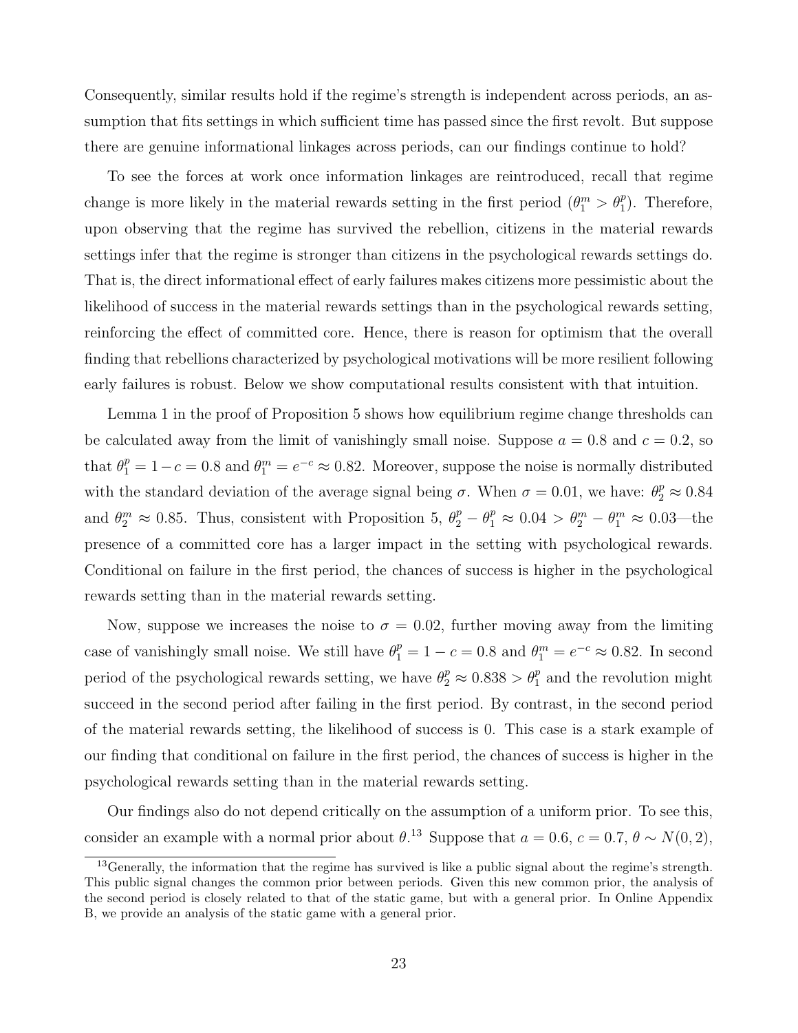Consequently, similar results hold if the regime's strength is independent across periods, an assumption that fits settings in which sufficient time has passed since the first revolt. But suppose there are genuine informational linkages across periods, can our findings continue to hold?

To see the forces at work once information linkages are reintroduced, recall that regime change is more likely in the material rewards setting in the first period ($\theta_1^m > \theta_1^p$). Therefore, upon observing that the regime has survived the rebellion, citizens in the material rewards settings infer that the regime is stronger than citizens in the psychological rewards settings do. That is, the direct informational effect of early failures makes citizens more pessimistic about the likelihood of success in the material rewards settings than in the psychological rewards setting, reinforcing the effect of committed core. Hence, there is reason for optimism that the overall finding that rebellions characterized by psychological motivations will be more resilient following early failures is robust. Below we show computational results consistent with that intuition.

Lemma 1 in the proof of Proposition 5 shows how equilibrium regime change thresholds can be calculated away from the limit of vanishingly small noise. Suppose $a = 0.8$ and $c = 0.2$, so that $\theta_1^p = 1 - c = 0.8$ and $\theta_1^m = e^{-c} \approx 0.82$. Moreover, suppose the noise is normally distributed with the standard deviation of the average signal being $\sigma$. When $\sigma = 0.01$, we have: $\theta_2^p \approx 0.84$ and $\theta_2^m \approx 0.85$. Thus, consistent with Proposition 5, $\theta_2^p - \theta_1^p \approx 0.04 > \theta_2^m - \theta_1^m \approx 0.03$—the presence of a committed core has a larger impact in the setting with psychological rewards. Conditional on failure in the first period, the chances of success is higher in the psychological rewards setting than in the material rewards setting.

Now, suppose we increases the noise to $\sigma = 0.02$, further moving away from the limiting case of vanishingly small noise. We still have $\theta_1^p = 1 - c = 0.8$ and $\theta_1^m = e^{-c} \approx 0.82$. In second period of the psychological rewards setting, we have $\theta_2^p \approx 0.838 > \theta_1^p$ and the revolution might succeed in the second period after failing in the first period. By contrast, in the second period of the material rewards setting, the likelihood of success is 0. This case is a stark example of our finding that conditional on failure in the first period, the chances of success is higher in the psychological rewards setting than in the material rewards setting.

Our findings also do not depend critically on the assumption of a uniform prior. To see this, consider an example with a normal prior about $\theta$.[13] Suppose that $a = 0.6$, $c = 0.7$, $\theta \sim N(0, 2)$,

[13] Generally, the information that the regime has survived is like a public signal about the regime's strength. This public signal changes the common prior between periods. Given this new common prior, the analysis of the second period is closely related to that of the static game, but with a general prior. In Online Appendix B, we provide an analysis of the static game with a general prior.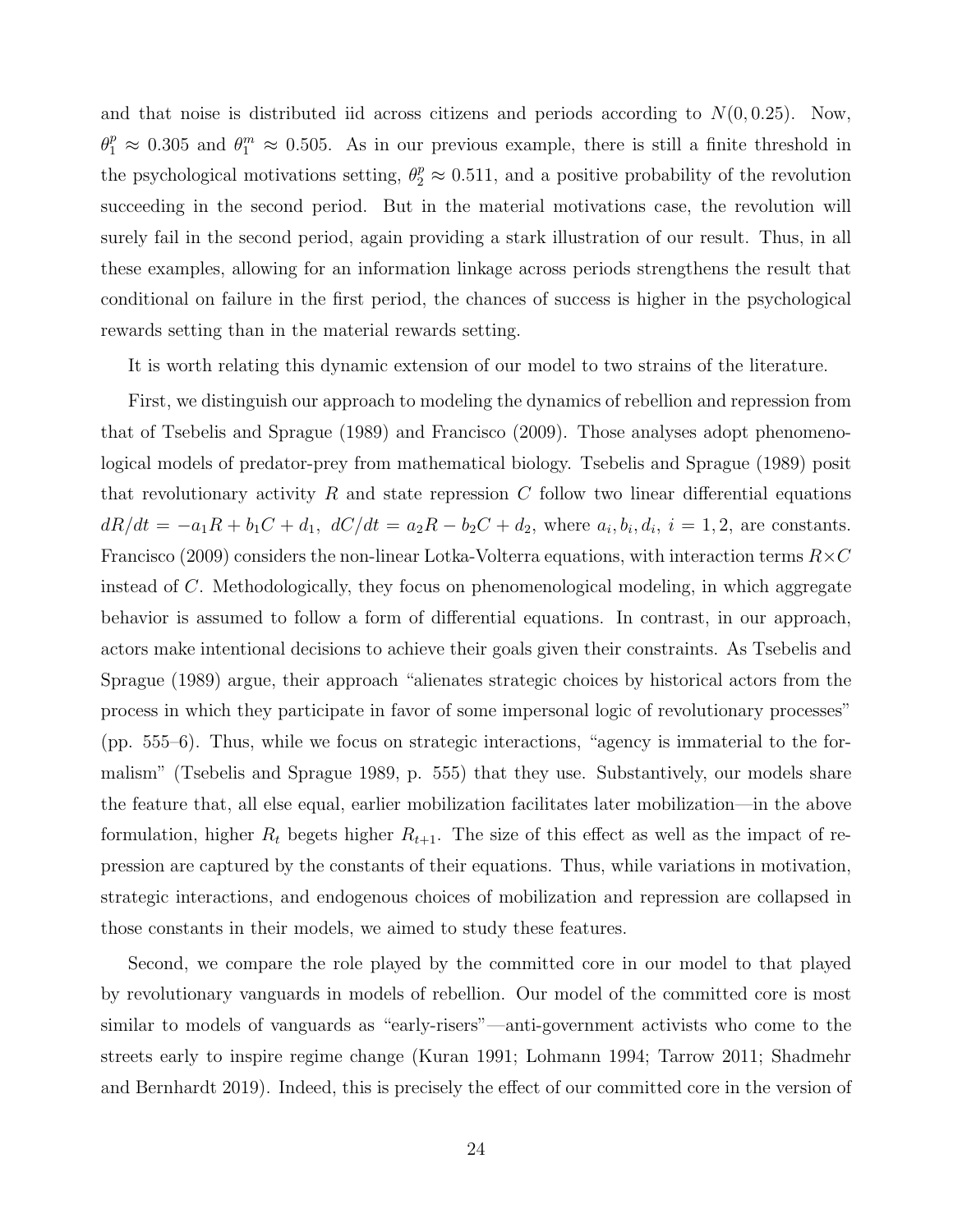and that noise is distributed iid across citizens and periods according to $N(0, 0.25)$. Now, $\theta_1^p \approx 0.305$ and $\theta_1^m \approx 0.505$. As in our previous example, there is still a finite threshold in the psychological motivations setting, $\theta_2^p \approx 0.511$, and a positive probability of the revolution succeeding in the second period. But in the material motivations case, the revolution will surely fail in the second period, again providing a stark illustration of our result. Thus, in all these examples, allowing for an information linkage across periods strengthens the result that conditional on failure in the first period, the chances of success is higher in the psychological rewards setting than in the material rewards setting.

It is worth relating this dynamic extension of our model to two strains of the literature.

First, we distinguish our approach to modeling the dynamics of rebellion and repression from that of Tsebelis and Sprague (1989) and Francisco (2009). Those analyses adopt phenomenological models of predator-prey from mathematical biology. Tsebelis and Sprague (1989) posit that revolutionary activity $R$ and state repression $C$ follow two linear differential equations $dR/dt = -a_1R + b_1C + d_1,\ dC/dt = a_2R - b_2C + d_2$, where $a_i, b_i, d_i,\ i = 1, 2$, are constants. Francisco (2009) considers the non-linear Lotka-Volterra equations, with interaction terms $R \times C$ instead of $C$. Methodologically, they focus on phenomenological modeling, in which aggregate behavior is assumed to follow a form of differential equations. In contrast, in our approach, actors make intentional decisions to achieve their goals given their constraints. As Tsebelis and Sprague (1989) argue, their approach "alienates strategic choices by historical actors from the process in which they participate in favor of some impersonal logic of revolutionary processes" (pp. 555–6). Thus, while we focus on strategic interactions, "agency is immaterial to the formalism" (Tsebelis and Sprague 1989, p. 555) that they use. Substantively, our models share the feature that, all else equal, earlier mobilization facilitates later mobilization—in the above formulation, higher $R_t$ begets higher $R_{t+1}$. The size of this effect as well as the impact of repression are captured by the constants of their equations. Thus, while variations in motivation, strategic interactions, and endogenous choices of mobilization and repression are collapsed in those constants in their models, we aimed to study these features.

Second, we compare the role played by the committed core in our model to that played by revolutionary vanguards in models of rebellion. Our model of the committed core is most similar to models of vanguards as "early-risers"—anti-government activists who come to the streets early to inspire regime change (Kuran 1991; Lohmann 1994; Tarrow 2011; Shadmehr and Bernhardt 2019). Indeed, this is precisely the effect of our committed core in the version of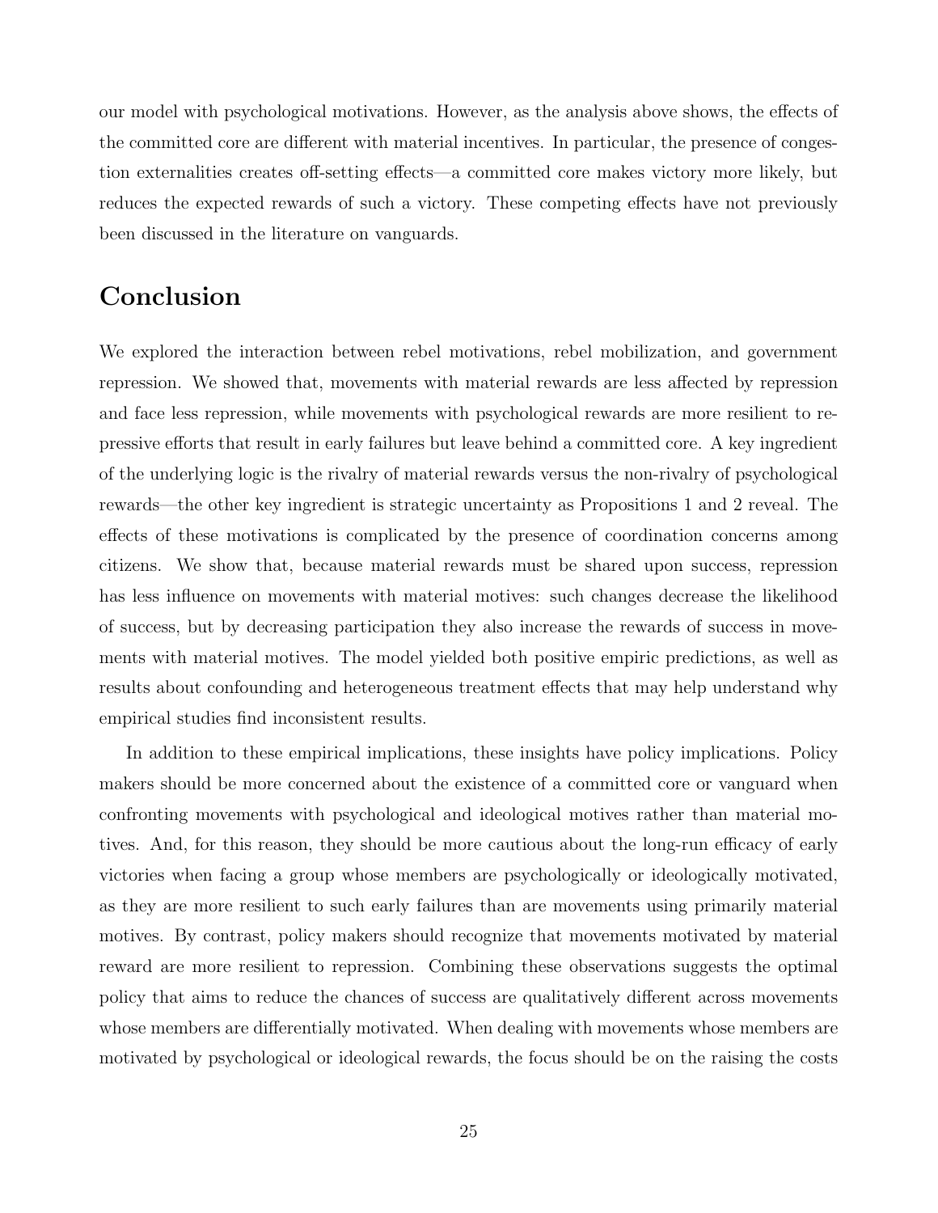our model with psychological motivations. However, as the analysis above shows, the effects of the committed core are different with material incentives. In particular, the presence of congestion externalities creates off-setting effects—a committed core makes victory more likely, but reduces the expected rewards of such a victory. These competing effects have not previously been discussed in the literature on vanguards.

## Conclusion

We explored the interaction between rebel motivations, rebel mobilization, and government repression. We showed that, movements with material rewards are less affected by repression and face less repression, while movements with psychological rewards are more resilient to repressive efforts that result in early failures but leave behind a committed core. A key ingredient of the underlying logic is the rivalry of material rewards versus the non-rivalry of psychological rewards—the other key ingredient is strategic uncertainty as Propositions 1 and 2 reveal. The effects of these motivations is complicated by the presence of coordination concerns among citizens. We show that, because material rewards must be shared upon success, repression has less influence on movements with material motives: such changes decrease the likelihood of success, but by decreasing participation they also increase the rewards of success in movements with material motives. The model yielded both positive empiric predictions, as well as results about confounding and heterogeneous treatment effects that may help understand why empirical studies find inconsistent results.

In addition to these empirical implications, these insights have policy implications. Policy makers should be more concerned about the existence of a committed core or vanguard when confronting movements with psychological and ideological motives rather than material motives. And, for this reason, they should be more cautious about the long-run efficacy of early victories when facing a group whose members are psychologically or ideologically motivated, as they are more resilient to such early failures than are movements using primarily material motives. By contrast, policy makers should recognize that movements motivated by material reward are more resilient to repression. Combining these observations suggests the optimal policy that aims to reduce the chances of success are qualitatively different across movements whose members are differentially motivated. When dealing with movements whose members are motivated by psychological or ideological rewards, the focus should be on the raising the costs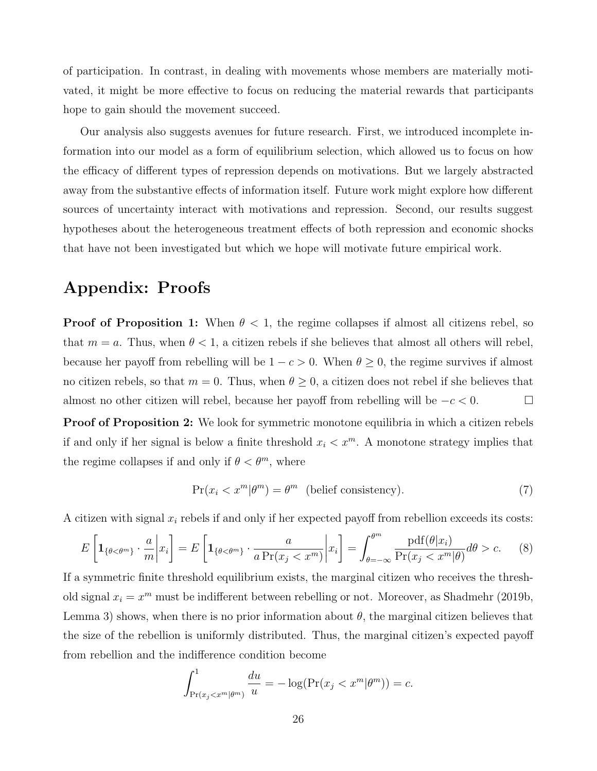of participation. In contrast, in dealing with movements whose members are materially motivated, it might be more effective to focus on reducing the material rewards that participants hope to gain should the movement succeed.

Our analysis also suggests avenues for future research. First, we introduced incomplete information into our model as a form of equilibrium selection, which allowed us to focus on how the efficacy of different types of repression depends on motivations. But we largely abstracted away from the substantive effects of information itself. Future work might explore how different sources of uncertainty interact with motivations and repression. Second, our results suggest hypotheses about the heterogeneous treatment effects of both repression and economic shocks that have not been investigated but which we hope will motivate future empirical work.

# Appendix: Proofs

**Proof of Proposition 1:** When $\theta < 1$, the regime collapses if almost all citizens rebel, so that $m = a$. Thus, when $\theta < 1$, a citizen rebels if she believes that almost all others will rebel, because her payoff from rebelling will be $1 - c > 0$. When $\theta \geq 0$, the regime survives if almost no citizen rebels, so that $m = 0$. Thus, when $\theta \geq 0$, a citizen does not rebel if she believes that almost no other citizen will rebel, because her payoff from rebelling will be $-c < 0$. $\square$

**Proof of Proposition 2:** We look for symmetric monotone equilibria in which a citizen rebels if and only if her signal is below a finite threshold $x_i < x^m$. A monotone strategy implies that the regime collapses if and only if $\theta < \theta^m$, where

$$\Pr(x_i < x^m | \theta^m) = \theta^m \quad \text{(belief consistency).} \tag{7}$$

A citizen with signal $x_i$ rebels if and only if her expected payoff from rebellion exceeds its costs:

$$E\left[\mathbf{1}_{\{\theta<\theta^m\}} \cdot \frac{a}{m}\bigg| x_i\right] = E\left[\mathbf{1}_{\{\theta<\theta^m\}} \cdot \frac{a}{a\Pr(x_j < x^m)}\bigg| x_i\right] = \int_{\theta=-\infty}^{\theta^m} \frac{\text{pdf}(\theta|x_i)}{\Pr(x_j < x^m|\theta)} d\theta > c. \tag{8}$$

If a symmetric finite threshold equilibrium exists, the marginal citizen who receives the threshold signal $x_i = x^m$ must be indifferent between rebelling or not. Moreover, as Shadmehr (2019b, Lemma 3) shows, when there is no prior information about $\theta$, the marginal citizen believes that the size of the rebellion is uniformly distributed. Thus, the marginal citizen's expected payoff from rebellion and the indifference condition become

$$\int_{\Pr(x_j < x^m|\theta^m)}^{1} \frac{du}{u} = -\log(\Pr(x_j < x^m|\theta^m)) = c.$$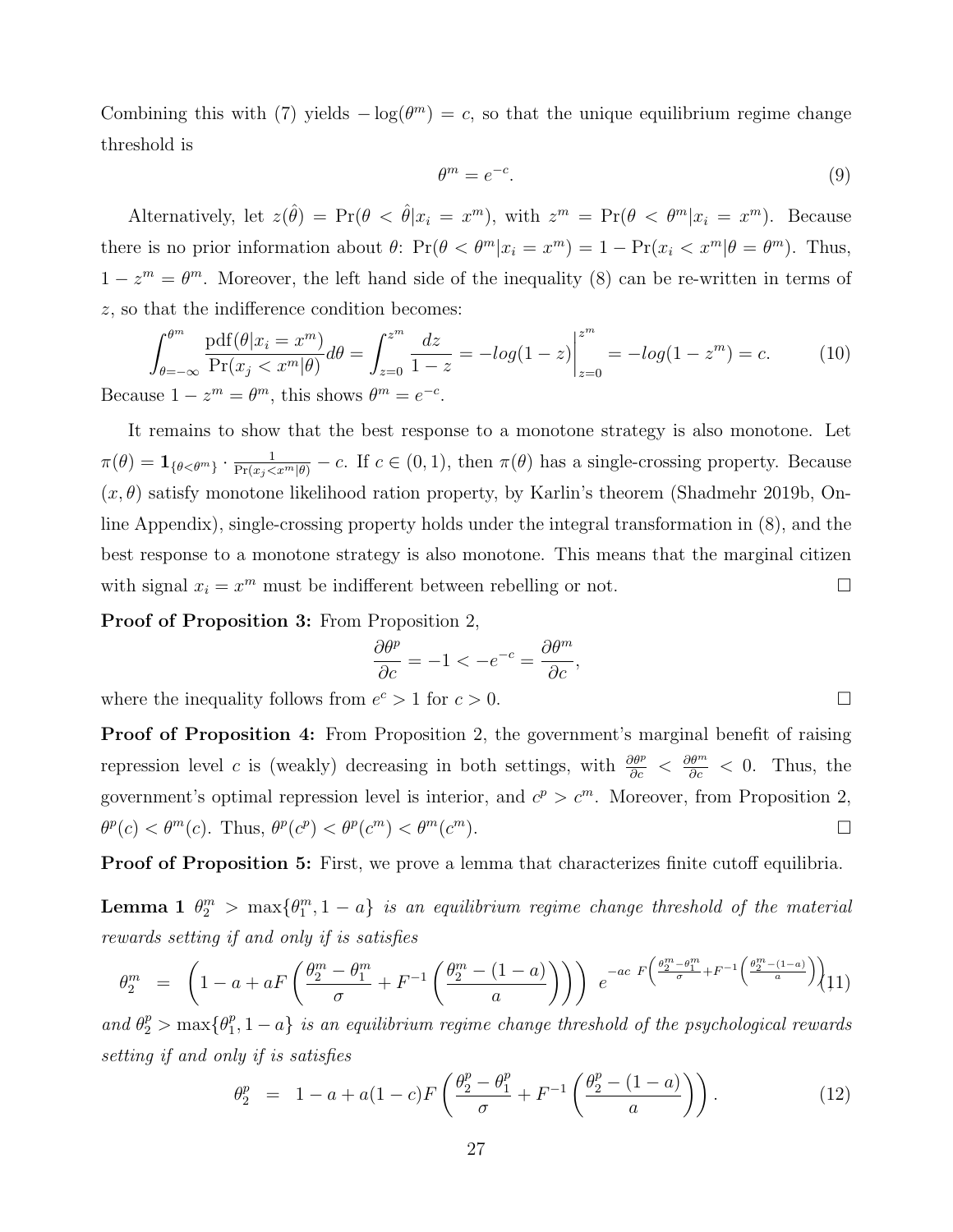Combining this with (7) yields $-\log(\theta^m) = c$, so that the unique equilibrium regime change threshold is

$$\theta^m = e^{-c}. \tag{9}$$

Alternatively, let $z(\hat{\theta}) = \Pr(\theta < \hat{\theta}|x_i = x^m)$, with $z^m = \Pr(\theta < \theta^m|x_i = x^m)$. Because there is no prior information about $\theta$: $\Pr(\theta < \theta^m|x_i = x^m) = 1 - \Pr(x_i < x^m|\theta = \theta^m)$. Thus, $1 - z^m = \theta^m$. Moreover, the left hand side of the inequality (8) can be re-written in terms of $z$, so that the indifference condition becomes:

$$\int_{\theta=-\infty}^{\theta^m} \frac{\text{pdf}(\theta|x_i = x^m)}{\Pr(x_j < x^m|\theta)} d\theta = \int_{z=0}^{z^m} \frac{dz}{1-z} = -log(1-z)\Big|_{z=0}^{z^m} = -log(1-z^m) = c. \tag{10}$$

Because $1 - z^m = \theta^m$, this shows $\theta^m = e^{-c}$.

It remains to show that the best response to a monotone strategy is also monotone. Let $\pi(\theta) = \mathbf{1}_{\{\theta<\theta^m\}} \cdot \frac{1}{\Pr(x_j<x^m|\theta)} - c$. If $c \in (0,1)$, then $\pi(\theta)$ has a single-crossing property. Because $(x,\theta)$ satisfy monotone likelihood ration property, by Karlin's theorem (Shadmehr 2019b, Online Appendix), single-crossing property holds under the integral transformation in (8), and the best response to a monotone strategy is also monotone. This means that the marginal citizen with signal $x_i = x^m$ must be indifferent between rebelling or not. □

**Proof of Proposition 3:** From Proposition 2,

$$\frac{\partial\theta^p}{\partial c} = -1 < -e^{-c} = \frac{\partial\theta^m}{\partial c},$$

where the inequality follows from $e^c > 1$ for $c > 0$. □

**Proof of Proposition 4:** From Proposition 2, the government's marginal benefit of raising repression level $c$ is (weakly) decreasing in both settings, with $\frac{\partial\theta^p}{\partial c} < \frac{\partial\theta^m}{\partial c} < 0$. Thus, the government's optimal repression level is interior, and $c^p > c^m$. Moreover, from Proposition 2, $\theta^p(c) < \theta^m(c)$. Thus, $\theta^p(c^p) < \theta^p(c^m) < \theta^m(c^m)$. □

**Proof of Proposition 5:** First, we prove a lemma that characterizes finite cutoff equilibria.

**Lemma 1** *$\theta_2^m > \max\{\theta_1^m, 1-a\}$ is an equilibrium regime change threshold of the material rewards setting if and only if is satisfies*

$$\theta_2^m = \left(1 - a + aF\left(\frac{\theta_2^m - \theta_1^m}{\sigma} + F^{-1}\left(\frac{\theta_2^m - (1-a)}{a}\right)\right)\right) e^{-ac\ F\left(\frac{\theta_2^m - \theta_1^m}{\sigma} + F^{-1}\left(\frac{\theta_2^m-(1-a)}{a}\right)\right)}, \tag{11}$$

*and $\theta_2^p > \max\{\theta_1^p, 1-a\}$ is an equilibrium regime change threshold of the psychological rewards setting if and only if is satisfies*

$$\theta_2^p = 1 - a + a(1-c)F\left(\frac{\theta_2^p - \theta_1^p}{\sigma} + F^{-1}\left(\frac{\theta_2^p - (1-a)}{a}\right)\right). \tag{12}$$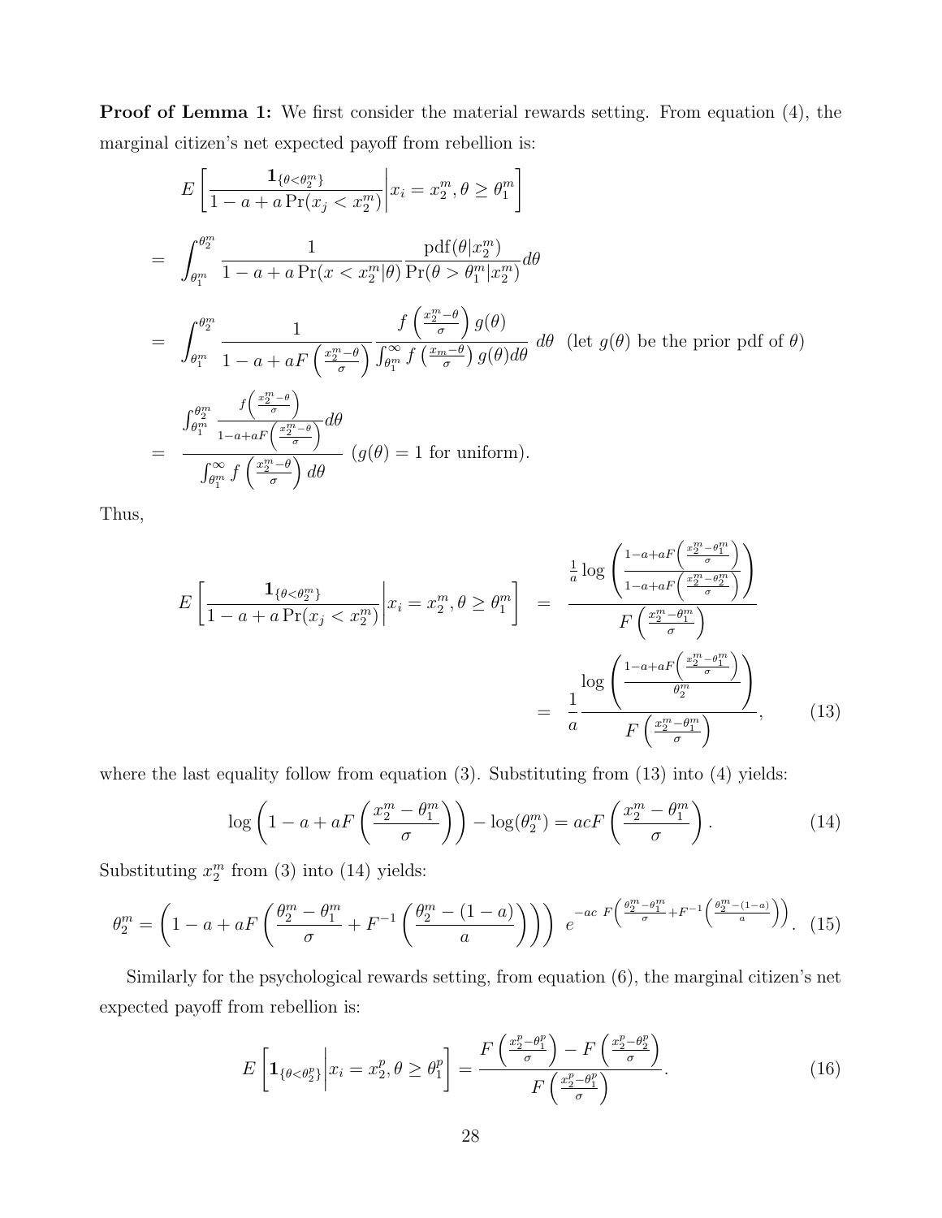**Proof of Lemma 1:** We first consider the material rewards setting. From equation (4), the marginal citizen's net expected payoff from rebellion is:

$$
\begin{aligned}
& E\left[\left.\frac{\mathbf{1}_{\{\theta<\theta_2^m\}}}{1-a+a\Pr(x_j<x_2^m)}\right| x_i=x_2^m, \theta\geq\theta_1^m\right] \\
= & \int_{\theta_1^m}^{\theta_2^m} \frac{1}{1-a+a\Pr(x<x_2^m|\theta)} \frac{\text{pdf}(\theta|x_2^m)}{\Pr(\theta>\theta_1^m|x_2^m)} d\theta \\
= & \int_{\theta_1^m}^{\theta_2^m} \frac{1}{1-a+aF\left(\frac{x_2^m-\theta}{\sigma}\right)} \frac{f\left(\frac{x_2^m-\theta}{\sigma}\right)g(\theta)}{\int_{\theta_1^m}^{\infty} f\left(\frac{x_m-\theta}{\sigma}\right)g(\theta)d\theta}\, d\theta \quad \text{(let } g(\theta) \text{ be the prior pdf of } \theta\text{)} \\
= & \frac{\int_{\theta_1^m}^{\theta_2^m} \frac{f\left(\frac{x_2^m-\theta}{\sigma}\right)}{1-a+aF\left(\frac{x_2^m-\theta}{\sigma}\right)} d\theta}{\int_{\theta_1^m}^{\infty} f\left(\frac{x_2^m-\theta}{\sigma}\right) d\theta} \quad (g(\theta)=1 \text{ for uniform}).
\end{aligned}
$$

Thus,

$$
\begin{aligned}
E\left[\left.\frac{\mathbf{1}_{\{\theta<\theta_2^m\}}}{1-a+a\Pr(x_j<x_2^m)}\right| x_i=x_2^m, \theta\geq\theta_1^m\right] &= \frac{\frac{1}{a}\log\left(\frac{1-a+aF\left(\frac{x_2^m-\theta_1^m}{\sigma}\right)}{1-a+aF\left(\frac{x_2^m-\theta_2^m}{\sigma}\right)}\right)}{F\left(\frac{x_2^m-\theta_1^m}{\sigma}\right)} \\
&= \frac{1}{a}\frac{\log\left(\frac{1-a+aF\left(\frac{x_2^m-\theta_1^m}{\sigma}\right)}{\theta_2^m}\right)}{F\left(\frac{x_2^m-\theta_1^m}{\sigma}\right)}, \qquad (13)
\end{aligned}
$$

where the last equality follow from equation (3). Substituting from (13) into (4) yields:

$$
\log\left(1-a+aF\left(\frac{x_2^m-\theta_1^m}{\sigma}\right)\right)-\log(\theta_2^m) = acF\left(\frac{x_2^m-\theta_1^m}{\sigma}\right). \qquad (14)
$$

Substituting $x_2^m$ from (3) into (14) yields:

$$
\theta_2^m = \left(1-a+aF\left(\frac{\theta_2^m-\theta_1^m}{\sigma}+F^{-1}\left(\frac{\theta_2^m-(1-a)}{a}\right)\right)\right)\; e^{-ac\; F\left(\frac{\theta_2^m-\theta_1^m}{\sigma}+F^{-1}\left(\frac{\theta_2^m-(1-a)}{a}\right)\right)}. \qquad (15)
$$

Similarly for the psychological rewards setting, from equation (6), the marginal citizen's net expected payoff from rebellion is:

$$
E\left[\mathbf{1}_{\{\theta<\theta_2^p\}}\middle| x_i=x_2^p, \theta\geq\theta_1^p\right] = \frac{F\left(\frac{x_2^p-\theta_1^p}{\sigma}\right)-F\left(\frac{x_2^p-\theta_2^p}{\sigma}\right)}{F\left(\frac{x_2^p-\theta_1^p}{\sigma}\right)}. \qquad (16)
$$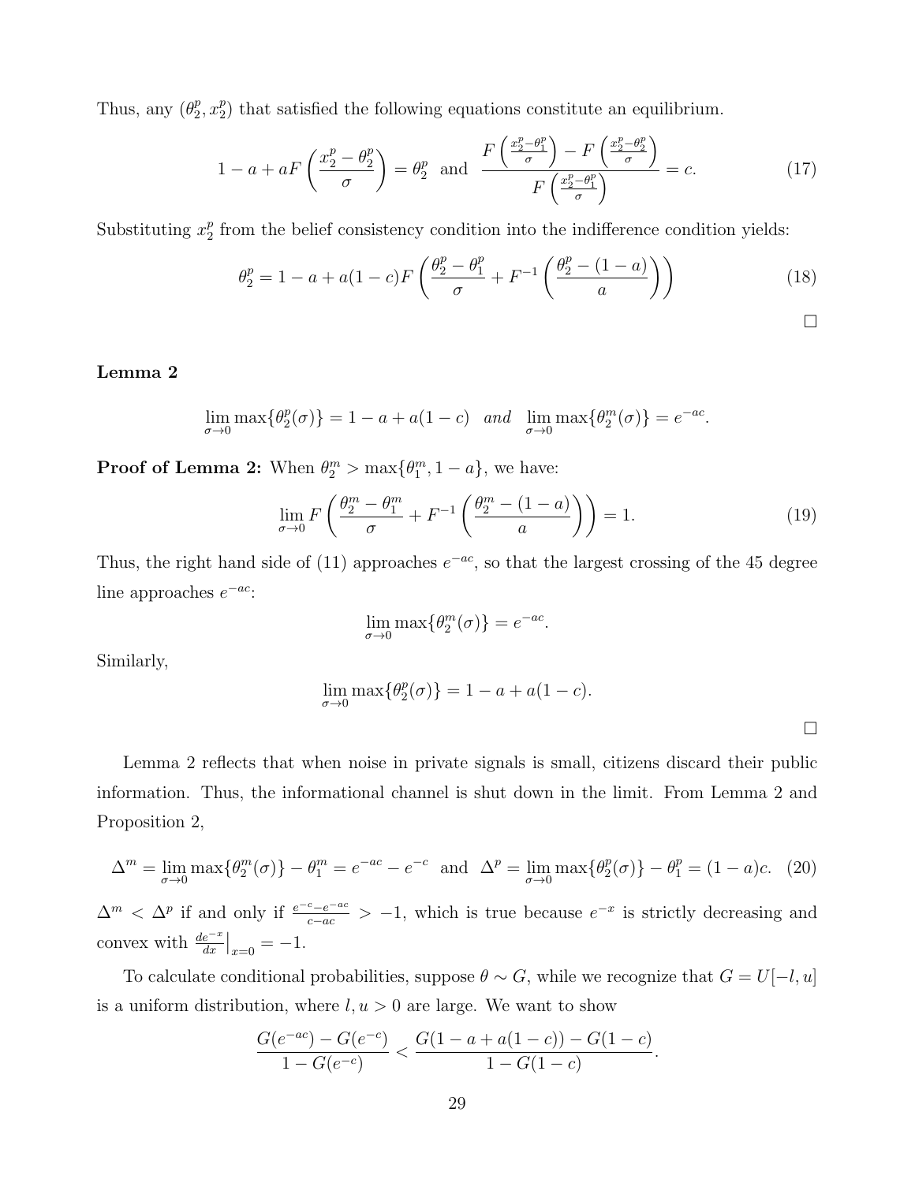Thus, any $(\theta_2^p, x_2^p)$ that satisfied the following equations constitute an equilibrium.

$$1 - a + aF\left(\frac{x_2^p - \theta_2^p}{\sigma}\right) = \theta_2^p \quad \text{and} \quad \frac{F\left(\frac{x_2^p - \theta_1^p}{\sigma}\right) - F\left(\frac{x_2^p - \theta_2^p}{\sigma}\right)}{F\left(\frac{x_2^p - \theta_1^p}{\sigma}\right)} = c. \tag{17}$$

Substituting $x_2^p$ from the belief consistency condition into the indifference condition yields:

$$\theta_2^p = 1 - a + a(1-c)F\left(\frac{\theta_2^p - \theta_1^p}{\sigma} + F^{-1}\left(\frac{\theta_2^p - (1-a)}{a}\right)\right) \tag{18}$$

□

**Lemma 2**

$$\lim_{\sigma \to 0} \max\{\theta_2^p(\sigma)\} = 1 - a + a(1-c) \quad and \quad \lim_{\sigma \to 0} \max\{\theta_2^m(\sigma)\} = e^{-ac}.$$

**Proof of Lemma 2:** When $\theta_2^m > \max\{\theta_1^m, 1-a\}$, we have:

$$\lim_{\sigma \to 0} F\left(\frac{\theta_2^m - \theta_1^m}{\sigma} + F^{-1}\left(\frac{\theta_2^m - (1-a)}{a}\right)\right) = 1. \tag{19}$$

Thus, the right hand side of (11) approaches $e^{-ac}$, so that the largest crossing of the 45 degree line approaches $e^{-ac}$:

$$\lim_{\sigma \to 0} \max\{\theta_2^m(\sigma)\} = e^{-ac}.$$

Similarly,

$$\lim_{\sigma \to 0} \max\{\theta_2^p(\sigma)\} = 1 - a + a(1-c).$$

□

Lemma 2 reflects that when noise in private signals is small, citizens discard their public information. Thus, the informational channel is shut down in the limit. From Lemma 2 and Proposition 2,

$$\Delta^m = \lim_{\sigma \to 0} \max\{\theta_2^m(\sigma)\} - \theta_1^m = e^{-ac} - e^{-c} \quad \text{and} \quad \Delta^p = \lim_{\sigma \to 0} \max\{\theta_2^p(\sigma)\} - \theta_1^p = (1-a)c. \tag{20}$$

$\Delta^m < \Delta^p$ if and only if $\frac{e^{-c} - e^{-ac}}{c - ac} > -1$, which is true because $e^{-x}$ is strictly decreasing and convex with $\left.\frac{de^{-x}}{dx}\right|_{x=0} = -1$.

To calculate conditional probabilities, suppose $\theta \sim G$, while we recognize that $G = U[-l, u]$ is a uniform distribution, where $l, u > 0$ are large. We want to show

$$\frac{G(e^{-ac}) - G(e^{-c})}{1 - G(e^{-c})} < \frac{G(1 - a + a(1-c)) - G(1-c)}{1 - G(1-c)}.$$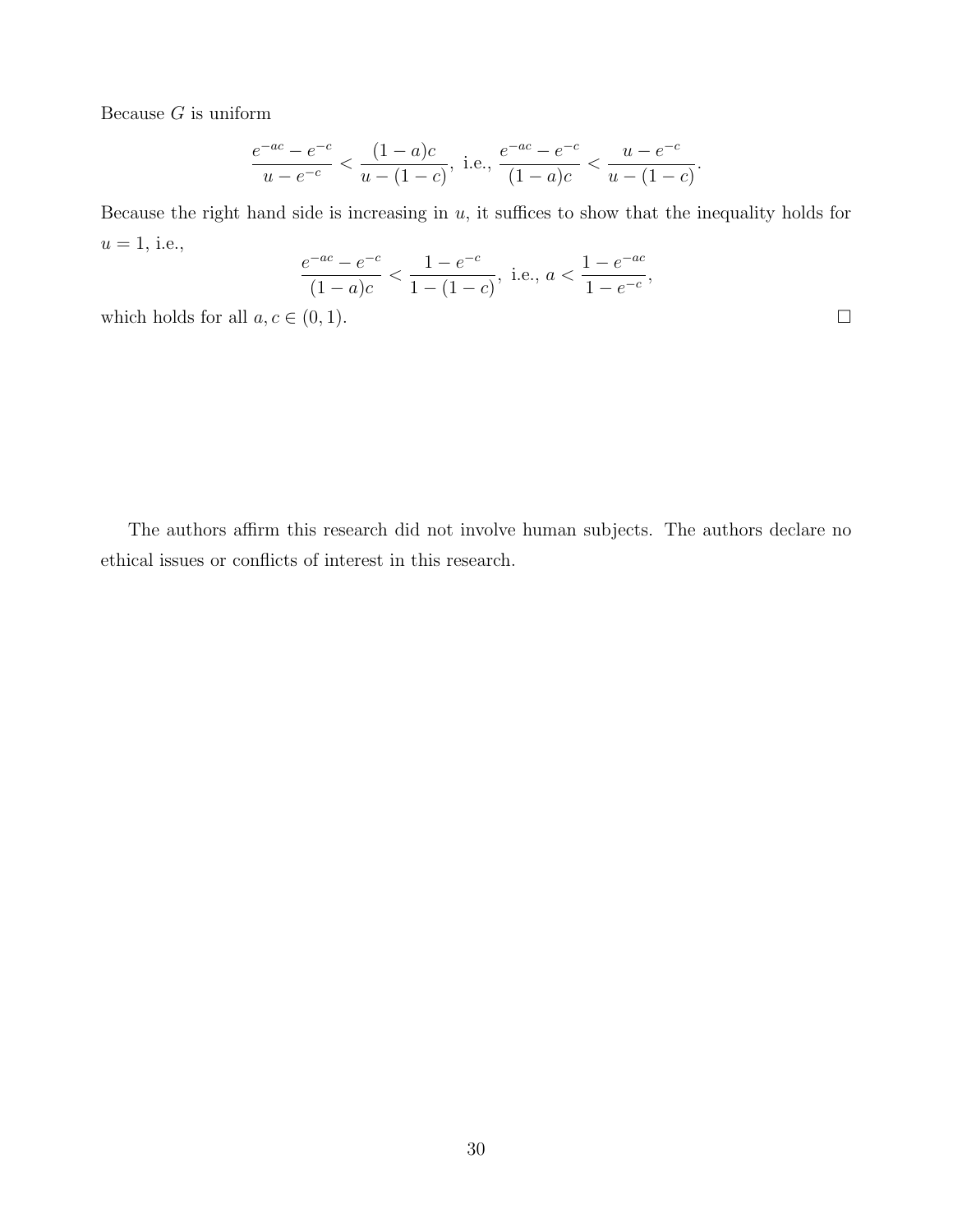Because $G$ is uniform

$$\frac{e^{-ac} - e^{-c}}{u - e^{-c}} < \frac{(1-a)c}{u - (1-c)}, \text{ i.e., } \frac{e^{-ac} - e^{-c}}{(1-a)c} < \frac{u - e^{-c}}{u - (1-c)}.$$

Because the right hand side is increasing in $u$, it suffices to show that the inequality holds for $u = 1$, i.e.,

$$\frac{e^{-ac} - e^{-c}}{(1-a)c} < \frac{1 - e^{-c}}{1 - (1-c)}, \text{ i.e., } a < \frac{1 - e^{-ac}}{1 - e^{-c}},$$

which holds for all $a, c \in (0, 1)$. □

The authors affirm this research did not involve human subjects. The authors declare no ethical issues or conflicts of interest in this research.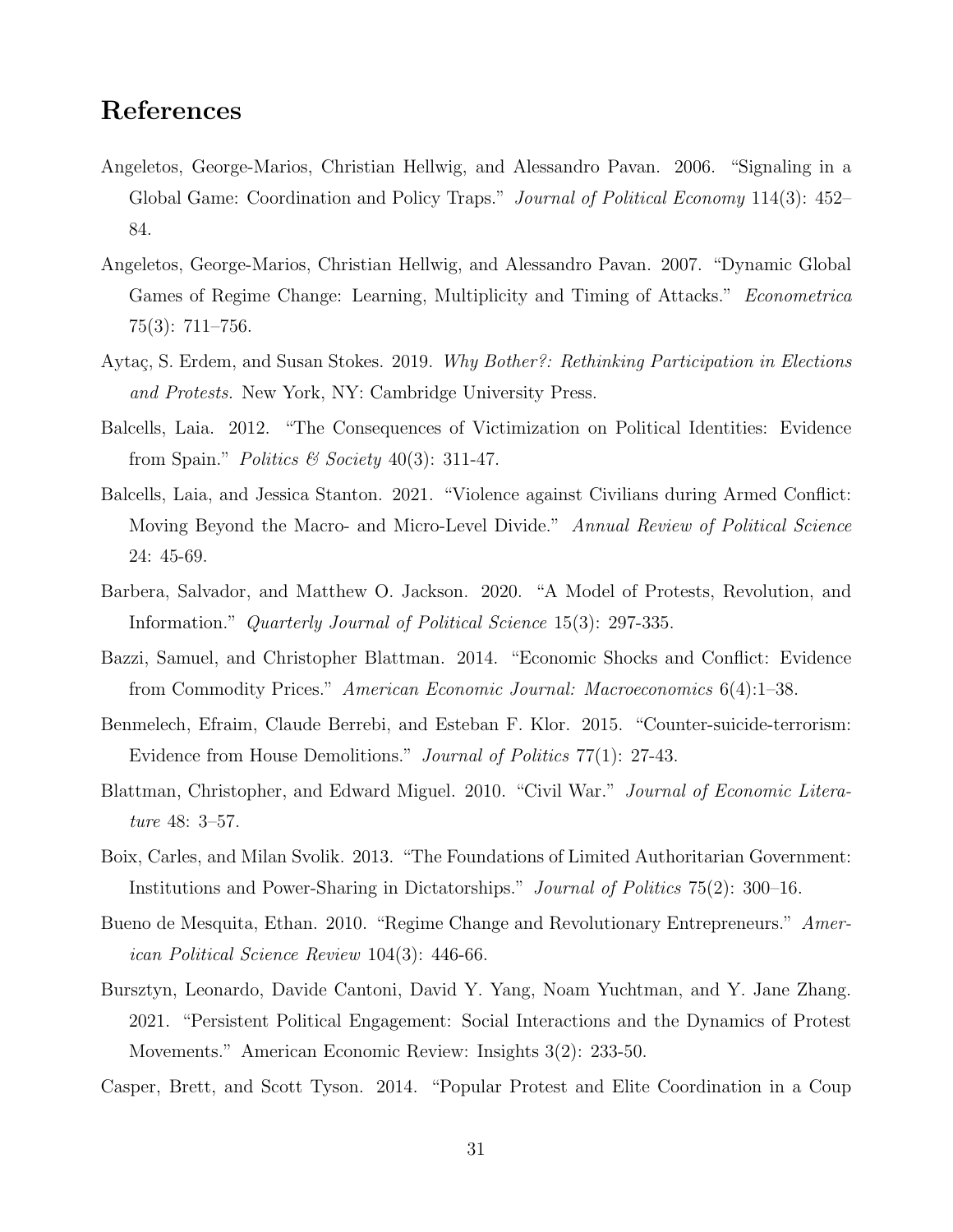# References

Angeletos, George-Marios, Christian Hellwig, and Alessandro Pavan. 2006. "Signaling in a Global Game: Coordination and Policy Traps." *Journal of Political Economy* 114(3): 452–84.

Angeletos, George-Marios, Christian Hellwig, and Alessandro Pavan. 2007. "Dynamic Global Games of Regime Change: Learning, Multiplicity and Timing of Attacks." *Econometrica* 75(3): 711–756.

Aytaç, S. Erdem, and Susan Stokes. 2019. *Why Bother?: Rethinking Participation in Elections and Protests.* New York, NY: Cambridge University Press.

Balcells, Laia. 2012. "The Consequences of Victimization on Political Identities: Evidence from Spain." *Politics & Society* 40(3): 311-47.

Balcells, Laia, and Jessica Stanton. 2021. "Violence against Civilians during Armed Conflict: Moving Beyond the Macro- and Micro-Level Divide." *Annual Review of Political Science* 24: 45-69.

Barbera, Salvador, and Matthew O. Jackson. 2020. "A Model of Protests, Revolution, and Information." *Quarterly Journal of Political Science* 15(3): 297-335.

Bazzi, Samuel, and Christopher Blattman. 2014. "Economic Shocks and Conflict: Evidence from Commodity Prices." *American Economic Journal: Macroeconomics* 6(4):1–38.

Benmelech, Efraim, Claude Berrebi, and Esteban F. Klor. 2015. "Counter-suicide-terrorism: Evidence from House Demolitions." *Journal of Politics* 77(1): 27-43.

Blattman, Christopher, and Edward Miguel. 2010. "Civil War." *Journal of Economic Literature* 48: 3–57.

Boix, Carles, and Milan Svolik. 2013. "The Foundations of Limited Authoritarian Government: Institutions and Power-Sharing in Dictatorships." *Journal of Politics* 75(2): 300–16.

Bueno de Mesquita, Ethan. 2010. "Regime Change and Revolutionary Entrepreneurs." *American Political Science Review* 104(3): 446-66.

Bursztyn, Leonardo, Davide Cantoni, David Y. Yang, Noam Yuchtman, and Y. Jane Zhang. 2021. "Persistent Political Engagement: Social Interactions and the Dynamics of Protest Movements." American Economic Review: Insights 3(2): 233-50.

Casper, Brett, and Scott Tyson. 2014. "Popular Protest and Elite Coordination in a Coup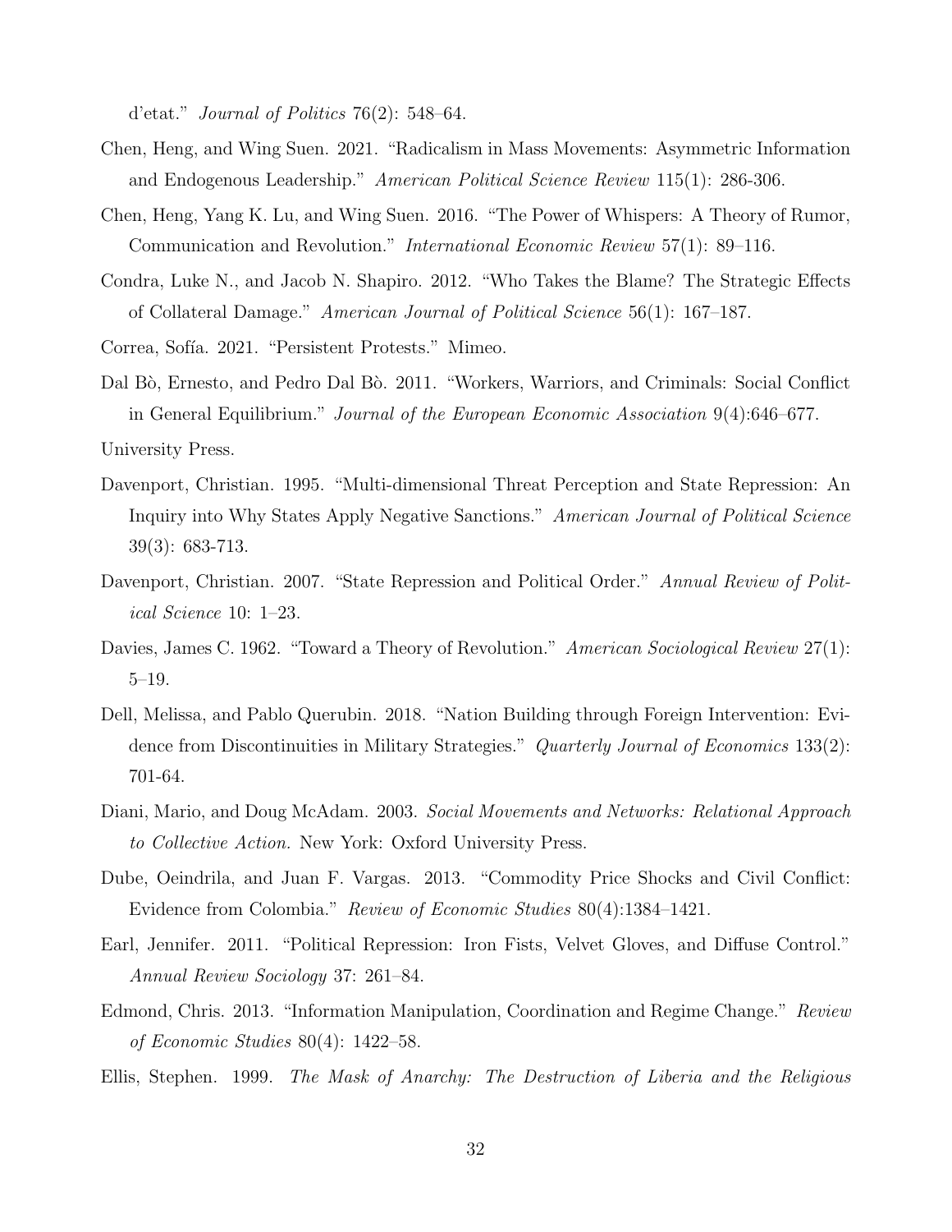d'etat." *Journal of Politics* 76(2): 548–64.

Chen, Heng, and Wing Suen. 2021. "Radicalism in Mass Movements: Asymmetric Information and Endogenous Leadership." *American Political Science Review* 115(1): 286-306.

Chen, Heng, Yang K. Lu, and Wing Suen. 2016. "The Power of Whispers: A Theory of Rumor, Communication and Revolution." *International Economic Review* 57(1): 89–116.

Condra, Luke N., and Jacob N. Shapiro. 2012. "Who Takes the Blame? The Strategic Effects of Collateral Damage." *American Journal of Political Science* 56(1): 167–187.

Correa, Sofía. 2021. "Persistent Protests." Mimeo.

Dal Bò, Ernesto, and Pedro Dal Bò. 2011. "Workers, Warriors, and Criminals: Social Conflict in General Equilibrium." *Journal of the European Economic Association* 9(4):646–677.

University Press.

Davenport, Christian. 1995. "Multi-dimensional Threat Perception and State Repression: An Inquiry into Why States Apply Negative Sanctions." *American Journal of Political Science* 39(3): 683-713.

Davenport, Christian. 2007. "State Repression and Political Order." *Annual Review of Political Science* 10: 1–23.

Davies, James C. 1962. "Toward a Theory of Revolution." *American Sociological Review* 27(1): 5–19.

Dell, Melissa, and Pablo Querubin. 2018. "Nation Building through Foreign Intervention: Evidence from Discontinuities in Military Strategies." *Quarterly Journal of Economics* 133(2): 701-64.

Diani, Mario, and Doug McAdam. 2003. *Social Movements and Networks: Relational Approach to Collective Action.* New York: Oxford University Press.

Dube, Oeindrila, and Juan F. Vargas. 2013. "Commodity Price Shocks and Civil Conflict: Evidence from Colombia." *Review of Economic Studies* 80(4):1384–1421.

Earl, Jennifer. 2011. "Political Repression: Iron Fists, Velvet Gloves, and Diffuse Control." *Annual Review Sociology* 37: 261–84.

Edmond, Chris. 2013. "Information Manipulation, Coordination and Regime Change." *Review of Economic Studies* 80(4): 1422–58.

Ellis, Stephen. 1999. *The Mask of Anarchy: The Destruction of Liberia and the Religious*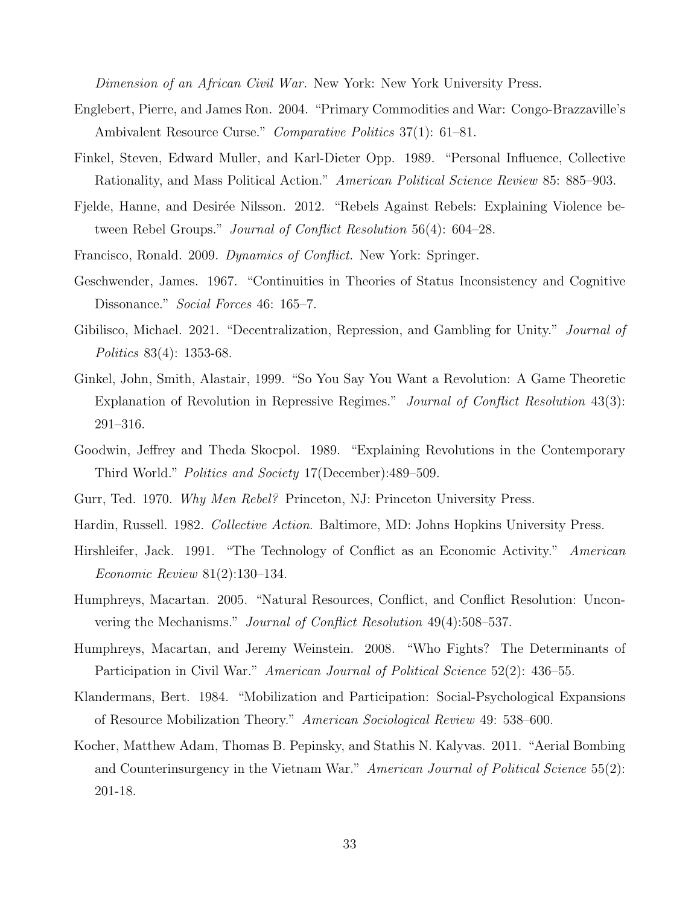*Dimension of an African Civil War.* New York: New York University Press.

Englebert, Pierre, and James Ron. 2004. "Primary Commodities and War: Congo-Brazzaville's Ambivalent Resource Curse." *Comparative Politics* 37(1): 61–81.

Finkel, Steven, Edward Muller, and Karl-Dieter Opp. 1989. "Personal Influence, Collective Rationality, and Mass Political Action." *American Political Science Review* 85: 885–903.

Fjelde, Hanne, and Desirée Nilsson. 2012. "Rebels Against Rebels: Explaining Violence between Rebel Groups." *Journal of Conflict Resolution* 56(4): 604–28.

Francisco, Ronald. 2009. *Dynamics of Conflict.* New York: Springer.

Geschwender, James. 1967. "Continuities in Theories of Status Inconsistency and Cognitive Dissonance." *Social Forces* 46: 165–7.

Gibilisco, Michael. 2021. "Decentralization, Repression, and Gambling for Unity." *Journal of Politics* 83(4): 1353-68.

Ginkel, John, Smith, Alastair, 1999. "So You Say You Want a Revolution: A Game Theoretic Explanation of Revolution in Repressive Regimes." *Journal of Conflict Resolution* 43(3): 291–316.

Goodwin, Jeffrey and Theda Skocpol. 1989. "Explaining Revolutions in the Contemporary Third World." *Politics and Society* 17(December):489–509.

Gurr, Ted. 1970. *Why Men Rebel?* Princeton, NJ: Princeton University Press.

Hardin, Russell. 1982. *Collective Action.* Baltimore, MD: Johns Hopkins University Press.

Hirshleifer, Jack. 1991. "The Technology of Conflict as an Economic Activity." *American Economic Review* 81(2):130–134.

Humphreys, Macartan. 2005. "Natural Resources, Conflict, and Conflict Resolution: Unconvering the Mechanisms." *Journal of Conflict Resolution* 49(4):508–537.

Humphreys, Macartan, and Jeremy Weinstein. 2008. "Who Fights? The Determinants of Participation in Civil War." *American Journal of Political Science* 52(2): 436–55.

Klandermans, Bert. 1984. "Mobilization and Participation: Social-Psychological Expansions of Resource Mobilization Theory." *American Sociological Review* 49: 538–600.

Kocher, Matthew Adam, Thomas B. Pepinsky, and Stathis N. Kalyvas. 2011. "Aerial Bombing and Counterinsurgency in the Vietnam War." *American Journal of Political Science* 55(2): 201-18.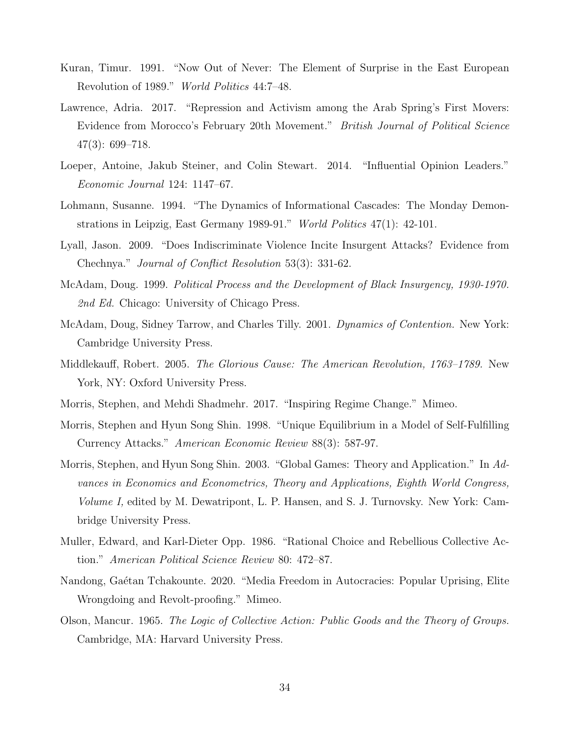Kuran, Timur. 1991. "Now Out of Never: The Element of Surprise in the East European Revolution of 1989." *World Politics* 44:7–48.

Lawrence, Adria. 2017. "Repression and Activism among the Arab Spring's First Movers: Evidence from Morocco's February 20th Movement." *British Journal of Political Science* 47(3): 699–718.

Loeper, Antoine, Jakub Steiner, and Colin Stewart. 2014. "Influential Opinion Leaders." *Economic Journal* 124: 1147–67.

Lohmann, Susanne. 1994. "The Dynamics of Informational Cascades: The Monday Demonstrations in Leipzig, East Germany 1989-91." *World Politics* 47(1): 42-101.

Lyall, Jason. 2009. "Does Indiscriminate Violence Incite Insurgent Attacks? Evidence from Chechnya." *Journal of Conflict Resolution* 53(3): 331-62.

McAdam, Doug. 1999. *Political Process and the Development of Black Insurgency, 1930-1970. 2nd Ed.* Chicago: University of Chicago Press.

McAdam, Doug, Sidney Tarrow, and Charles Tilly. 2001. *Dynamics of Contention.* New York: Cambridge University Press.

Middlekauff, Robert. 2005. *The Glorious Cause: The American Revolution, 1763–1789.* New York, NY: Oxford University Press.

Morris, Stephen, and Mehdi Shadmehr. 2017. "Inspiring Regime Change." Mimeo.

Morris, Stephen and Hyun Song Shin. 1998. "Unique Equilibrium in a Model of Self-Fulfilling Currency Attacks." *American Economic Review* 88(3): 587-97.

Morris, Stephen, and Hyun Song Shin. 2003. "Global Games: Theory and Application." In *Advances in Economics and Econometrics, Theory and Applications, Eighth World Congress, Volume I,* edited by M. Dewatripont, L. P. Hansen, and S. J. Turnovsky. New York: Cambridge University Press.

Muller, Edward, and Karl-Dieter Opp. 1986. "Rational Choice and Rebellious Collective Action." *American Political Science Review* 80: 472–87.

Nandong, Gaétan Tchakounte. 2020. "Media Freedom in Autocracies: Popular Uprising, Elite Wrongdoing and Revolt-proofing." Mimeo.

Olson, Mancur. 1965. *The Logic of Collective Action: Public Goods and the Theory of Groups.* Cambridge, MA: Harvard University Press.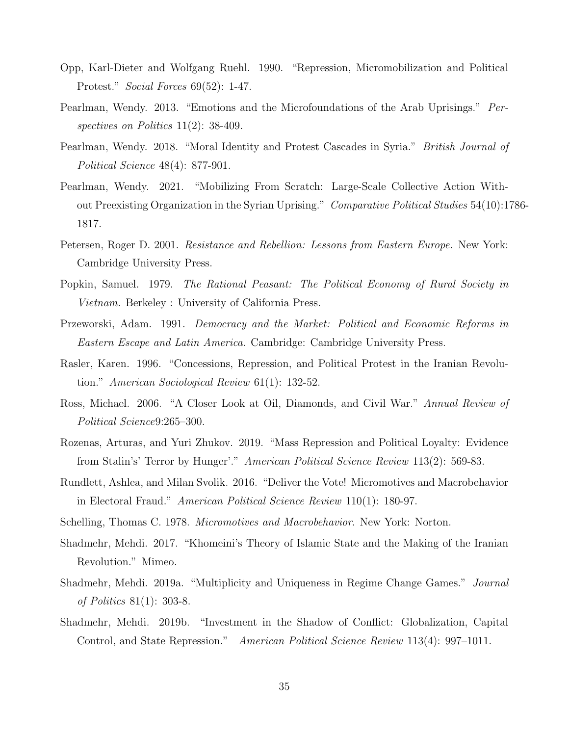Opp, Karl-Dieter and Wolfgang Ruehl. 1990. "Repression, Micromobilization and Political Protest." *Social Forces* 69(52): 1-47.

Pearlman, Wendy. 2013. "Emotions and the Microfoundations of the Arab Uprisings." *Perspectives on Politics* 11(2): 38-409.

Pearlman, Wendy. 2018. "Moral Identity and Protest Cascades in Syria." *British Journal of Political Science* 48(4): 877-901.

Pearlman, Wendy. 2021. "Mobilizing From Scratch: Large-Scale Collective Action Without Preexisting Organization in the Syrian Uprising." *Comparative Political Studies* 54(10):1786-1817.

Petersen, Roger D. 2001. *Resistance and Rebellion: Lessons from Eastern Europe.* New York: Cambridge University Press.

Popkin, Samuel. 1979. *The Rational Peasant: The Political Economy of Rural Society in Vietnam.* Berkeley : University of California Press.

Przeworski, Adam. 1991. *Democracy and the Market: Political and Economic Reforms in Eastern Escape and Latin America.* Cambridge: Cambridge University Press.

Rasler, Karen. 1996. "Concessions, Repression, and Political Protest in the Iranian Revolution." *American Sociological Review* 61(1): 132-52.

Ross, Michael. 2006. "A Closer Look at Oil, Diamonds, and Civil War." *Annual Review of Political Science*9:265–300.

Rozenas, Arturas, and Yuri Zhukov. 2019. "Mass Repression and Political Loyalty: Evidence from Stalin's' Terror by Hunger'." *American Political Science Review* 113(2): 569-83.

Rundlett, Ashlea, and Milan Svolik. 2016. "Deliver the Vote! Micromotives and Macrobehavior in Electoral Fraud." *American Political Science Review* 110(1): 180-97.

Schelling, Thomas C. 1978. *Micromotives and Macrobehavior*. New York: Norton.

Shadmehr, Mehdi. 2017. "Khomeini's Theory of Islamic State and the Making of the Iranian Revolution." Mimeo.

Shadmehr, Mehdi. 2019a. "Multiplicity and Uniqueness in Regime Change Games." *Journal of Politics* 81(1): 303-8.

Shadmehr, Mehdi. 2019b. "Investment in the Shadow of Conflict: Globalization, Capital Control, and State Repression." *American Political Science Review* 113(4): 997–1011.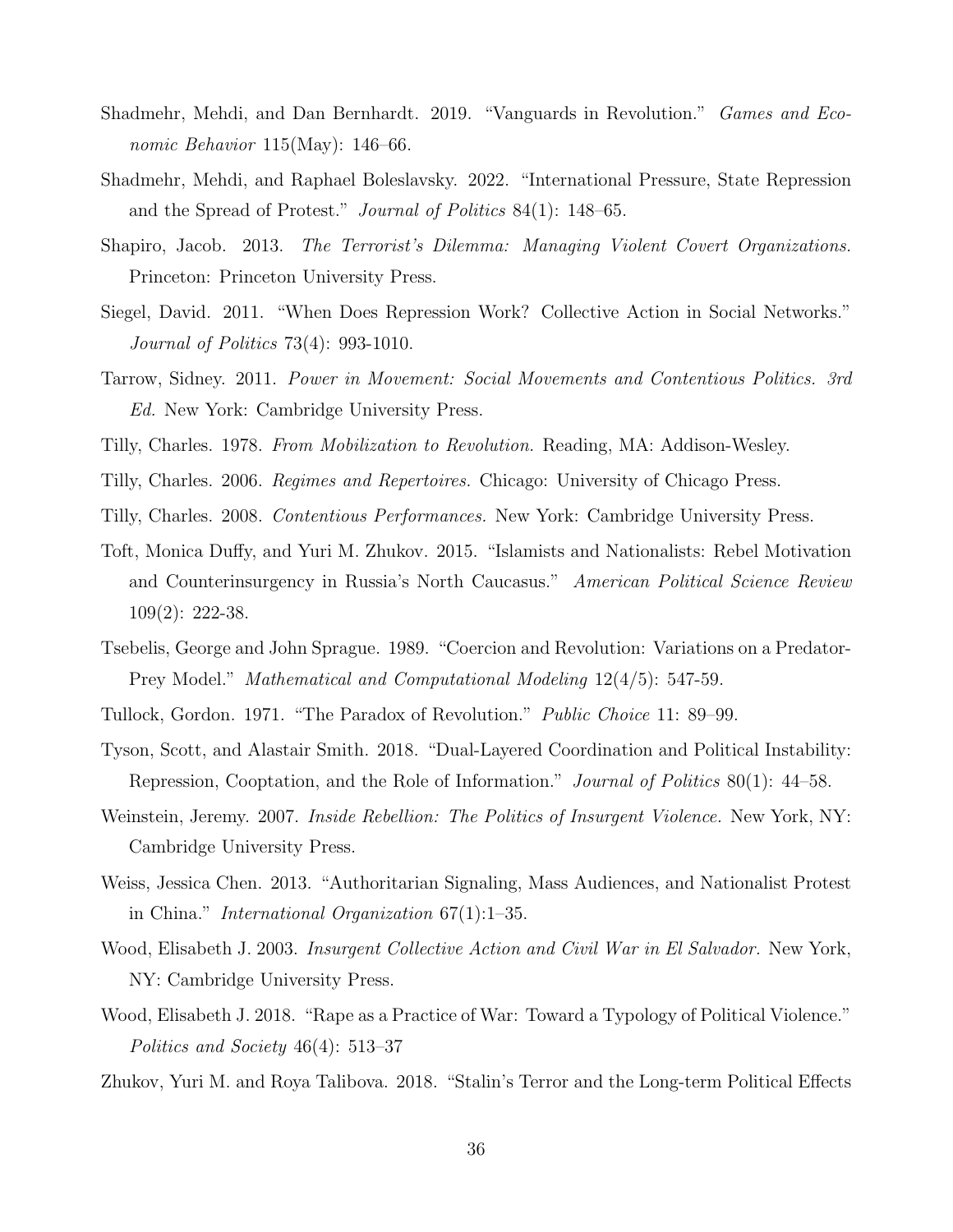Shadmehr, Mehdi, and Dan Bernhardt. 2019. "Vanguards in Revolution." *Games and Economic Behavior* 115(May): 146–66.

Shadmehr, Mehdi, and Raphael Boleslavsky. 2022. "International Pressure, State Repression and the Spread of Protest." *Journal of Politics* 84(1): 148–65.

Shapiro, Jacob. 2013. *The Terrorist's Dilemma: Managing Violent Covert Organizations.* Princeton: Princeton University Press.

Siegel, David. 2011. "When Does Repression Work? Collective Action in Social Networks." *Journal of Politics* 73(4): 993-1010.

Tarrow, Sidney. 2011. *Power in Movement: Social Movements and Contentious Politics. 3rd Ed.* New York: Cambridge University Press.

Tilly, Charles. 1978. *From Mobilization to Revolution.* Reading, MA: Addison-Wesley.

Tilly, Charles. 2006. *Regimes and Repertoires.* Chicago: University of Chicago Press.

Tilly, Charles. 2008. *Contentious Performances.* New York: Cambridge University Press.

Toft, Monica Duffy, and Yuri M. Zhukov. 2015. "Islamists and Nationalists: Rebel Motivation and Counterinsurgency in Russia's North Caucasus." *American Political Science Review* 109(2): 222-38.

Tsebelis, George and John Sprague. 1989. "Coercion and Revolution: Variations on a Predator-Prey Model." *Mathematical and Computational Modeling* 12(4/5): 547-59.

Tullock, Gordon. 1971. "The Paradox of Revolution." *Public Choice* 11: 89–99.

Tyson, Scott, and Alastair Smith. 2018. "Dual-Layered Coordination and Political Instability: Repression, Cooptation, and the Role of Information." *Journal of Politics* 80(1): 44–58.

Weinstein, Jeremy. 2007. *Inside Rebellion: The Politics of Insurgent Violence.* New York, NY: Cambridge University Press.

Weiss, Jessica Chen. 2013. "Authoritarian Signaling, Mass Audiences, and Nationalist Protest in China." *International Organization* 67(1):1–35.

Wood, Elisabeth J. 2003. *Insurgent Collective Action and Civil War in El Salvador.* New York, NY: Cambridge University Press.

Wood, Elisabeth J. 2018. "Rape as a Practice of War: Toward a Typology of Political Violence." *Politics and Society* 46(4): 513–37

Zhukov, Yuri M. and Roya Talibova. 2018. "Stalin's Terror and the Long-term Political Effects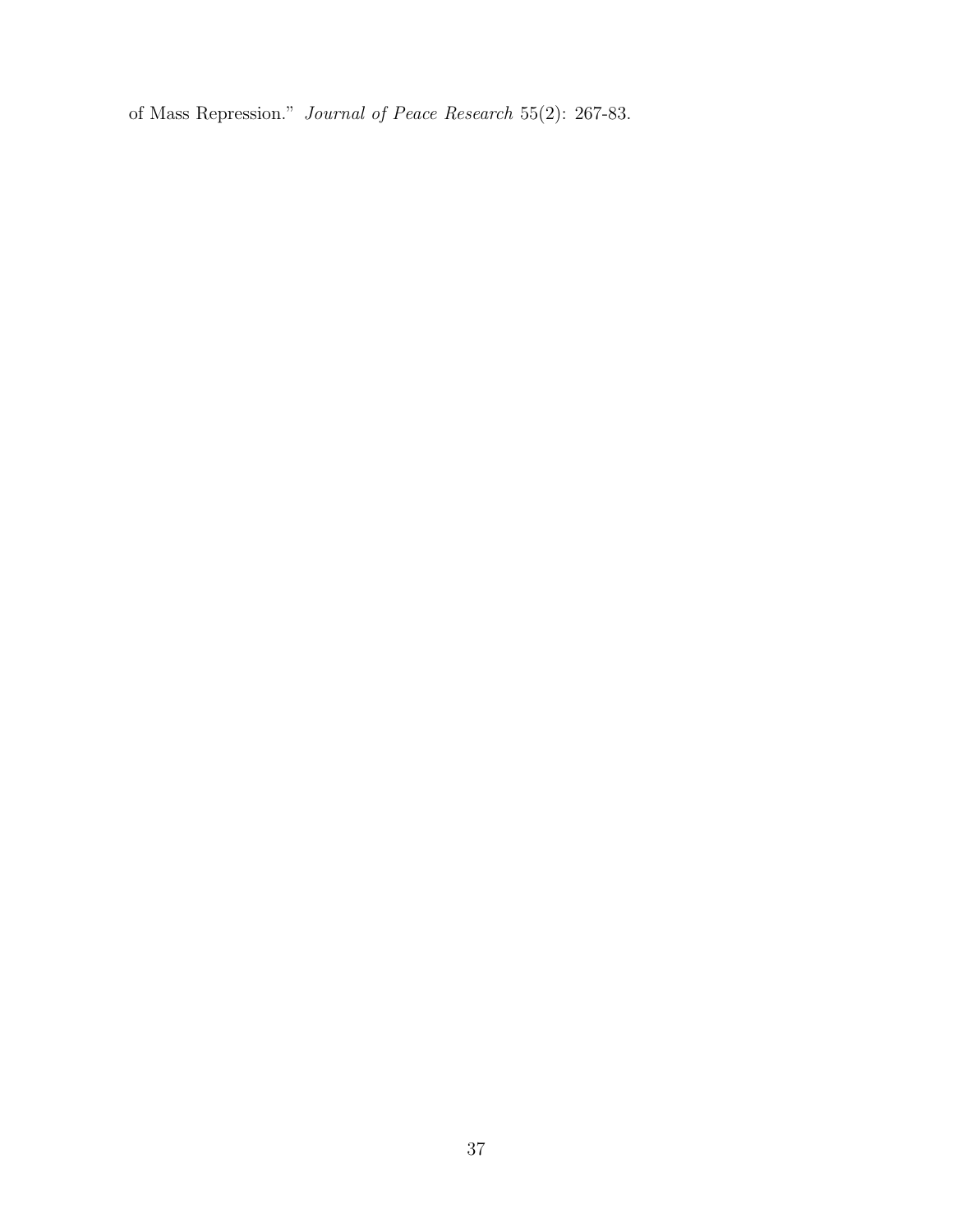of Mass Repression." *Journal of Peace Research* 55(2): 267-83.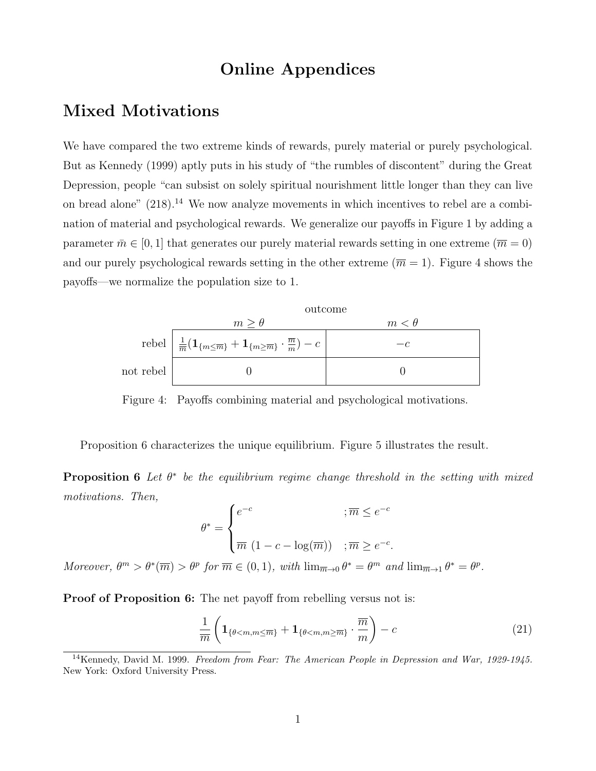# Online Appendices

## Mixed Motivations

We have compared the two extreme kinds of rewards, purely material or purely psychological. But as Kennedy (1999) aptly puts in his study of "the rumbles of discontent" during the Great Depression, people "can subsist on solely spiritual nourishment little longer than they can live on bread alone" (218).[14] We now analyze movements in which incentives to rebel are a combination of material and psychological rewards. We generalize our payoffs in Figure 1 by adding a parameter $\bar{m} \in [0, 1]$ that generates our purely material rewards setting in one extreme ($\overline{m} = 0$) and our purely psychological rewards setting in the other extreme ($\overline{m} = 1$). Figure 4 shows the payoffs—we normalize the population size to 1.

| | outcome: $m \geq \theta$ | outcome: $m < \theta$ |
|---|---|---|
| rebel | $\frac{1}{\overline{m}}(\mathbf{1}_{\{m \leq \overline{m}\}} + \mathbf{1}_{\{m \geq \overline{m}\}} \cdot \frac{\overline{m}}{m}) - c$ | $-c$ |
| not rebel | $0$ | $0$ |

Figure 4: Payoffs combining material and psychological motivations.

Proposition 6 characterizes the unique equilibrium. Figure 5 illustrates the result.

**Proposition 6** *Let $\theta^*$ be the equilibrium regime change threshold in the setting with mixed motivations. Then,*

$$\theta^* = \begin{cases} e^{-c} & ; \overline{m} \leq e^{-c} \\ \\ \overline{m}\ (1 - c - \log(\overline{m})) & ; \overline{m} \geq e^{-c}. \end{cases}$$

*Moreover, $\theta^m > \theta^*(\overline{m}) > \theta^p$ for $\overline{m} \in (0, 1)$, with $\lim_{\overline{m} \to 0} \theta^* = \theta^m$ and $\lim_{\overline{m} \to 1} \theta^* = \theta^p$.*

**Proof of Proposition 6:** The net payoff from rebelling versus not is:

$$\frac{1}{\overline{m}} \left( \mathbf{1}_{\{\theta < m, m \leq \overline{m}\}} + \mathbf{1}_{\{\theta < m, m \geq \overline{m}\}} \cdot \frac{\overline{m}}{m} \right) - c \tag{21}$$

[14] Kennedy, David M. 1999. *Freedom from Fear: The American People in Depression and War, 1929-1945.* New York: Oxford University Press.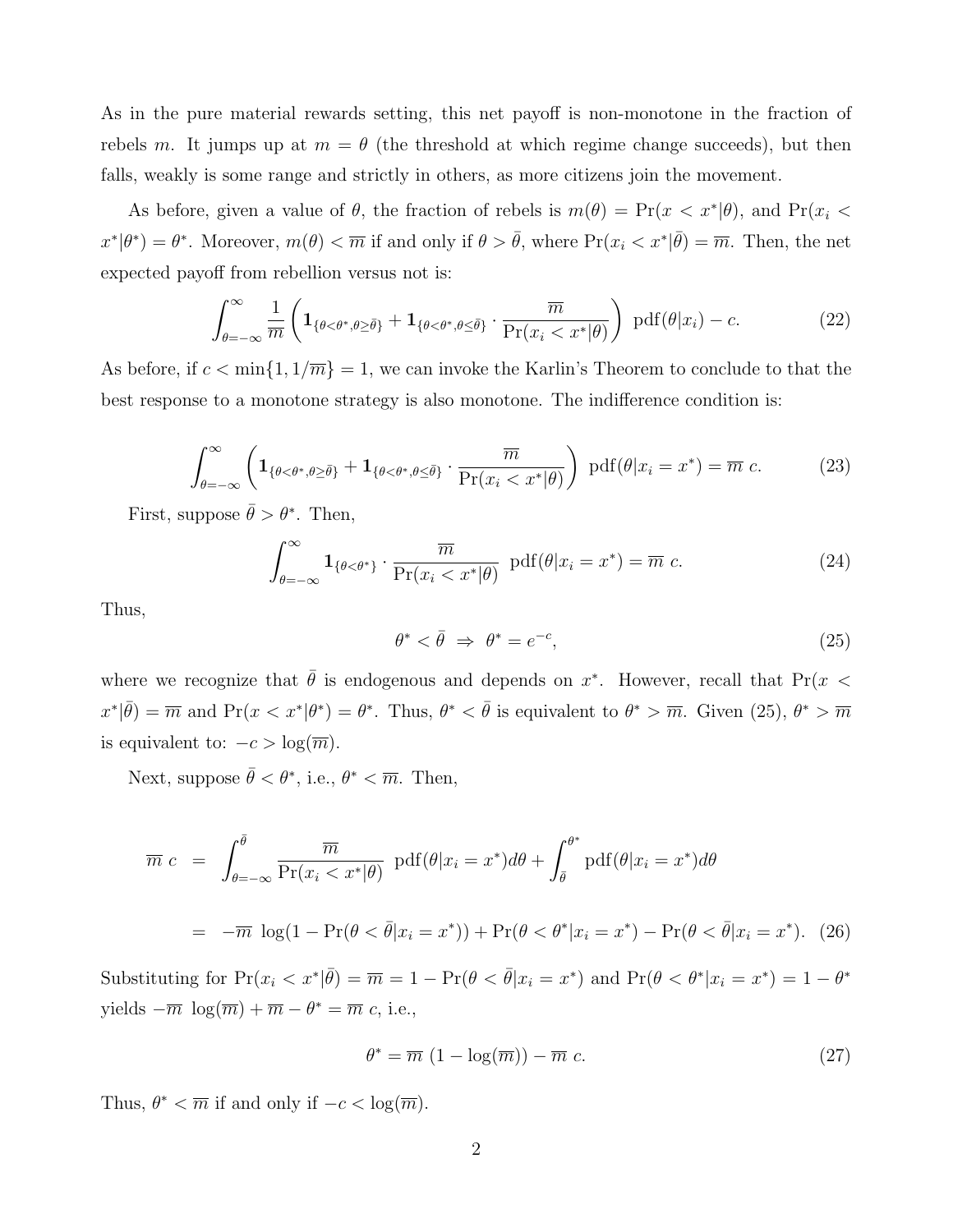As in the pure material rewards setting, this net payoff is non-monotone in the fraction of rebels $m$. It jumps up at $m = \theta$ (the threshold at which regime change succeeds), but then falls, weakly is some range and strictly in others, as more citizens join the movement.

As before, given a value of $\theta$, the fraction of rebels is $m(\theta) = \Pr(x < x^*|\theta)$, and $\Pr(x_i < x^*|\theta^*) = \theta^*$. Moreover, $m(\theta) < \overline{m}$ if and only if $\theta > \bar{\theta}$, where $\Pr(x_i < x^*|\bar{\theta}) = \overline{m}$. Then, the net expected payoff from rebellion versus not is:

$$\int_{\theta=-\infty}^{\infty} \frac{1}{\overline{m}} \left( \mathbf{1}_{\{\theta<\theta^*, \theta\geq\bar{\theta}\}} + \mathbf{1}_{\{\theta<\theta^*, \theta\leq\bar{\theta}\}} \cdot \frac{\overline{m}}{\Pr(x_i < x^*|\theta)} \right) \text{ pdf}(\theta|x_i) - c. \tag{22}$$

As before, if $c < \min\{1, 1/\overline{m}\} = 1$, we can invoke the Karlin's Theorem to conclude to that the best response to a monotone strategy is also monotone. The indifference condition is:

$$\int_{\theta=-\infty}^{\infty} \left( \mathbf{1}_{\{\theta<\theta^*, \theta\geq\bar{\theta}\}} + \mathbf{1}_{\{\theta<\theta^*, \theta\leq\bar{\theta}\}} \cdot \frac{\overline{m}}{\Pr(x_i < x^*|\theta)} \right) \text{ pdf}(\theta|x_i = x^*) = \overline{m}\ c. \tag{23}$$

First, suppose $\bar{\theta} > \theta^*$. Then,

$$\int_{\theta=-\infty}^{\infty} \mathbf{1}_{\{\theta<\theta^*\}} \cdot \frac{\overline{m}}{\Pr(x_i < x^*|\theta)} \text{ pdf}(\theta|x_i = x^*) = \overline{m}\ c. \tag{24}$$

Thus,

$$\theta^* < \bar{\theta} \ \Rightarrow \ \theta^* = e^{-c}, \tag{25}$$

where we recognize that $\bar{\theta}$ is endogenous and depends on $x^*$. However, recall that $\Pr(x < x^*|\bar{\theta}) = \overline{m}$ and $\Pr(x < x^*|\theta^*) = \theta^*$. Thus, $\theta^* < \bar{\theta}$ is equivalent to $\theta^* > \overline{m}$. Given (25), $\theta^* > \overline{m}$ is equivalent to: $-c > \log(\overline{m})$.

Next, suppose $\bar{\theta} < \theta^*$, i.e., $\theta^* < \overline{m}$. Then,

$$\begin{aligned}
\overline{m}\ c &= \int_{\theta=-\infty}^{\bar{\theta}} \frac{\overline{m}}{\Pr(x_i < x^*|\theta)} \text{ pdf}(\theta|x_i = x^*)d\theta + \int_{\bar{\theta}}^{\theta^*} \text{pdf}(\theta|x_i = x^*)d\theta \\
&= -\overline{m}\ \log(1 - \Pr(\theta < \bar{\theta}|x_i = x^*)) + \Pr(\theta < \theta^*|x_i = x^*) - \Pr(\theta < \bar{\theta}|x_i = x^*). \quad (26)
\end{aligned}$$

Substituting for $\Pr(x_i < x^*|\bar{\theta}) = \overline{m} = 1 - \Pr(\theta < \bar{\theta}|x_i = x^*)$ and $\Pr(\theta < \theta^*|x_i = x^*) = 1 - \theta^*$ yields $-\overline{m}\ \log(\overline{m}) + \overline{m} - \theta^* = \overline{m}\ c$, i.e.,

$$\theta^* = \overline{m}\ (1 - \log(\overline{m})) - \overline{m}\ c. \tag{27}$$

Thus, $\theta^* < \overline{m}$ if and only if $-c < \log(\overline{m})$.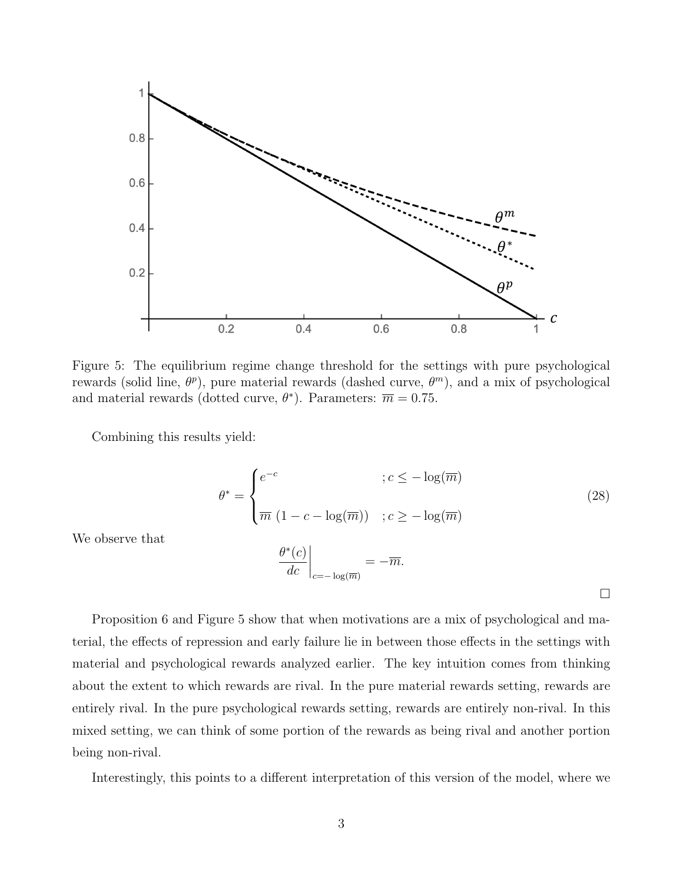Figure 5: The equilibrium regime change threshold for the settings with pure psychological rewards (solid line, $\theta^p$), pure material rewards (dashed curve, $\theta^m$), and a mix of psychological and material rewards (dotted curve, $\theta^*$). Parameters: $\overline{m} = 0.75$.

Combining this results yield:

$$\theta^* = \begin{cases} e^{-c} & ; c \leq -\log(\overline{m}) \\ \\ \overline{m}\,(1 - c - \log(\overline{m})) & ; c \geq -\log(\overline{m}) \end{cases} \tag{28}$$

We observe that

$$\left.\frac{\theta^*(c)}{dc}\right|_{c=-\log(\overline{m})} = -\overline{m}.$$

$\square$

Proposition 6 and Figure 5 show that when motivations are a mix of psychological and material, the effects of repression and early failure lie in between those effects in the settings with material and psychological rewards analyzed earlier. The key intuition comes from thinking about the extent to which rewards are rival. In the pure material rewards setting, rewards are entirely rival. In the pure psychological rewards setting, rewards are entirely non-rival. In this mixed setting, we can think of some portion of the rewards as being rival and another portion being non-rival.

Interestingly, this points to a different interpretation of this version of the model, where we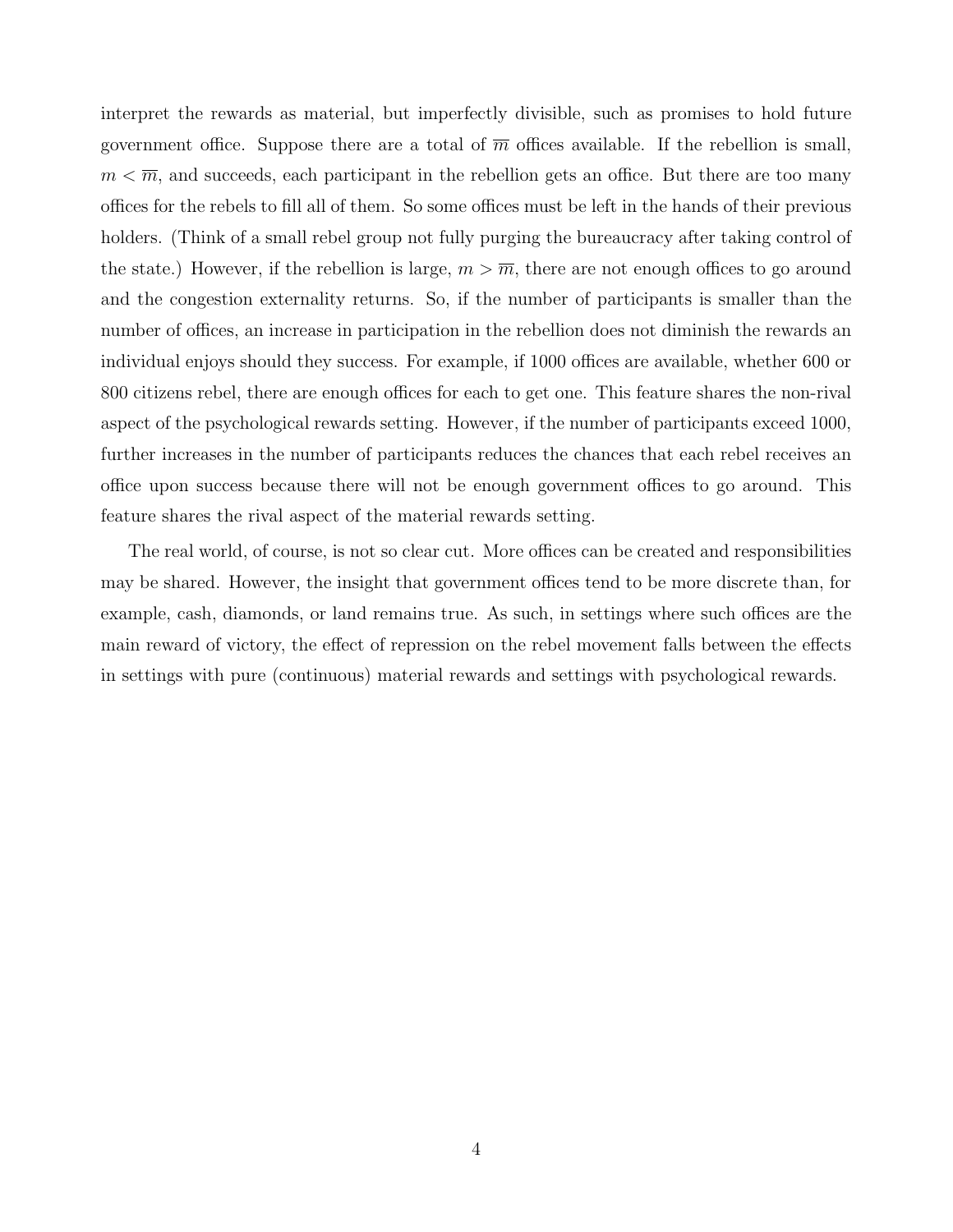interpret the rewards as material, but imperfectly divisible, such as promises to hold future government office. Suppose there are a total of $\overline{m}$ offices available. If the rebellion is small, $m < \overline{m}$, and succeeds, each participant in the rebellion gets an office. But there are too many offices for the rebels to fill all of them. So some offices must be left in the hands of their previous holders. (Think of a small rebel group not fully purging the bureaucracy after taking control of the state.) However, if the rebellion is large, $m > \overline{m}$, there are not enough offices to go around and the congestion externality returns. So, if the number of participants is smaller than the number of offices, an increase in participation in the rebellion does not diminish the rewards an individual enjoys should they success. For example, if 1000 offices are available, whether 600 or 800 citizens rebel, there are enough offices for each to get one. This feature shares the non-rival aspect of the psychological rewards setting. However, if the number of participants exceed 1000, further increases in the number of participants reduces the chances that each rebel receives an office upon success because there will not be enough government offices to go around. This feature shares the rival aspect of the material rewards setting.

The real world, of course, is not so clear cut. More offices can be created and responsibilities may be shared. However, the insight that government offices tend to be more discrete than, for example, cash, diamonds, or land remains true. As such, in settings where such offices are the main reward of victory, the effect of repression on the rebel movement falls between the effects in settings with pure (continuous) material rewards and settings with psychological rewards.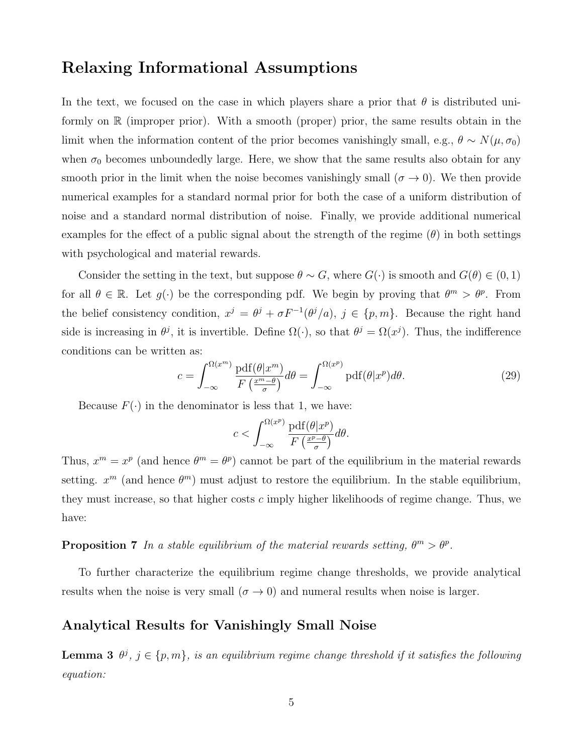## Relaxing Informational Assumptions

In the text, we focused on the case in which players share a prior that $\theta$ is distributed uniformly on $\mathbb{R}$ (improper prior). With a smooth (proper) prior, the same results obtain in the limit when the information content of the prior becomes vanishingly small, e.g., $\theta \sim N(\mu, \sigma_0)$ when $\sigma_0$ becomes unboundedly large. Here, we show that the same results also obtain for any smooth prior in the limit when the noise becomes vanishingly small ($\sigma \to 0$). We then provide numerical examples for a standard normal prior for both the case of a uniform distribution of noise and a standard normal distribution of noise. Finally, we provide additional numerical examples for the effect of a public signal about the strength of the regime ($\theta$) in both settings with psychological and material rewards.

Consider the setting in the text, but suppose $\theta \sim G$, where $G(\cdot)$ is smooth and $G(\theta) \in (0, 1)$ for all $\theta \in \mathbb{R}$. Let $g(\cdot)$ be the corresponding pdf. We begin by proving that $\theta^m > \theta^p$. From the belief consistency condition, $x^j = \theta^j + \sigma F^{-1}(\theta^j/a)$, $j \in \{p, m\}$. Because the right hand side is increasing in $\theta^j$, it is invertible. Define $\Omega(\cdot)$, so that $\theta^j = \Omega(x^j)$. Thus, the indifference conditions can be written as:

$$c = \int_{-\infty}^{\Omega(x^m)} \frac{\text{pdf}(\theta|x^m)}{F\left(\frac{x^m-\theta}{\sigma}\right)} d\theta = \int_{-\infty}^{\Omega(x^p)} \text{pdf}(\theta|x^p) d\theta. \tag{29}$$

Because $F(\cdot)$ in the denominator is less that 1, we have:

$$c < \int_{-\infty}^{\Omega(x^p)} \frac{\text{pdf}(\theta|x^p)}{F\left(\frac{x^p-\theta}{\sigma}\right)} d\theta.$$

Thus, $x^m = x^p$ (and hence $\theta^m = \theta^p$) cannot be part of the equilibrium in the material rewards setting. $x^m$ (and hence $\theta^m$) must adjust to restore the equilibrium. In the stable equilibrium, they must increase, so that higher costs $c$ imply higher likelihoods of regime change. Thus, we have:

**Proposition 7** *In a stable equilibrium of the material rewards setting, $\theta^m > \theta^p$.*

To further characterize the equilibrium regime change thresholds, we provide analytical results when the noise is very small ($\sigma \to 0$) and numeral results when noise is larger.

## Analytical Results for Vanishingly Small Noise

**Lemma 3** *$\theta^j$, $j \in \{p, m\}$, is an equilibrium regime change threshold if it satisfies the following equation:*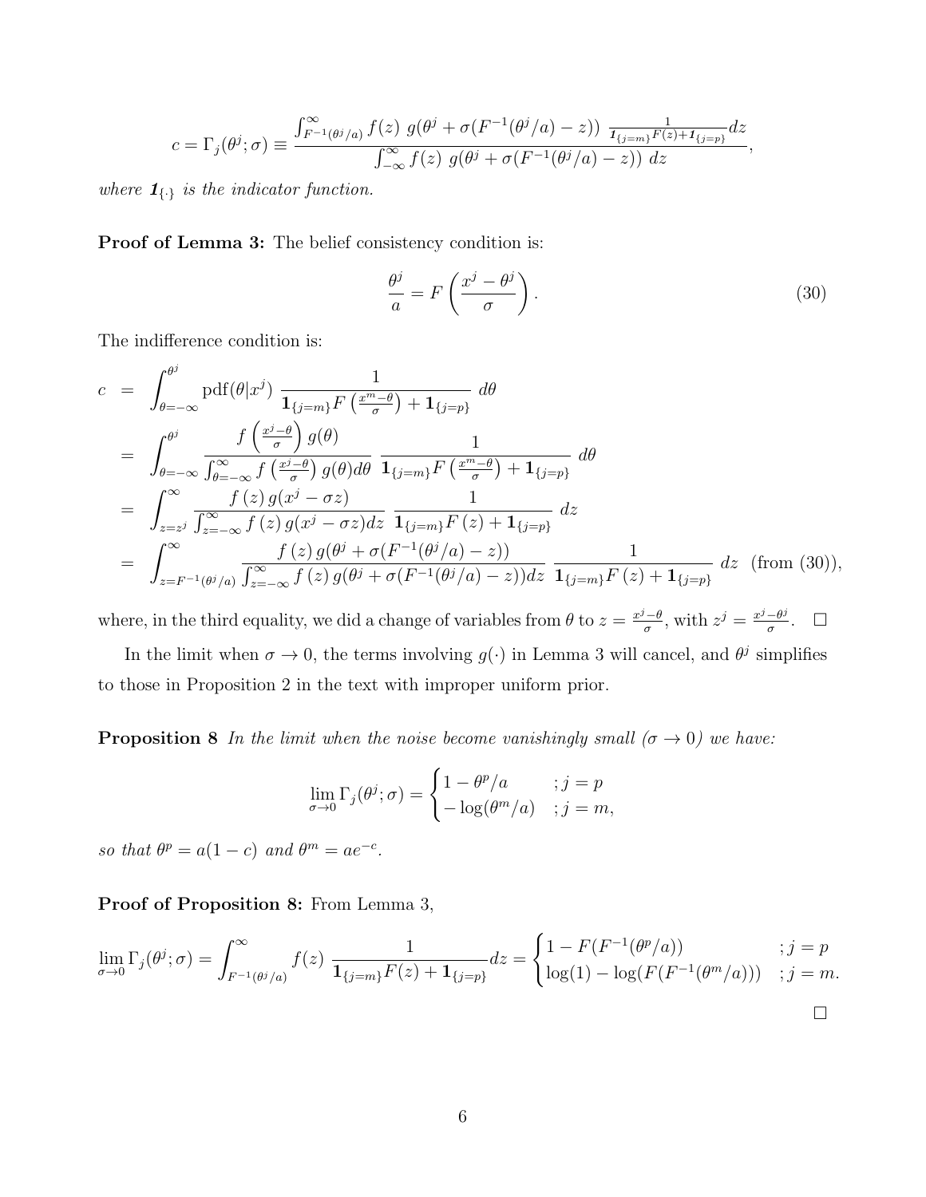$$c = \Gamma_j(\theta^j;\sigma) \equiv \frac{\int_{F^{-1}(\theta^j/a)}^{\infty} f(z)\; g(\theta^j + \sigma(F^{-1}(\theta^j/a) - z))\; \frac{1}{\mathbf{1}_{\{j=m\}}F(z)+\mathbf{1}_{\{j=p\}}} dz}{\int_{-\infty}^{\infty} f(z)\; g(\theta^j + \sigma(F^{-1}(\theta^j/a) - z))\; dz},$$

*where $\mathbf{1}_{\{\cdot\}}$ is the indicator function.*

**Proof of Lemma 3:** The belief consistency condition is:

$$\frac{\theta^j}{a} = F\left(\frac{x^j - \theta^j}{\sigma}\right). \tag{30}$$

The indifference condition is:

$$\begin{aligned}
c &= \int_{\theta=-\infty}^{\theta^j} \text{pdf}(\theta|x^j)\; \frac{1}{\mathbf{1}_{\{j=m\}}F\left(\frac{x^m-\theta}{\sigma}\right) + \mathbf{1}_{\{j=p\}}}\; d\theta \\
&= \int_{\theta=-\infty}^{\theta^j} \frac{f\left(\frac{x^j-\theta}{\sigma}\right) g(\theta)}{\int_{\theta=-\infty}^{\infty} f\left(\frac{x^j-\theta}{\sigma}\right) g(\theta) d\theta}\; \frac{1}{\mathbf{1}_{\{j=m\}}F\left(\frac{x^m-\theta}{\sigma}\right) + \mathbf{1}_{\{j=p\}}}\; d\theta \\
&= \int_{z=z^j}^{\infty} \frac{f(z)\, g(x^j - \sigma z)}{\int_{z=-\infty}^{\infty} f(z)\, g(x^j - \sigma z) dz}\; \frac{1}{\mathbf{1}_{\{j=m\}}F(z) + \mathbf{1}_{\{j=p\}}}\; dz \\
&= \int_{z=F^{-1}(\theta^j/a)}^{\infty} \frac{f(z)\, g(\theta^j + \sigma(F^{-1}(\theta^j/a) - z))}{\int_{z=-\infty}^{\infty} f(z)\, g(\theta^j + \sigma(F^{-1}(\theta^j/a) - z)) dz}\; \frac{1}{\mathbf{1}_{\{j=m\}}F(z) + \mathbf{1}_{\{j=p\}}}\; dz \quad \text{(from (30))},
\end{aligned}$$

where, in the third equality, we did a change of variables from $\theta$ to $z = \frac{x^j-\theta}{\sigma}$, with $z^j = \frac{x^j-\theta^j}{\sigma}$. $\square$

In the limit when $\sigma \to 0$, the terms involving $g(\cdot)$ in Lemma 3 will cancel, and $\theta^j$ simplifies to those in Proposition 2 in the text with improper uniform prior.

**Proposition 8** *In the limit when the noise become vanishingly small ($\sigma \to 0$) we have:*

$$\lim_{\sigma\to 0} \Gamma_j(\theta^j;\sigma) = \begin{cases} 1 - \theta^p/a & ; j = p \\ -\log(\theta^m/a) & ; j = m, \end{cases}$$

*so that $\theta^p = a(1-c)$ and $\theta^m = ae^{-c}$.*

**Proof of Proposition 8:** From Lemma 3,

$$\lim_{\sigma\to 0} \Gamma_j(\theta^j;\sigma) = \int_{F^{-1}(\theta^j/a)}^{\infty} f(z)\; \frac{1}{\mathbf{1}_{\{j=m\}}F(z) + \mathbf{1}_{\{j=p\}}} dz = \begin{cases} 1 - F(F^{-1}(\theta^p/a)) & ; j = p \\ \log(1) - \log(F(F^{-1}(\theta^m/a))) & ; j = m. \end{cases}$$

$\square$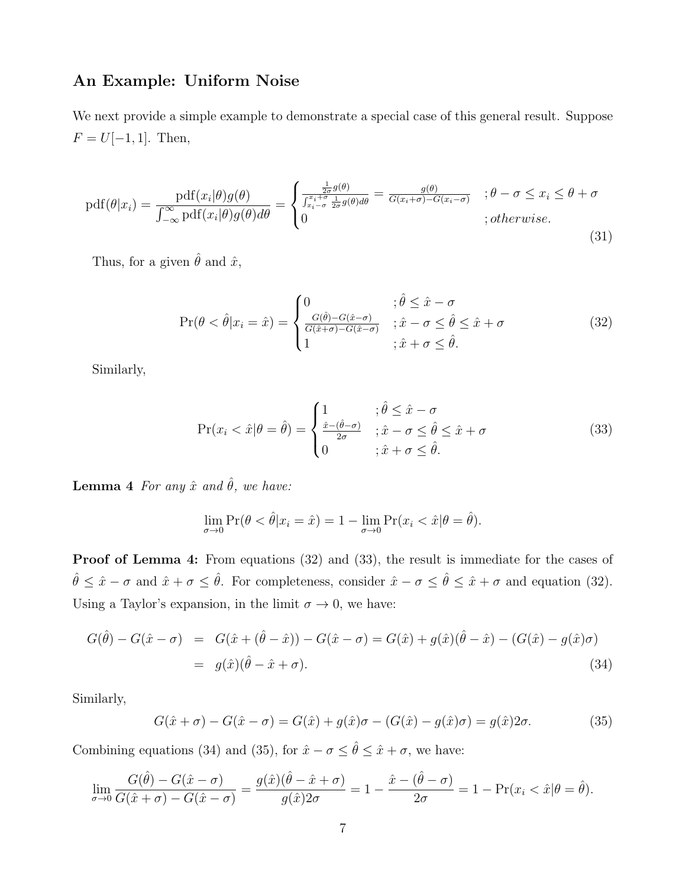## An Example: Uniform Noise

We next provide a simple example to demonstrate a special case of this general result. Suppose $F = U[-1, 1]$. Then,

$$\text{pdf}(\theta|x_i) = \frac{\text{pdf}(x_i|\theta)g(\theta)}{\int_{-\infty}^{\infty}\text{pdf}(x_i|\theta)g(\theta)d\theta} = \begin{cases} \frac{\frac{1}{2\sigma}g(\theta)}{\int_{x_i-\sigma}^{x_i+\sigma}\frac{1}{2\sigma}g(\theta)d\theta} = \frac{g(\theta)}{G(x_i+\sigma)-G(x_i-\sigma)} & ;\theta - \sigma \leq x_i \leq \theta + \sigma \\ 0 & ; otherwise. \end{cases} \tag{31}$$

Thus, for a given $\hat{\theta}$ and $\hat{x}$,

$$\Pr(\theta < \hat{\theta}|x_i = \hat{x}) = \begin{cases} 0 & ;\hat{\theta} \leq \hat{x} - \sigma \\ \frac{G(\hat{\theta})-G(\hat{x}-\sigma)}{G(\hat{x}+\sigma)-G(\hat{x}-\sigma)} & ;\hat{x} - \sigma \leq \hat{\theta} \leq \hat{x} + \sigma \\ 1 & ;\hat{x} + \sigma \leq \hat{\theta}. \end{cases} \tag{32}$$

Similarly,

$$\Pr(x_i < \hat{x}|\theta = \hat{\theta}) = \begin{cases} 1 & ;\hat{\theta} \leq \hat{x} - \sigma \\ \frac{\hat{x}-(\hat{\theta}-\sigma)}{2\sigma} & ;\hat{x} - \sigma \leq \hat{\theta} \leq \hat{x} + \sigma \\ 0 & ;\hat{x} + \sigma \leq \hat{\theta}. \end{cases} \tag{33}$$

**Lemma 4** *For any $\hat{x}$ and $\hat{\theta}$, we have:*

$$\lim_{\sigma\to 0}\Pr(\theta < \hat{\theta}|x_i = \hat{x}) = 1 - \lim_{\sigma\to 0}\Pr(x_i < \hat{x}|\theta = \hat{\theta}).$$

**Proof of Lemma 4:** From equations (32) and (33), the result is immediate for the cases of $\hat{\theta} \leq \hat{x} - \sigma$ and $\hat{x} + \sigma \leq \hat{\theta}$. For completeness, consider $\hat{x} - \sigma \leq \hat{\theta} \leq \hat{x} + \sigma$ and equation (32). Using a Taylor's expansion, in the limit $\sigma \to 0$, we have:

$$\begin{aligned} G(\hat{\theta}) - G(\hat{x} - \sigma) &= G(\hat{x} + (\hat{\theta} - \hat{x})) - G(\hat{x} - \sigma) = G(\hat{x}) + g(\hat{x})(\hat{\theta} - \hat{x}) - (G(\hat{x}) - g(\hat{x})\sigma) \\ &= g(\hat{x})(\hat{\theta} - \hat{x} + \sigma). \end{aligned} \tag{34}$$

Similarly,

$$G(\hat{x} + \sigma) - G(\hat{x} - \sigma) = G(\hat{x}) + g(\hat{x})\sigma - (G(\hat{x}) - g(\hat{x})\sigma) = g(\hat{x})2\sigma. \tag{35}$$

Combining equations (34) and (35), for $\hat{x} - \sigma \leq \hat{\theta} \leq \hat{x} + \sigma$, we have:

$$\lim_{\sigma\to 0}\frac{G(\hat{\theta}) - G(\hat{x} - \sigma)}{G(\hat{x} + \sigma) - G(\hat{x} - \sigma)} = \frac{g(\hat{x})(\hat{\theta} - \hat{x} + \sigma)}{g(\hat{x})2\sigma} = 1 - \frac{\hat{x} - (\hat{\theta} - \sigma)}{2\sigma} = 1 - \Pr(x_i < \hat{x}|\theta = \hat{\theta}).$$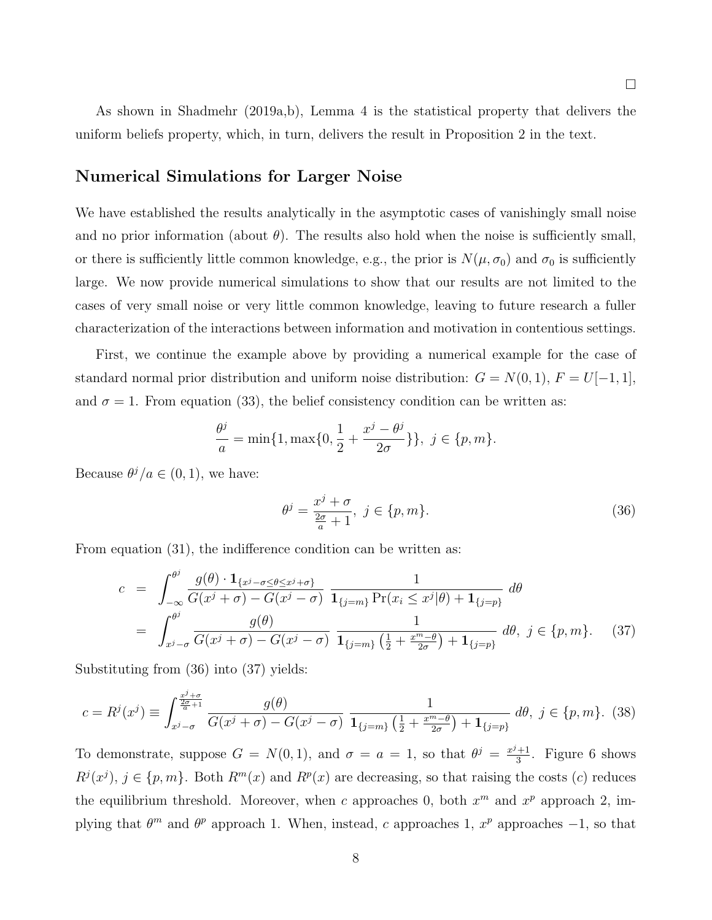□

As shown in Shadmehr (2019a,b), Lemma 4 is the statistical property that delivers the uniform beliefs property, which, in turn, delivers the result in Proposition 2 in the text.

## Numerical Simulations for Larger Noise

We have established the results analytically in the asymptotic cases of vanishingly small noise and no prior information (about $\theta$). The results also hold when the noise is sufficiently small, or there is sufficiently little common knowledge, e.g., the prior is $N(\mu, \sigma_0)$ and $\sigma_0$ is sufficiently large. We now provide numerical simulations to show that our results are not limited to the cases of very small noise or very little common knowledge, leaving to future research a fuller characterization of the interactions between information and motivation in contentious settings.

First, we continue the example above by providing a numerical example for the case of standard normal prior distribution and uniform noise distribution: $G = N(0,1)$, $F = U[-1,1]$, and $\sigma = 1$. From equation (33), the belief consistency condition can be written as:

$$\frac{\theta^j}{a} = \min\{1, \max\{0, \frac{1}{2} + \frac{x^j - \theta^j}{2\sigma}\}\},\ j \in \{p, m\}.$$

Because $\theta^j/a \in (0,1)$, we have:

$$\theta^j = \frac{x^j + \sigma}{\frac{2\sigma}{a} + 1},\ j \in \{p, m\}. \tag{36}$$

From equation (31), the indifference condition can be written as:

$$\begin{aligned} c &= \int_{-\infty}^{\theta^j} \frac{g(\theta) \cdot \mathbf{1}_{\{x^j - \sigma \leq \theta \leq x^j + \sigma\}}}{G(x^j + \sigma) - G(x^j - \sigma)} \, \frac{1}{\mathbf{1}_{\{j=m\}} \Pr(x_i \leq x^j | \theta) + \mathbf{1}_{\{j=p\}}} \, d\theta \\ &= \int_{x^j - \sigma}^{\theta^j} \frac{g(\theta)}{G(x^j + \sigma) - G(x^j - \sigma)} \, \frac{1}{\mathbf{1}_{\{j=m\}} \left(\frac{1}{2} + \frac{x^m - \theta}{2\sigma}\right) + \mathbf{1}_{\{j=p\}}} \, d\theta,\ j \in \{p, m\}. \end{aligned} \tag{37}$$

Substituting from (36) into (37) yields:

$$c = R^j(x^j) \equiv \int_{x^j - \sigma}^{\frac{x^j + \sigma}{\frac{2\sigma}{a} + 1}} \frac{g(\theta)}{G(x^j + \sigma) - G(x^j - \sigma)} \, \frac{1}{\mathbf{1}_{\{j=m\}} \left(\frac{1}{2} + \frac{x^m - \theta}{2\sigma}\right) + \mathbf{1}_{\{j=p\}}} \, d\theta,\ j \in \{p, m\}. \tag{38}$$

To demonstrate, suppose $G = N(0,1)$, and $\sigma = a = 1$, so that $\theta^j = \frac{x^j + 1}{3}$. Figure 6 shows $R^j(x^j)$, $j \in \{p, m\}$. Both $R^m(x)$ and $R^p(x)$ are decreasing, so that raising the costs ($c$) reduces the equilibrium threshold. Moreover, when $c$ approaches 0, both $x^m$ and $x^p$ approach 2, implying that $\theta^m$ and $\theta^p$ approach 1. When, instead, $c$ approaches 1, $x^p$ approaches $-1$, so that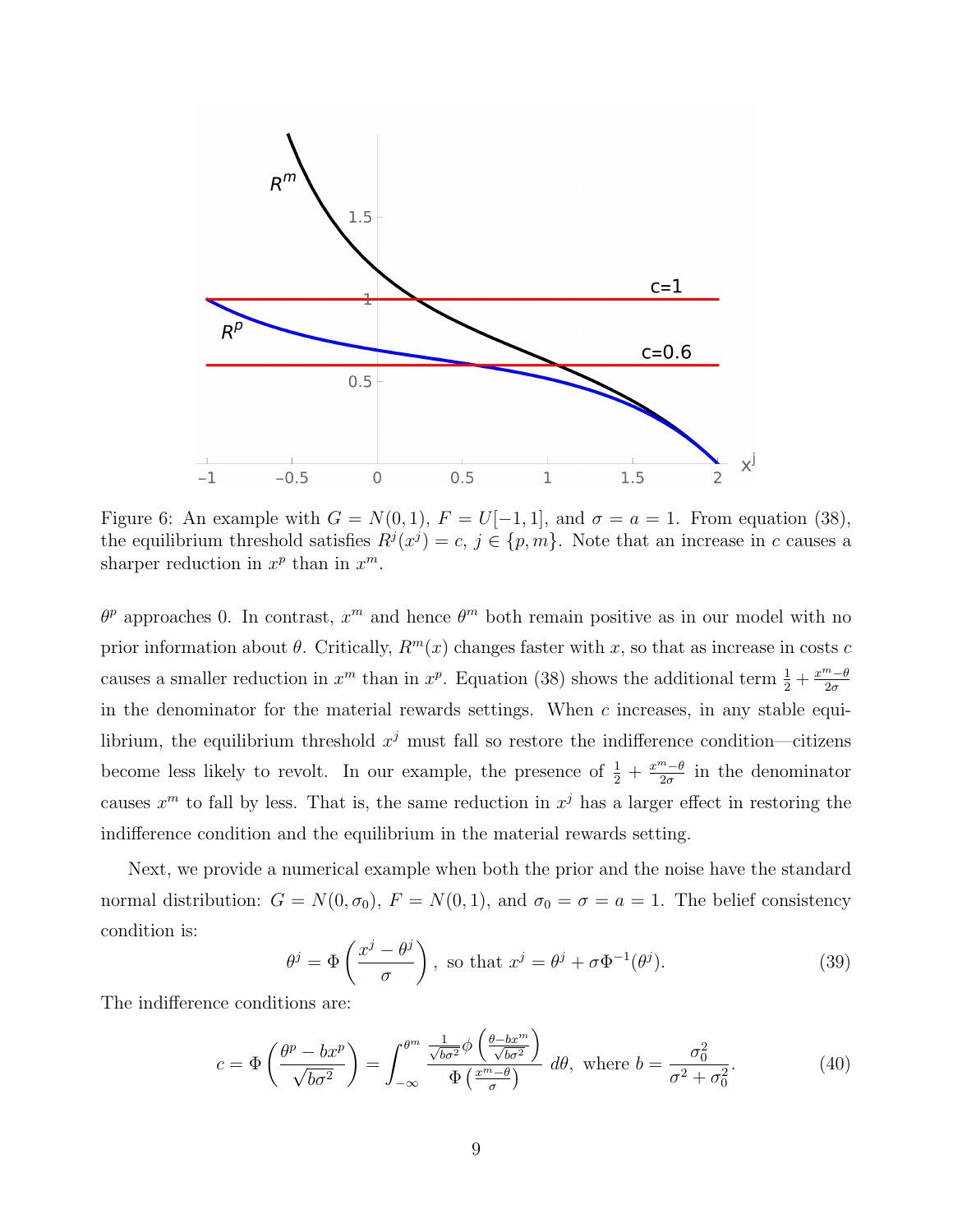Figure 6: An example with $G = N(0,1)$, $F = U[-1,1]$, and $\sigma = a = 1$. From equation (38), the equilibrium threshold satisfies $R^j(x^j) = c$, $j \in \{p, m\}$. Note that an increase in $c$ causes a sharper reduction in $x^p$ than in $x^m$.

$\theta^p$ approaches 0. In contrast, $x^m$ and hence $\theta^m$ both remain positive as in our model with no prior information about $\theta$. Critically, $R^m(x)$ changes faster with $x$, so that as increase in costs $c$ causes a smaller reduction in $x^m$ than in $x^p$. Equation (38) shows the additional term $\frac{1}{2} + \frac{x^m - \theta}{2\sigma}$ in the denominator for the material rewards settings. When $c$ increases, in any stable equilibrium, the equilibrium threshold $x^j$ must fall so restore the indifference condition—citizens become less likely to revolt. In our example, the presence of $\frac{1}{2} + \frac{x^m - \theta}{2\sigma}$ in the denominator causes $x^m$ to fall by less. That is, the same reduction in $x^j$ has a larger effect in restoring the indifference condition and the equilibrium in the material rewards setting.

Next, we provide a numerical example when both the prior and the noise have the standard normal distribution: $G = N(0, \sigma_0)$, $F = N(0,1)$, and $\sigma_0 = \sigma = a = 1$. The belief consistency condition is:

$$\theta^j = \Phi\left(\frac{x^j - \theta^j}{\sigma}\right), \text{ so that } x^j = \theta^j + \sigma \Phi^{-1}(\theta^j). \tag{39}$$

The indifference conditions are:

$$c = \Phi\left(\frac{\theta^p - bx^p}{\sqrt{b\sigma^2}}\right) = \int_{-\infty}^{\theta^m} \frac{\frac{1}{\sqrt{b\sigma^2}}\phi\left(\frac{\theta - bx^m}{\sqrt{b\sigma^2}}\right)}{\Phi\left(\frac{x^m - \theta}{\sigma}\right)}\, d\theta, \text{ where } b = \frac{\sigma_0^2}{\sigma^2 + \sigma_0^2}. \tag{40}$$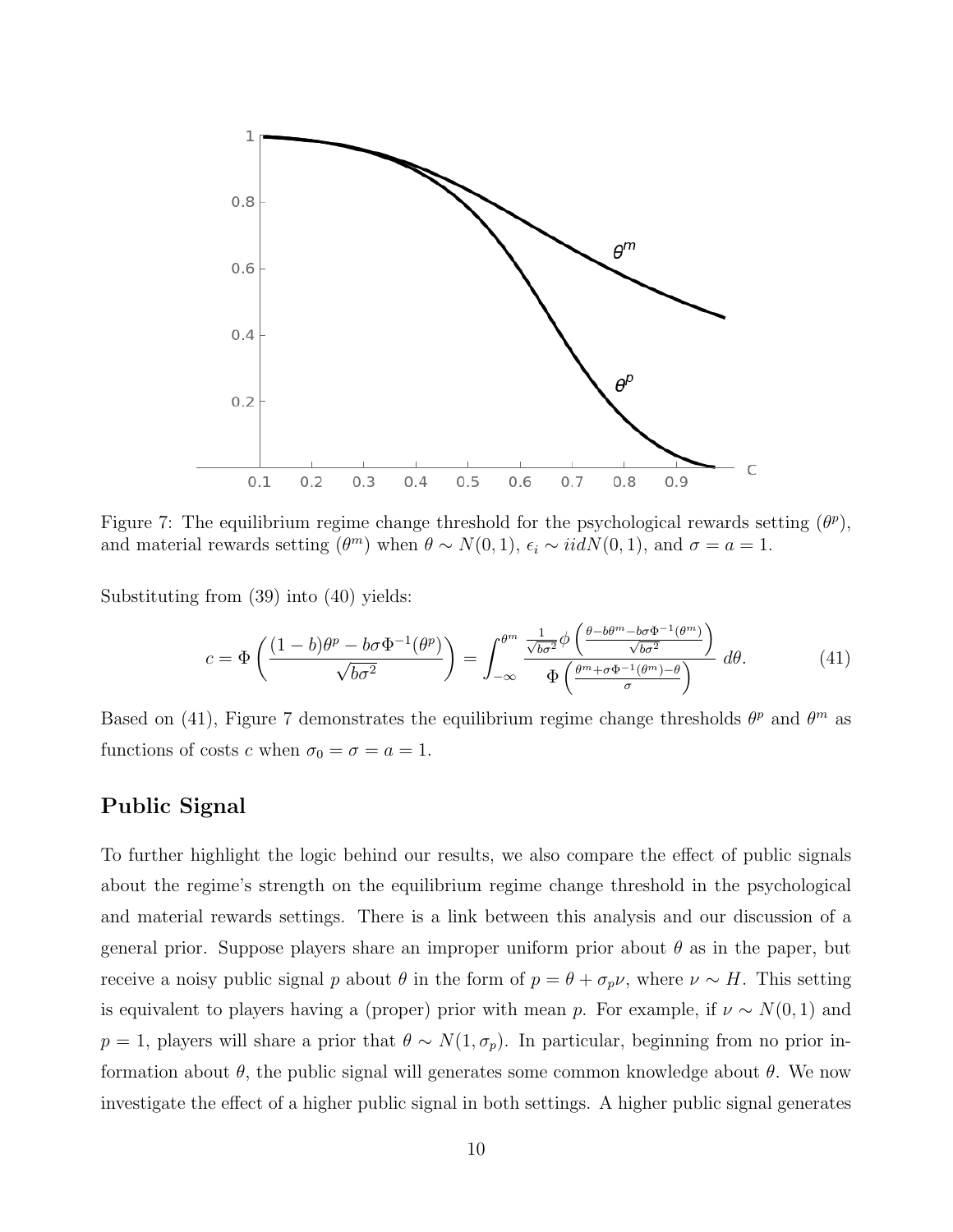Figure 7: The equilibrium regime change threshold for the psychological rewards setting ($\theta^p$), and material rewards setting ($\theta^m$) when $\theta \sim N(0,1)$, $\epsilon_i \sim iidN(0,1)$, and $\sigma = a = 1$.

Substituting from (39) into (40) yields:

$$c = \Phi\left(\frac{(1-b)\theta^p - b\sigma\Phi^{-1}(\theta^p)}{\sqrt{b\sigma^2}}\right) = \int_{-\infty}^{\theta^m} \frac{\frac{1}{\sqrt{b\sigma^2}}\phi\left(\frac{\theta - b\theta^m - b\sigma\Phi^{-1}(\theta^m)}{\sqrt{b\sigma^2}}\right)}{\Phi\left(\frac{\theta^m + \sigma\Phi^{-1}(\theta^m) - \theta}{\sigma}\right)}\, d\theta. \tag{41}$$

Based on (41), Figure 7 demonstrates the equilibrium regime change thresholds $\theta^p$ and $\theta^m$ as functions of costs $c$ when $\sigma_0 = \sigma = a = 1$.

## Public Signal

To further highlight the logic behind our results, we also compare the effect of public signals about the regime's strength on the equilibrium regime change threshold in the psychological and material rewards settings. There is a link between this analysis and our discussion of a general prior. Suppose players share an improper uniform prior about $\theta$ as in the paper, but receive a noisy public signal $p$ about $\theta$ in the form of $p = \theta + \sigma_p \nu$, where $\nu \sim H$. This setting is equivalent to players having a (proper) prior with mean $p$. For example, if $\nu \sim N(0,1)$ and $p = 1$, players will share a prior that $\theta \sim N(1, \sigma_p)$. In particular, beginning from no prior information about $\theta$, the public signal will generates some common knowledge about $\theta$. We now investigate the effect of a higher public signal in both settings. A higher public signal generates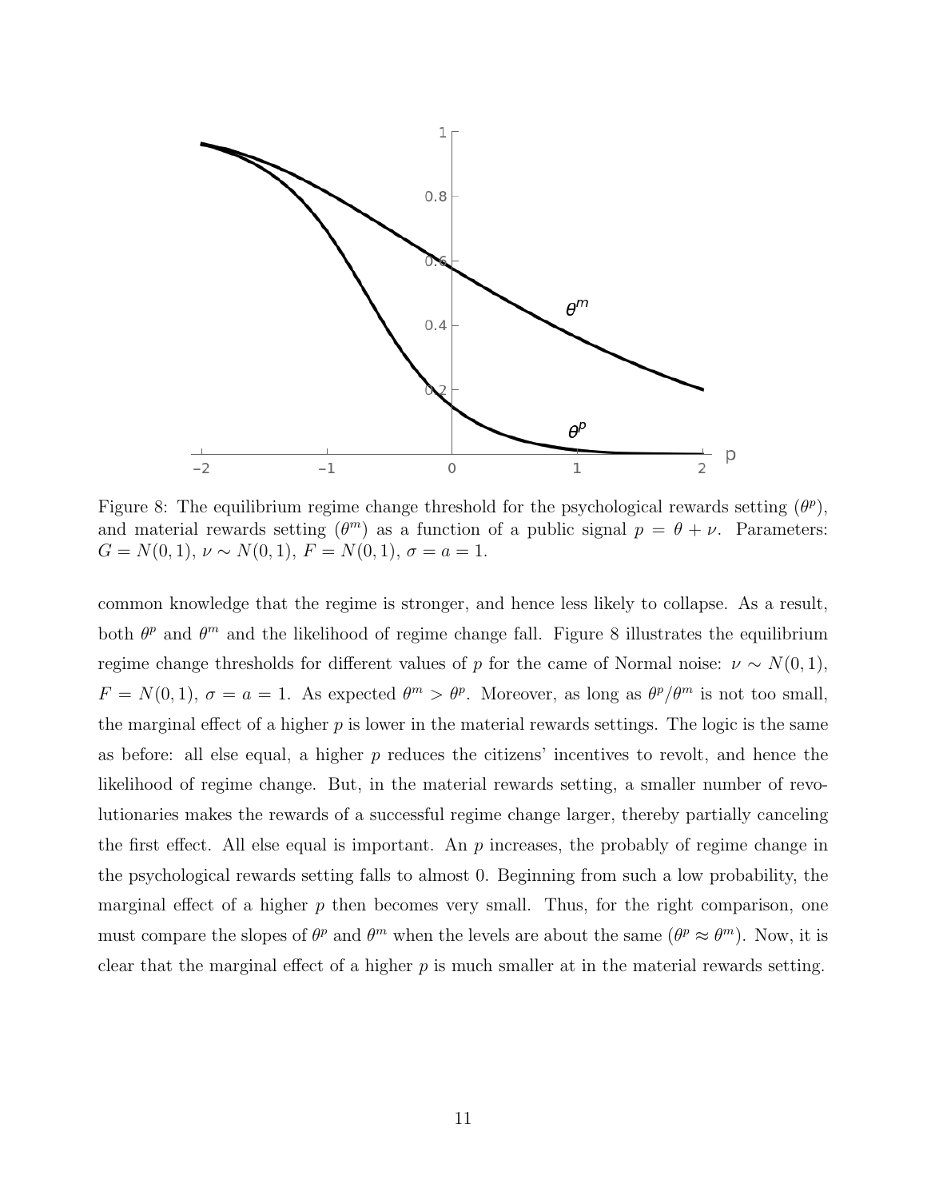Figure 8: The equilibrium regime change threshold for the psychological rewards setting ($\theta^p$), and material rewards setting ($\theta^m$) as a function of a public signal $p = \theta + \nu$. Parameters: $G = N(0, 1)$, $\nu \sim N(0, 1)$, $F = N(0, 1)$, $\sigma = a = 1$.

common knowledge that the regime is stronger, and hence less likely to collapse. As a result, both $\theta^p$ and $\theta^m$ and the likelihood of regime change fall. Figure 8 illustrates the equilibrium regime change thresholds for different values of $p$ for the came of Normal noise: $\nu \sim N(0, 1)$, $F = N(0, 1)$, $\sigma = a = 1$. As expected $\theta^m > \theta^p$. Moreover, as long as $\theta^p/\theta^m$ is not too small, the marginal effect of a higher $p$ is lower in the material rewards settings. The logic is the same as before: all else equal, a higher $p$ reduces the citizens' incentives to revolt, and hence the likelihood of regime change. But, in the material rewards setting, a smaller number of revolutionaries makes the rewards of a successful regime change larger, thereby partially canceling the first effect. All else equal is important. An $p$ increases, the probably of regime change in the psychological rewards setting falls to almost 0. Beginning from such a low probability, the marginal effect of a higher $p$ then becomes very small. Thus, for the right comparison, one must compare the slopes of $\theta^p$ and $\theta^m$ when the levels are about the same ($\theta^p \approx \theta^m$). Now, it is clear that the marginal effect of a higher $p$ is much smaller at in the material rewards setting.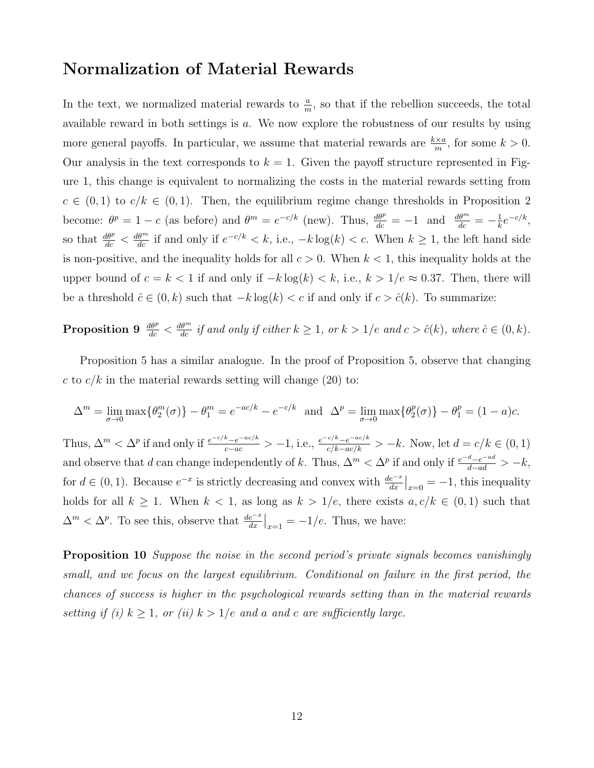## Normalization of Material Rewards

In the text, we normalized material rewards to $\frac{a}{m}$, so that if the rebellion succeeds, the total available reward in both settings is $a$. We now explore the robustness of our results by using more general payoffs. In particular, we assume that material rewards are $\frac{k \times a}{m}$, for some $k > 0$. Our analysis in the text corresponds to $k = 1$. Given the payoff structure represented in Figure 1, this change is equivalent to normalizing the costs in the material rewards setting from $c \in (0, 1)$ to $c/k \in (0, 1)$. Then, the equilibrium regime change thresholds in Proposition 2 become: $\theta^p = 1 - c$ (as before) and $\theta^m = e^{-c/k}$ (new). Thus, $\frac{d\theta^p}{dc} = -1$ and $\frac{d\theta^m}{dc} = -\frac{1}{k}e^{-c/k}$, so that $\frac{d\theta^p}{dc} < \frac{d\theta^m}{dc}$ if and only if $e^{-c/k} < k$, i.e., $-k \log(k) < c$. When $k \geq 1$, the left hand side is non-positive, and the inequality holds for all $c > 0$. When $k < 1$, this inequality holds at the upper bound of $c = k < 1$ if and only if $-k \log(k) < k$, i.e., $k > 1/e \approx 0.37$. Then, there will be a threshold $\hat{c} \in (0, k)$ such that $-k \log(k) < c$ if and only if $c > \hat{c}(k)$. To summarize:

**Proposition 9** *$\frac{d\theta^p}{dc} < \frac{d\theta^m}{dc}$ if and only if either $k \geq 1$, or $k > 1/e$ and $c > \hat{c}(k)$, where $\hat{c} \in (0, k)$.*

Proposition 5 has a similar analogue. In the proof of Proposition 5, observe that changing $c$ to $c/k$ in the material rewards setting will change (20) to:

$$\Delta^m = \lim_{\sigma \to 0} \max\{\theta_2^m(\sigma)\} - \theta_1^m = e^{-ac/k} - e^{-c/k} \quad \text{and} \quad \Delta^p = \lim_{\sigma \to 0} \max\{\theta_2^p(\sigma)\} - \theta_1^p = (1 - a)c.$$

Thus, $\Delta^m < \Delta^p$ if and only if $\frac{e^{-c/k} - e^{-ac/k}}{c - ac} > -1$, i.e., $\frac{e^{-c/k} - e^{-ac/k}}{c/k - ac/k} > -k$. Now, let $d = c/k \in (0, 1)$ and observe that $d$ can change independently of $k$. Thus, $\Delta^m < \Delta^p$ if and only if $\frac{e^{-d} - e^{-ad}}{d - ad} > -k$, for $d \in (0, 1)$. Because $e^{-x}$ is strictly decreasing and convex with $\frac{de^{-x}}{dx}\Big|_{x=0} = -1$, this inequality holds for all $k \geq 1$. When $k < 1$, as long as $k > 1/e$, there exists $a, c/k \in (0, 1)$ such that $\Delta^m < \Delta^p$. To see this, observe that $\frac{de^{-x}}{dx}\Big|_{x=1} = -1/e$. Thus, we have:

**Proposition 10** *Suppose the noise in the second period's private signals becomes vanishingly small, and we focus on the largest equilibrium. Conditional on failure in the first period, the chances of success is higher in the psychological rewards setting than in the material rewards setting if (i) $k \geq 1$, or (ii) $k > 1/e$ and $a$ and $c$ are sufficiently large.*